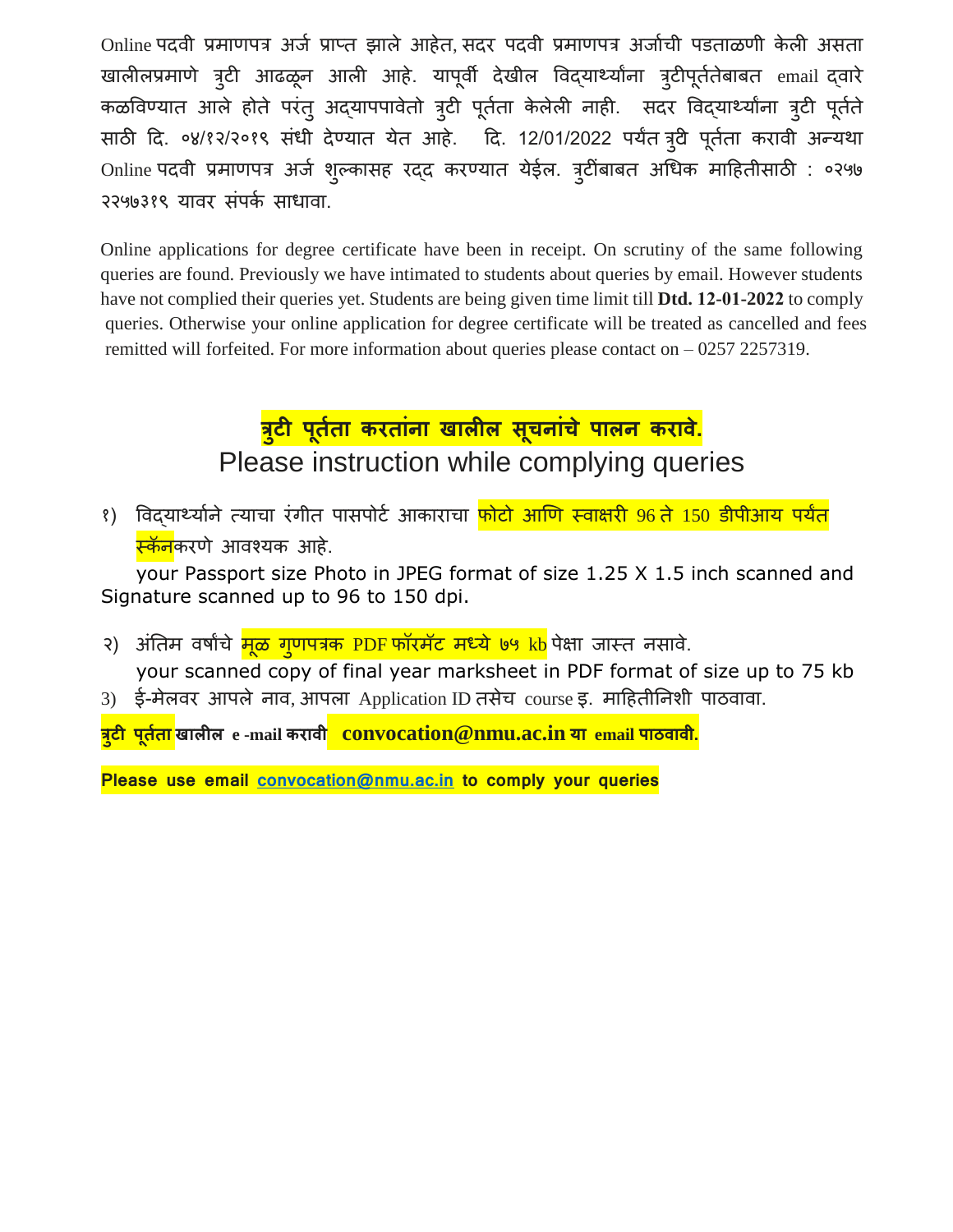Online पदवी प्रमाणपत्र अर्ज प्राप्त झाले आहेत, सदर पदवी प्रमाणपत्र अर्जाची पडताळणी केली असता खालीलप्रमाणे त्रुटी आढळून आली आहे. यापूर्वी देखील विद्यार्थ्यांना त्रुटीपूर्ततेबाबत email द्वारे कळविण्यात आले होते परंतु अद्यापपावेतो त्रुटी पूर्तता केलेली नाही. सदर विद्यार्थ्यांना त्रुटी पूर्तते साठी दि. ०४/१२/२०१९ संधी देण्यात येत आहे. दि. 12/01/2022 पर्यंत त्रुटी पूर्तता करावी अन्यथा Online पदवी प्रमाणपत्र अर्ज शुल्कासह रद्द करण्यात येईल. त्रुटींबाबत अधिक माहितीसाठी : ०२५७ २२५७३१९ यावर संपर्क साधावा.

Online applications for degree certificate have been in receipt. On scrutiny of the same following queries are found. Previously we have intimated to students about queries by email. However students have not complied their queries yet. Students are being given time limit till **Dtd. 12-01-2022** to comply queries. Otherwise your online application for degree certificate will be treated as cancelled and fees remitted will forfeited. For more information about queries please contact on – 0257 2257319.

## त्रुटी पूर्तता करतांना खालील सूचनांचे पालन करावे.

## Please instruction while complying queries

१) विद्यार्थ्याने त्याचा रंगीत पासपोर्ट आकाराचा फोटो आणि स्वाक्षरी 96 ते 150 डीपीआय पर्यंत स्कॅनकरणे आवश्यक आहे.
   your Passport size Photo in JPEG format of size 1.25 X 1.5 inch scanned and Signature scanned up to 96 to 150 dpi.

२) अंतिम वर्षाचे मूळ गुणपत्रक PDF फॉरमॅट मध्ये ७५ kb पेक्षा जास्त नसावे.
   your scanned copy of final year marksheet in PDF format of size up to 75 kb

3) ई-मेलवर आपले नाव, आपला Application ID तसेच course इ. माहितीनिशी पाठवावा.

**त्रुटी पूर्तता खालील e -mail करावी convocation@nmu.ac.in या email पाठवावी.**

**Please use email convocation@nmu.ac.in to comply your queries**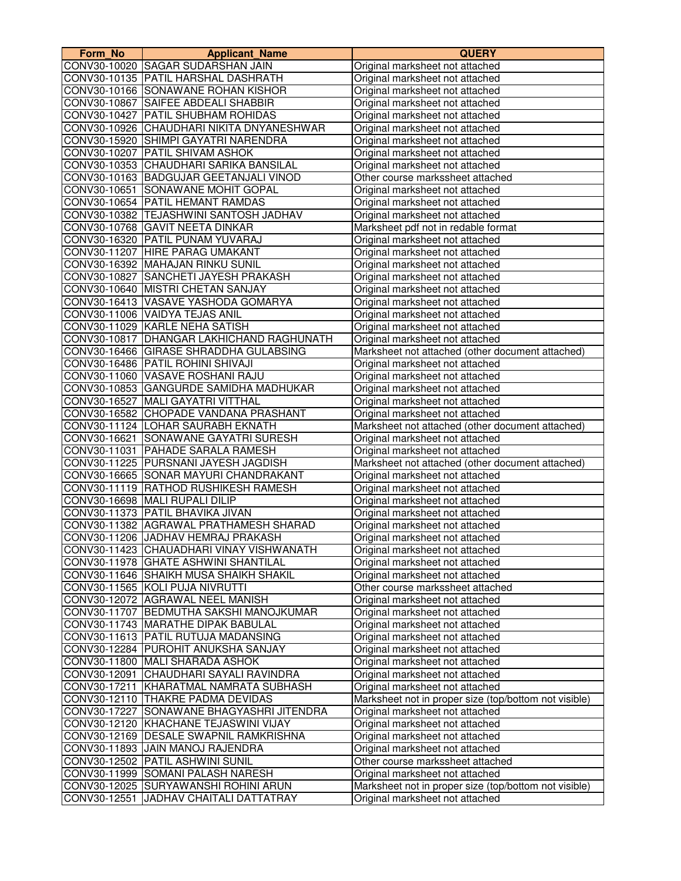| Form_No | Applicant_Name | QUERY |
|---|---|---|
| CONV30-10020 | SAGAR SUDARSHAN JAIN | Original marksheet not attached |
| CONV30-10135 | PATIL HARSHAL DASHRATH | Original marksheet not attached |
| CONV30-10166 | SONAWANE ROHAN KISHOR | Original marksheet not attached |
| CONV30-10867 | SAIFEE ABDEALI SHABBIR | Original marksheet not attached |
| CONV30-10427 | PATIL SHUBHAM ROHIDAS | Original marksheet not attached |
| CONV30-10926 | CHAUDHARI NIKITA DNYANESHWAR | Original marksheet not attached |
| CONV30-15920 | SHIMPI GAYATRI NARENDRA | Original marksheet not attached |
| CONV30-10207 | PATIL SHIVAM ASHOK | Original marksheet not attached |
| CONV30-10353 | CHAUDHARI SARIKA BANSILAL | Original marksheet not attached |
| CONV30-10163 | BADGUJAR GEETANJALI VINOD | Other course markssheet attached |
| CONV30-10651 | SONAWANE MOHIT GOPAL | Original marksheet not attached |
| CONV30-10654 | PATIL HEMANT RAMDAS | Original marksheet not attached |
| CONV30-10382 | TEJASHWINI SANTOSH JADHAV | Original marksheet not attached |
| CONV30-10768 | GAVIT NEETA DINKAR | Marksheet pdf not in redable format |
| CONV30-16320 | PATIL PUNAM YUVARAJ | Original marksheet not attached |
| CONV30-11207 | HIRE PARAG UMAKANT | Original marksheet not attached |
| CONV30-16392 | MAHAJAN RINKU SUNIL | Original marksheet not attached |
| CONV30-10827 | SANCHETI JAYESH PRAKASH | Original marksheet not attached |
| CONV30-10640 | MISTRI CHETAN SANJAY | Original marksheet not attached |
| CONV30-16413 | VASAVE YASHODA GOMARYA | Original marksheet not attached |
| CONV30-11006 | VAIDYA TEJAS ANIL | Original marksheet not attached |
| CONV30-11029 | KARLE NEHA SATISH | Original marksheet not attached |
| CONV30-10817 | DHANGAR LAKHICHAND RAGHUNATH | Original marksheet not attached |
| CONV30-16466 | GIRASE SHRADDHA GULABSING | Marksheet not attached (other document attached) |
| CONV30-16486 | PATIL ROHINI SHIVAJI | Original marksheet not attached |
| CONV30-11060 | VASAVE ROSHANI RAJU | Original marksheet not attached |
| CONV30-10853 | GANGURDE SAMIDHA MADHUKAR | Original marksheet not attached |
| CONV30-16527 | MALI GAYATRI VITTHAL | Original marksheet not attached |
| CONV30-16582 | CHOPADE VANDANA PRASHANT | Original marksheet not attached |
| CONV30-11124 | LOHAR SAURABH EKNATH | Marksheet not attached (other document attached) |
| CONV30-16621 | SONAWANE GAYATRI SURESH | Original marksheet not attached |
| CONV30-11031 | PAHADE SARALA RAMESH | Original marksheet not attached |
| CONV30-11225 | PURSNANI JAYESH JAGDISH | Marksheet not attached (other document attached) |
| CONV30-16665 | SONAR MAYURI CHANDRAKANT | Original marksheet not attached |
| CONV30-11119 | RATHOD RUSHIKESH RAMESH | Original marksheet not attached |
| CONV30-16698 | MALI RUPALI DILIP | Original marksheet not attached |
| CONV30-11373 | PATIL BHAVIKA JIVAN | Original marksheet not attached |
| CONV30-11382 | AGRAWAL PRATHAMESH SHARAD | Original marksheet not attached |
| CONV30-11206 | JADHAV HEMRAJ PRAKASH | Original marksheet not attached |
| CONV30-11423 | CHAUADHARI VINAY VISHWANATH | Original marksheet not attached |
| CONV30-11978 | GHATE ASHWINI SHANTILAL | Original marksheet not attached |
| CONV30-11646 | SHAIKH MUSA SHAIKH SHAKIL | Original marksheet not attached |
| CONV30-11565 | KOLI PUJA NIVRUTTI | Other course markssheet attached |
| CONV30-12072 | AGRAWAL NEEL MANISH | Original marksheet not attached |
| CONV30-11707 | BEDMUTHA SAKSHI MANOJKUMAR | Original marksheet not attached |
| CONV30-11743 | MARATHE DIPAK BABULAL | Original marksheet not attached |
| CONV30-11613 | PATIL RUTUJA MADANSING | Original marksheet not attached |
| CONV30-12284 | PUROHIT ANUKSHA SANJAY | Original marksheet not attached |
| CONV30-11800 | MALI SHARADA ASHOK | Original marksheet not attached |
| CONV30-12091 | CHAUDHARI SAYALI RAVINDRA | Original marksheet not attached |
| CONV30-17211 | KHARATMAL NAMRATA SUBHASH | Original marksheet not attached |
| CONV30-12110 | THAKRE PADMA DEVIDAS | Marksheet not in proper size (top/bottom not visible) |
| CONV30-17227 | SONAWANE BHAGYASHRI JITENDRA | Original marksheet not attached |
| CONV30-12120 | KHACHANE TEJASWINI VIJAY | Original marksheet not attached |
| CONV30-12169 | DESALE SWAPNIL RAMKRISHNA | Original marksheet not attached |
| CONV30-11893 | JAIN MANOJ RAJENDRA | Original marksheet not attached |
| CONV30-12502 | PATIL ASHWINI SUNIL | Other course markssheet attached |
| CONV30-11999 | SOMANI PALASH NARESH | Original marksheet not attached |
| CONV30-12025 | SURYAWANSHI ROHINI ARUN | Marksheet not in proper size (top/bottom not visible) |
| CONV30-12551 | JADHAV CHAITALI DATTATRAY | Original marksheet not attached |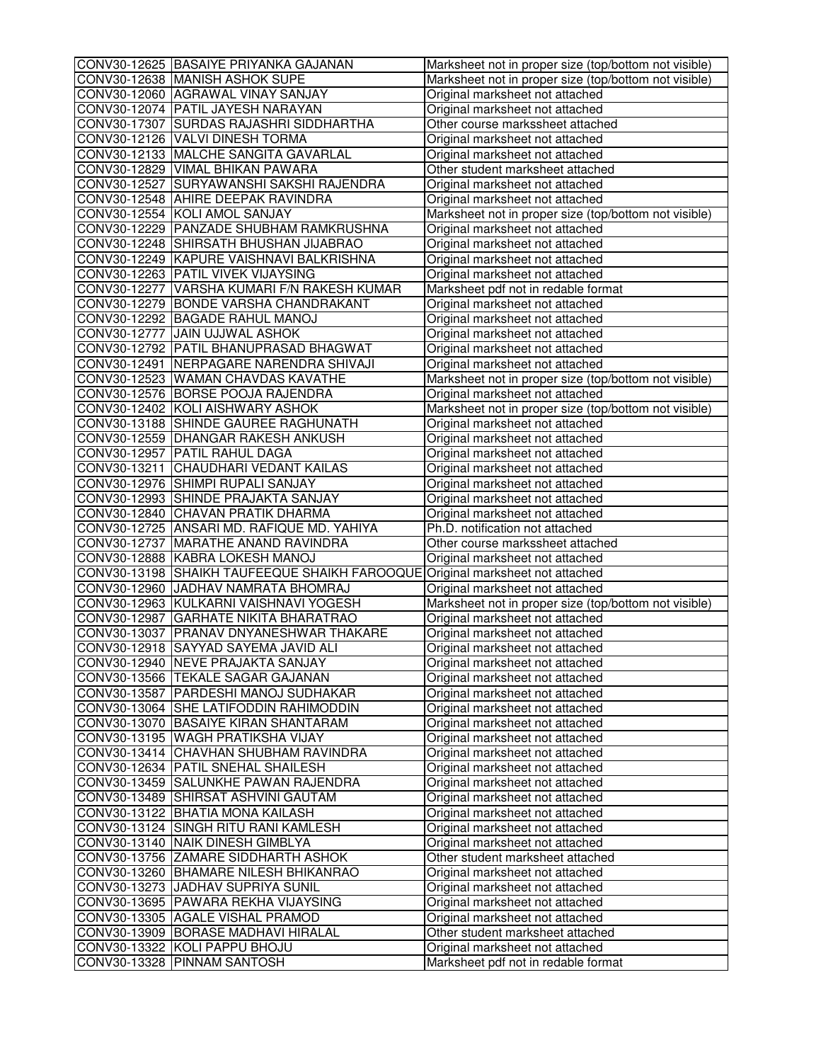| | | |
|---|---|---|
| CONV30-12625 | BASAIYE PRIYANKA GAJANAN | Marksheet not in proper size (top/bottom not visible) |
| CONV30-12638 | MANISH ASHOK SUPE | Marksheet not in proper size (top/bottom not visible) |
| CONV30-12060 | AGRAWAL VINAY SANJAY | Original marksheet not attached |
| CONV30-12074 | PATIL JAYESH NARAYAN | Original marksheet not attached |
| CONV30-17307 | SURDAS RAJASHRI SIDDHARTHA | Other course markssheet attached |
| CONV30-12126 | VALVI DINESH TORMA | Original marksheet not attached |
| CONV30-12133 | MALCHE SANGITA GAVARLAL | Original marksheet not attached |
| CONV30-12829 | VIMAL BHIKAN PAWARA | Other student marksheet attached |
| CONV30-12527 | SURYAWANSHI SAKSHI RAJENDRA | Original marksheet not attached |
| CONV30-12548 | AHIRE DEEPAK RAVINDRA | Original marksheet not attached |
| CONV30-12554 | KOLI AMOL SANJAY | Marksheet not in proper size (top/bottom not visible) |
| CONV30-12229 | PANZADE SHUBHAM RAMKRUSHNA | Original marksheet not attached |
| CONV30-12248 | SHIRSATH BHUSHAN JIJABRAO | Original marksheet not attached |
| CONV30-12249 | KAPURE VAISHNAVI BALKRISHNA | Original marksheet not attached |
| CONV30-12263 | PATIL VIVEK VIJAYSING | Original marksheet not attached |
| CONV30-12277 | VARSHA KUMARI F/N RAKESH KUMAR | Marksheet pdf not in redable format |
| CONV30-12279 | BONDE VARSHA CHANDRAKANT | Original marksheet not attached |
| CONV30-12292 | BAGADE RAHUL MANOJ | Original marksheet not attached |
| CONV30-12777 | JAIN UJJWAL ASHOK | Original marksheet not attached |
| CONV30-12792 | PATIL BHANUPRASAD BHAGWAT | Original marksheet not attached |
| CONV30-12491 | NERPAGARE NARENDRA SHIVAJI | Original marksheet not attached |
| CONV30-12523 | WAMAN CHAVDAS KAVATHE | Marksheet not in proper size (top/bottom not visible) |
| CONV30-12576 | BORSE POOJA RAJENDRA | Original marksheet not attached |
| CONV30-12402 | KOLI AISHWARY ASHOK | Marksheet not in proper size (top/bottom not visible) |
| CONV30-13188 | SHINDE GAUREE RAGHUNATH | Original marksheet not attached |
| CONV30-12559 | DHANGAR RAKESH ANKUSH | Original marksheet not attached |
| CONV30-12957 | PATIL RAHUL DAGA | Original marksheet not attached |
| CONV30-13211 | CHAUDHARI VEDANT KAILAS | Original marksheet not attached |
| CONV30-12976 | SHIMPI RUPALI SANJAY | Original marksheet not attached |
| CONV30-12993 | SHINDE PRAJAKTA SANJAY | Original marksheet not attached |
| CONV30-12840 | CHAVAN PRATIK DHARMA | Original marksheet not attached |
| CONV30-12725 | ANSARI MD. RAFIQUE MD. YAHIYA | Ph.D. notification not attached |
| CONV30-12737 | MARATHE ANAND RAVINDRA | Other course markssheet attached |
| CONV30-12888 | KABRA LOKESH MANOJ | Original marksheet not attached |
| CONV30-13198 | SHAIKH TAUFEEQUE SHAIKH FAROOQUE | Original marksheet not attached |
| CONV30-12960 | JADHAV NAMRATA BHOMRAJ | Original marksheet not attached |
| CONV30-12963 | KULKARNI VAISHNAVI YOGESH | Marksheet not in proper size (top/bottom not visible) |
| CONV30-12987 | GARHATE NIKITA BHARATRAO | Original marksheet not attached |
| CONV30-13037 | PRANAV DNYANESHWAR THAKARE | Original marksheet not attached |
| CONV30-12918 | SAYYAD SAYEMA JAVID ALI | Original marksheet not attached |
| CONV30-12940 | NEVE PRAJAKTA SANJAY | Original marksheet not attached |
| CONV30-13566 | TEKALE SAGAR GAJANAN | Original marksheet not attached |
| CONV30-13587 | PARDESHI MANOJ SUDHAKAR | Original marksheet not attached |
| CONV30-13064 | SHE LATIFODDIN RAHIMODDIN | Original marksheet not attached |
| CONV30-13070 | BASAIYE KIRAN SHANTARAM | Original marksheet not attached |
| CONV30-13195 | WAGH PRATIKSHA VIJAY | Original marksheet not attached |
| CONV30-13414 | CHAVHAN SHUBHAM RAVINDRA | Original marksheet not attached |
| CONV30-12634 | PATIL SNEHAL SHAILESH | Original marksheet not attached |
| CONV30-13459 | SALUNKHE PAWAN RAJENDRA | Original marksheet not attached |
| CONV30-13489 | SHIRSAT ASHVINI GAUTAM | Original marksheet not attached |
| CONV30-13122 | BHATIA MONA KAILASH | Original marksheet not attached |
| CONV30-13124 | SINGH RITU RANI KAMLESH | Original marksheet not attached |
| CONV30-13140 | NAIK DINESH GIMBLYA | Original marksheet not attached |
| CONV30-13756 | ZAMARE SIDDHARTH ASHOK | Other student marksheet attached |
| CONV30-13260 | BHAMARE NILESH BHIKANRAO | Original marksheet not attached |
| CONV30-13273 | JADHAV SUPRIYA SUNIL | Original marksheet not attached |
| CONV30-13695 | PAWARA REKHA VIJAYSING | Original marksheet not attached |
| CONV30-13305 | AGALE VISHAL PRAMOD | Original marksheet not attached |
| CONV30-13909 | BORASE MADHAVI HIRALAL | Other student marksheet attached |
| CONV30-13322 | KOLI PAPPU BHOJU | Original marksheet not attached |
| CONV30-13328 | PINNAM SANTOSH | Marksheet pdf not in redable format |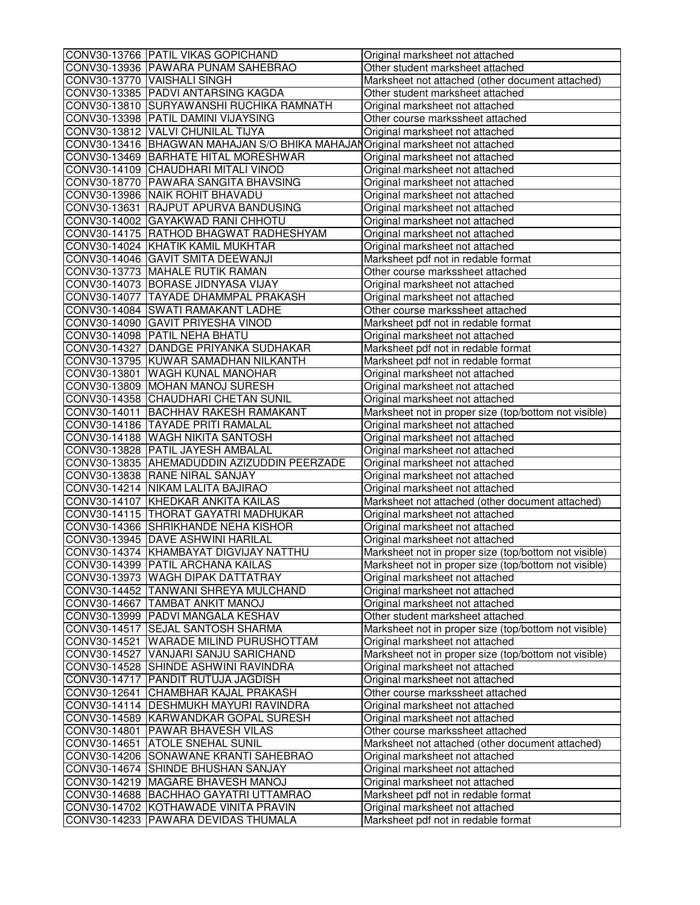| | | |
|---|---|---|
| CONV30-13766 | PATIL VIKAS GOPICHAND | Original marksheet not attached |
| CONV30-13936 | PAWARA PUNAM SAHEBRAO | Other student marksheet attached |
| CONV30-13770 | VAISHALI SINGH | Marksheet not attached (other document attached) |
| CONV30-13385 | PADVI ANTARSING KAGDA | Other student marksheet attached |
| CONV30-13810 | SURYAWANSHI RUCHIKA RAMNATH | Original marksheet not attached |
| CONV30-13398 | PATIL DAMINI VIJAYSING | Other course markssheet attached |
| CONV30-13812 | VALVI CHUNILAL TIJYA | Original marksheet not attached |
| CONV30-13416 | BHAGWAN MAHAJAN S/O BHIKA MAHAJAN | Original marksheet not attached |
| CONV30-13469 | BARHATE HITAL MORESHWAR | Original marksheet not attached |
| CONV30-14109 | CHAUDHARI MITALI VINOD | Original marksheet not attached |
| CONV30-18770 | PAWARA SANGITA BHAVSING | Original marksheet not attached |
| CONV30-13986 | NAIK ROHIT BHAVADU | Original marksheet not attached |
| CONV30-13631 | RAJPUT APURVA BANDUSING | Original marksheet not attached |
| CONV30-14002 | GAYAKWAD RANI CHHOTU | Original marksheet not attached |
| CONV30-14175 | RATHOD BHAGWAT RADHESHYAM | Original marksheet not attached |
| CONV30-14024 | KHATIK KAMIL MUKHTAR | Original marksheet not attached |
| CONV30-14046 | GAVIT SMITA DEEWANJI | Marksheet pdf not in redable format |
| CONV30-13773 | MAHALE RUTIK RAMAN | Other course markssheet attached |
| CONV30-14073 | BORASE JIDNYASA VIJAY | Original marksheet not attached |
| CONV30-14077 | TAYADE DHAMMPAL PRAKASH | Original marksheet not attached |
| CONV30-14084 | SWATI RAMAKANT LADHE | Other course markssheet attached |
| CONV30-14090 | GAVIT PRIYESHA VINOD | Marksheet pdf not in redable format |
| CONV30-14098 | PATIL NEHA BHATU | Original marksheet not attached |
| CONV30-14327 | DANDGE PRIYANKA SUDHAKAR | Marksheet pdf not in redable format |
| CONV30-13795 | KUWAR SAMADHAN NILKANTH | Marksheet pdf not in redable format |
| CONV30-13801 | WAGH KUNAL MANOHAR | Original marksheet not attached |
| CONV30-13809 | MOHAN MANOJ SURESH | Original marksheet not attached |
| CONV30-14358 | CHAUDHARI CHETAN SUNIL | Original marksheet not attached |
| CONV30-14011 | BACHHAV RAKESH RAMAKANT | Marksheet not in proper size (top/bottom not visible) |
| CONV30-14186 | TAYADE PRITI RAMALAL | Original marksheet not attached |
| CONV30-14188 | WAGH NIKITA SANTOSH | Original marksheet not attached |
| CONV30-13828 | PATIL JAYESH AMBALAL | Original marksheet not attached |
| CONV30-13835 | AHEMADUDDIN AZIZUDDIN PEERZADE | Original marksheet not attached |
| CONV30-13838 | RANE NIRAL SANJAY | Original marksheet not attached |
| CONV30-14214 | NIKAM LALITA BAJIRAO | Original marksheet not attached |
| CONV30-14107 | KHEDKAR ANKITA KAILAS | Marksheet not attached (other document attached) |
| CONV30-14115 | THORAT GAYATRI MADHUKAR | Original marksheet not attached |
| CONV30-14366 | SHRIKHANDE NEHA KISHOR | Original marksheet not attached |
| CONV30-13945 | DAVE ASHWINI HARILAL | Original marksheet not attached |
| CONV30-14374 | KHAMBAYAT DIGVIJAY NATTHU | Marksheet not in proper size (top/bottom not visible) |
| CONV30-14399 | PATIL ARCHANA KAILAS | Marksheet not in proper size (top/bottom not visible) |
| CONV30-13973 | WAGH DIPAK DATTATRAY | Original marksheet not attached |
| CONV30-14452 | TANWANI SHREYA MULCHAND | Original marksheet not attached |
| CONV30-14667 | TAMBAT ANKIT MANOJ | Original marksheet not attached |
| CONV30-13999 | PADVI MANGALA KESHAV | Other student marksheet attached |
| CONV30-14517 | SEJAL SANTOSH SHARMA | Marksheet not in proper size (top/bottom not visible) |
| CONV30-14521 | WARADE MILIND PURUSHOTTAM | Original marksheet not attached |
| CONV30-14527 | VANJARI SANJU SARICHAND | Marksheet not in proper size (top/bottom not visible) |
| CONV30-14528 | SHINDE ASHWINI RAVINDRA | Original marksheet not attached |
| CONV30-14717 | PANDIT RUTUJA JAGDISH | Original marksheet not attached |
| CONV30-12641 | CHAMBHAR KAJAL PRAKASH | Other course markssheet attached |
| CONV30-14114 | DESHMUKH MAYURI RAVINDRA | Original marksheet not attached |
| CONV30-14589 | KARWANDKAR GOPAL SURESH | Original marksheet not attached |
| CONV30-14801 | PAWAR BHAVESH VILAS | Other course markssheet attached |
| CONV30-14651 | ATOLE SNEHAL SUNIL | Marksheet not attached (other document attached) |
| CONV30-14206 | SONAWANE KRANTI SAHEBRAO | Original marksheet not attached |
| CONV30-14674 | SHINDE BHUSHAN SANJAY | Original marksheet not attached |
| CONV30-14219 | MAGARE BHAVESH MANOJ | Original marksheet not attached |
| CONV30-14688 | BACHHAO GAYATRI UTTAMRAO | Marksheet pdf not in redable format |
| CONV30-14702 | KOTHAWADE VINITA PRAVIN | Original marksheet not attached |
| CONV30-14233 | PAWARA DEVIDAS THUMALA | Marksheet pdf not in redable format |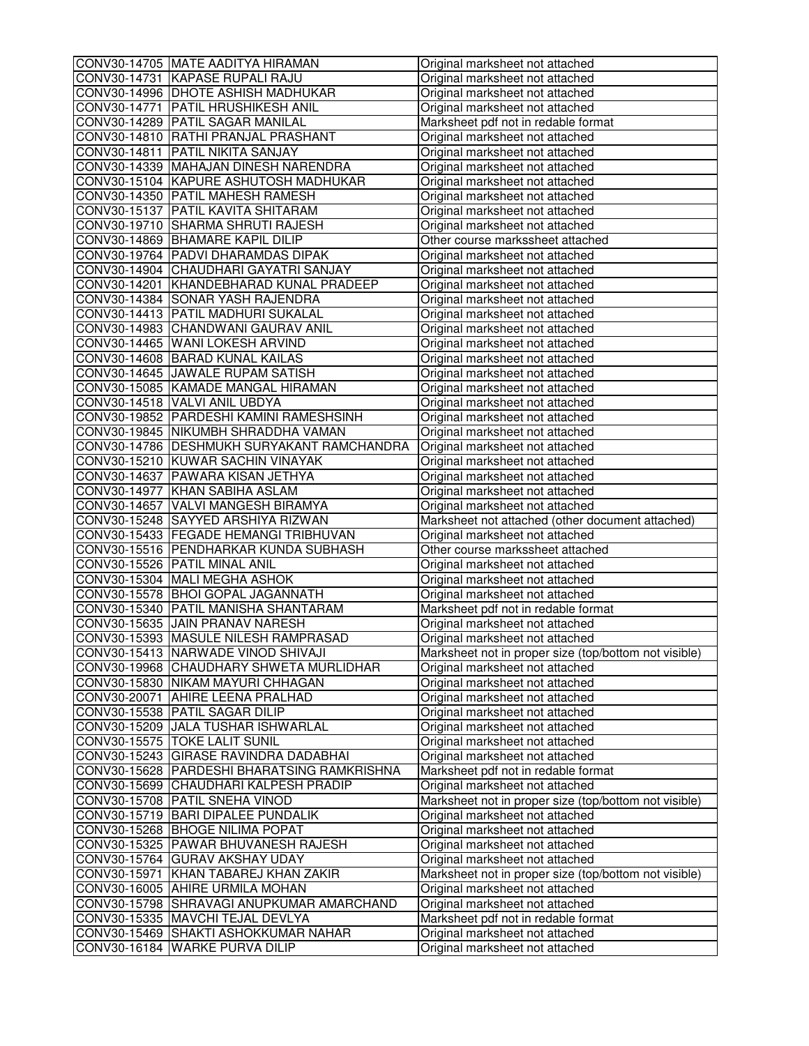| | | |
|---|---|---|
| CONV30-14705 | MATE AADITYA HIRAMAN | Original marksheet not attached |
| CONV30-14731 | KAPASE RUPALI RAJU | Original marksheet not attached |
| CONV30-14996 | DHOTE ASHISH MADHUKAR | Original marksheet not attached |
| CONV30-14771 | PATIL HRUSHIKESH ANIL | Original marksheet not attached |
| CONV30-14289 | PATIL SAGAR MANILAL | Marksheet pdf not in redable format |
| CONV30-14810 | RATHI PRANJAL PRASHANT | Original marksheet not attached |
| CONV30-14811 | PATIL NIKITA SANJAY | Original marksheet not attached |
| CONV30-14339 | MAHAJAN DINESH NARENDRA | Original marksheet not attached |
| CONV30-15104 | KAPURE ASHUTOSH MADHUKAR | Original marksheet not attached |
| CONV30-14350 | PATIL MAHESH RAMESH | Original marksheet not attached |
| CONV30-15137 | PATIL KAVITA SHITARAM | Original marksheet not attached |
| CONV30-19710 | SHARMA SHRUTI RAJESH | Original marksheet not attached |
| CONV30-14869 | BHAMARE KAPIL DILIP | Other course markssheet attached |
| CONV30-19764 | PADVI DHARAMDAS DIPAK | Original marksheet not attached |
| CONV30-14904 | CHAUDHARI GAYATRI SANJAY | Original marksheet not attached |
| CONV30-14201 | KHANDEBHARAD KUNAL PRADEEP | Original marksheet not attached |
| CONV30-14384 | SONAR YASH RAJENDRA | Original marksheet not attached |
| CONV30-14413 | PATIL MADHURI SUKALAL | Original marksheet not attached |
| CONV30-14983 | CHANDWANI GAURAV ANIL | Original marksheet not attached |
| CONV30-14465 | WANI LOKESH ARVIND | Original marksheet not attached |
| CONV30-14608 | BARAD KUNAL KAILAS | Original marksheet not attached |
| CONV30-14645 | JAWALE RUPAM SATISH | Original marksheet not attached |
| CONV30-15085 | KAMADE MANGAL HIRAMAN | Original marksheet not attached |
| CONV30-14518 | VALVI ANIL UBDYA | Original marksheet not attached |
| CONV30-19852 | PARDESHI KAMINI RAMESHSINH | Original marksheet not attached |
| CONV30-19845 | NIKUMBH SHRADDHA VAMAN | Original marksheet not attached |
| CONV30-14786 | DESHMUKH SURYAKANT RAMCHANDRA | Original marksheet not attached |
| CONV30-15210 | KUWAR SACHIN VINAYAK | Original marksheet not attached |
| CONV30-14637 | PAWARA KISAN JETHYA | Original marksheet not attached |
| CONV30-14977 | KHAN SABIHA ASLAM | Original marksheet not attached |
| CONV30-14657 | VALVI MANGESH BIRAMYA | Original marksheet not attached |
| CONV30-15248 | SAYYED ARSHIYA RIZWAN | Marksheet not attached (other document attached) |
| CONV30-15433 | FEGADE HEMANGI TRIBHUVAN | Original marksheet not attached |
| CONV30-15516 | PENDHARKAR KUNDA SUBHASH | Other course markssheet attached |
| CONV30-15526 | PATIL MINAL ANIL | Original marksheet not attached |
| CONV30-15304 | MALI MEGHA ASHOK | Original marksheet not attached |
| CONV30-15578 | BHOI GOPAL JAGANNATH | Original marksheet not attached |
| CONV30-15340 | PATIL MANISHA SHANTARAM | Marksheet pdf not in redable format |
| CONV30-15635 | JAIN PRANAV NARESH | Original marksheet not attached |
| CONV30-15393 | MASULE NILESH RAMPRASAD | Original marksheet not attached |
| CONV30-15413 | NARWADE VINOD SHIVAJI | Marksheet not in proper size (top/bottom not visible) |
| CONV30-19968 | CHAUDHARY SHWETA MURLIDHAR | Original marksheet not attached |
| CONV30-15830 | NIKAM MAYURI CHHAGAN | Original marksheet not attached |
| CONV30-20071 | AHIRE LEENA PRALHAD | Original marksheet not attached |
| CONV30-15538 | PATIL SAGAR DILIP | Original marksheet not attached |
| CONV30-15209 | JALA TUSHAR ISHWARLAL | Original marksheet not attached |
| CONV30-15575 | TOKE LALIT SUNIL | Original marksheet not attached |
| CONV30-15243 | GIRASE RAVINDRA DADABHAI | Original marksheet not attached |
| CONV30-15628 | PARDESHI BHARATSING RAMKRISHNA | Marksheet pdf not in redable format |
| CONV30-15699 | CHAUDHARI KALPESH PRADIP | Original marksheet not attached |
| CONV30-15708 | PATIL SNEHA VINOD | Marksheet not in proper size (top/bottom not visible) |
| CONV30-15719 | BARI DIPALEE PUNDALIK | Original marksheet not attached |
| CONV30-15268 | BHOGE NILIMA POPAT | Original marksheet not attached |
| CONV30-15325 | PAWAR BHUVANESH RAJESH | Original marksheet not attached |
| CONV30-15764 | GURAV AKSHAY UDAY | Original marksheet not attached |
| CONV30-15971 | KHAN TABAREJ KHAN ZAKIR | Marksheet not in proper size (top/bottom not visible) |
| CONV30-16005 | AHIRE URMILA MOHAN | Original marksheet not attached |
| CONV30-15798 | SHRAVAGI ANUPKUMAR AMARCHAND | Original marksheet not attached |
| CONV30-15335 | MAVCHI TEJAL DEVLYA | Marksheet pdf not in redable format |
| CONV30-15469 | SHAKTI ASHOKKUMAR NAHAR | Original marksheet not attached |
| CONV30-16184 | WARKE PURVA DILIP | Original marksheet not attached |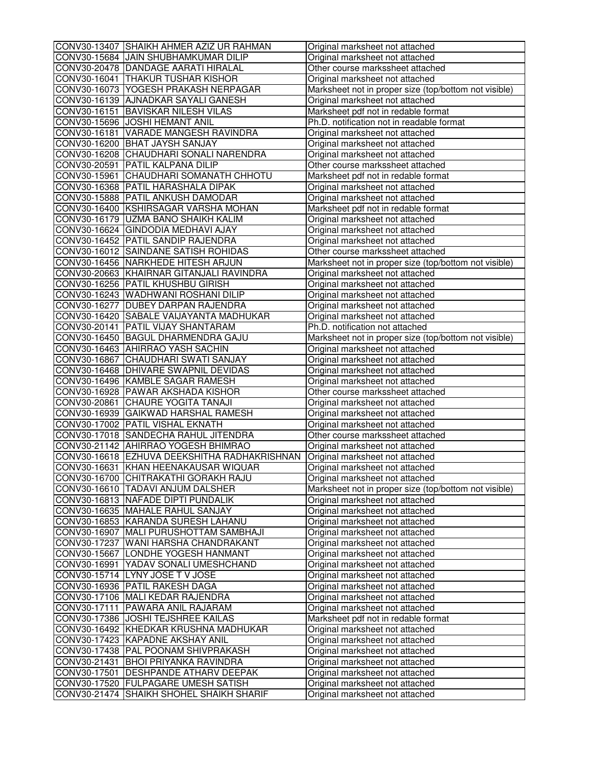| | | |
|---|---|---|
| CONV30-13407 | SHAIKH AHMER AZIZ UR RAHMAN | Original marksheet not attached |
| CONV30-15684 | JAIN SHUBHAMKUMAR DILIP | Original marksheet not attached |
| CONV30-20478 | DANDAGE AARATI HIRALAL | Other course markssheet attached |
| CONV30-16041 | THAKUR TUSHAR KISHOR | Original marksheet not attached |
| CONV30-16073 | YOGESH PRAKASH NERPAGAR | Marksheet not in proper size (top/bottom not visible) |
| CONV30-16139 | AJNADKAR SAYALI GANESH | Original marksheet not attached |
| CONV30-16151 | BAVISKAR NILESH VILAS | Marksheet pdf not in redable format |
| CONV30-15696 | JOSHI HEMANT ANIL | Ph.D. notification not in readable format |
| CONV30-16181 | VARADE MANGESH RAVINDRA | Original marksheet not attached |
| CONV30-16200 | BHAT JAYSH SANJAY | Original marksheet not attached |
| CONV30-16208 | CHAUDHARI SONALI NARENDRA | Original marksheet not attached |
| CONV30-20591 | PATIL KALPANA DILIP | Other course markssheet attached |
| CONV30-15961 | CHAUDHARI SOMANATH CHHOTU | Marksheet pdf not in redable format |
| CONV30-16368 | PATIL HARASHALA DIPAK | Original marksheet not attached |
| CONV30-15888 | PATIL ANKUSH DAMODAR | Original marksheet not attached |
| CONV30-16400 | KSHIRSAGAR VARSHA MOHAN | Marksheet pdf not in redable format |
| CONV30-16179 | UZMA BANO SHAIKH KALIM | Original marksheet not attached |
| CONV30-16624 | GINDODIA MEDHAVI AJAY | Original marksheet not attached |
| CONV30-16452 | PATIL SANDIP RAJENDRA | Original marksheet not attached |
| CONV30-16012 | SAINDANE SATISH ROHIDAS | Other course markssheet attached |
| CONV30-16456 | NARKHEDE HITESH ARJUN | Marksheet not in proper size (top/bottom not visible) |
| CONV30-20663 | KHAIRNAR GITANJALI RAVINDRA | Original marksheet not attached |
| CONV30-16256 | PATIL KHUSHBU GIRISH | Original marksheet not attached |
| CONV30-16243 | WADHWANI ROSHANI DILIP | Original marksheet not attached |
| CONV30-16277 | DUBEY DARPAN RAJENDRA | Original marksheet not attached |
| CONV30-16420 | SABALE VAIJAYANTA MADHUKAR | Original marksheet not attached |
| CONV30-20141 | PATIL VIJAY SHANTARAM | Ph.D. notification not attached |
| CONV30-16450 | BAGUL DHARMENDRA GAJU | Marksheet not in proper size (top/bottom not visible) |
| CONV30-16463 | AHIRRAO YASH SACHIN | Original marksheet not attached |
| CONV30-16867 | CHAUDHARI SWATI SANJAY | Original marksheet not attached |
| CONV30-16468 | DHIVARE SWAPNIL DEVIDAS | Original marksheet not attached |
| CONV30-16496 | KAMBLE SAGAR RAMESH | Original marksheet not attached |
| CONV30-16928 | PAWAR AKSHADA KISHOR | Other course markssheet attached |
| CONV30-20861 | CHAURE YOGITA TANAJI | Original marksheet not attached |
| CONV30-16939 | GAIKWAD HARSHAL RAMESH | Original marksheet not attached |
| CONV30-17002 | PATIL VISHAL EKNATH | Original marksheet not attached |
| CONV30-17018 | SANDECHA RAHUL JITENDRA | Other course markssheet attached |
| CONV30-21142 | AHIRRAO YOGESH BHIMRAO | Original marksheet not attached |
| CONV30-16618 | EZHUVA DEEKSHITHA RADHAKRISHNAN | Original marksheet not attached |
| CONV30-16631 | KHAN HEENAKAUSAR WIQUAR | Original marksheet not attached |
| CONV30-16700 | CHITRAKATHI GORAKH RAJU | Original marksheet not attached |
| CONV30-16610 | TADAVI ANJUM DALSHER | Marksheet not in proper size (top/bottom not visible) |
| CONV30-16813 | NAFADE DIPTI PUNDALIK | Original marksheet not attached |
| CONV30-16635 | MAHALE RAHUL SANJAY | Original marksheet not attached |
| CONV30-16853 | KARANDA SURESH LAHANU | Original marksheet not attached |
| CONV30-16907 | MALI PURUSHOTTAM SAMBHAJI | Original marksheet not attached |
| CONV30-17237 | WANI HARSHA CHANDRAKANT | Original marksheet not attached |
| CONV30-15667 | LONDHE YOGESH HANMANT | Original marksheet not attached |
| CONV30-16991 | YADAV SONALI UMESHCHAND | Original marksheet not attached |
| CONV30-15714 | LYNY JOSE T V JOSE | Original marksheet not attached |
| CONV30-16936 | PATIL RAKESH DAGA | Original marksheet not attached |
| CONV30-17106 | MALI KEDAR RAJENDRA | Original marksheet not attached |
| CONV30-17111 | PAWARA ANIL RAJARAM | Original marksheet not attached |
| CONV30-17386 | JOSHI TEJSHREE KAILAS | Marksheet pdf not in redable format |
| CONV30-16492 | KHEDKAR KRUSHNA MADHUKAR | Original marksheet not attached |
| CONV30-17423 | KAPADNE AKSHAY ANIL | Original marksheet not attached |
| CONV30-17438 | PAL POONAM SHIVPRAKASH | Original marksheet not attached |
| CONV30-21431 | BHOI PRIYANKA RAVINDRA | Original marksheet not attached |
| CONV30-17501 | DESHPANDE ATHARV DEEPAK | Original marksheet not attached |
| CONV30-17520 | FULPAGARE UMESH SATISH | Original marksheet not attached |
| CONV30-21474 | SHAIKH SHOHEL SHAIKH SHARIF | Original marksheet not attached |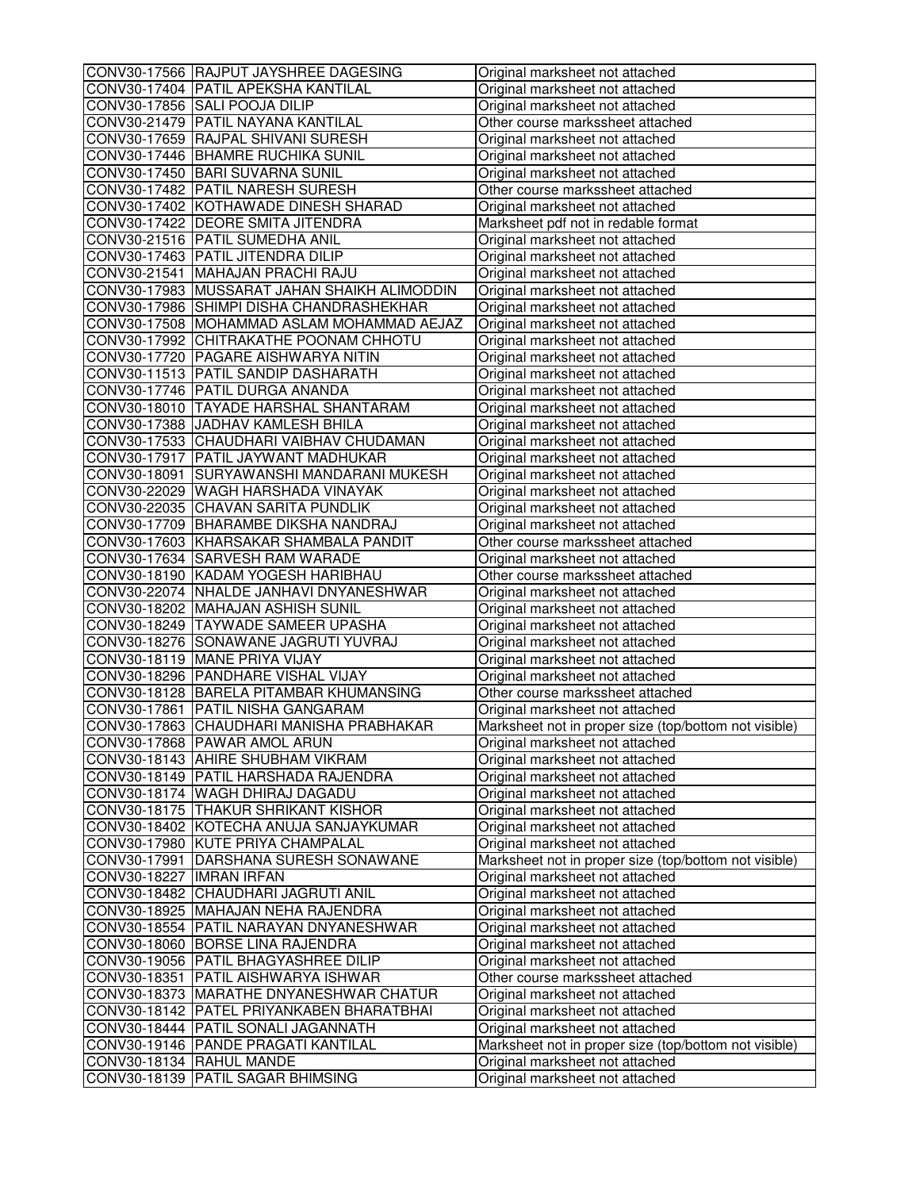| | | |
|---|---|---|
| CONV30-17566 | RAJPUT JAYSHREE DAGESING | Original marksheet not attached |
| CONV30-17404 | PATIL APEKSHA KANTILAL | Original marksheet not attached |
| CONV30-17856 | SALI POOJA DILIP | Original marksheet not attached |
| CONV30-21479 | PATIL NAYANA KANTILAL | Other course markssheet attached |
| CONV30-17659 | RAJPAL SHIVANI SURESH | Original marksheet not attached |
| CONV30-17446 | BHAMRE RUCHIKA SUNIL | Original marksheet not attached |
| CONV30-17450 | BARI SUVARNA SUNIL | Original marksheet not attached |
| CONV30-17482 | PATIL NARESH SURESH | Other course markssheet attached |
| CONV30-17402 | KOTHAWADE DINESH SHARAD | Original marksheet not attached |
| CONV30-17422 | DEORE SMITA JITENDRA | Marksheet pdf not in redable format |
| CONV30-21516 | PATIL SUMEDHA ANIL | Original marksheet not attached |
| CONV30-17463 | PATIL JITENDRA DILIP | Original marksheet not attached |
| CONV30-21541 | MAHAJAN PRACHI RAJU | Original marksheet not attached |
| CONV30-17983 | MUSSARAT JAHAN SHAIKH ALIMODDIN | Original marksheet not attached |
| CONV30-17986 | SHIMPI DISHA CHANDRASHEKHAR | Original marksheet not attached |
| CONV30-17508 | MOHAMMAD ASLAM MOHAMMAD AEJAZ | Original marksheet not attached |
| CONV30-17992 | CHITRAKATHE POONAM CHHOTU | Original marksheet not attached |
| CONV30-17720 | PAGARE AISHWARYA NITIN | Original marksheet not attached |
| CONV30-11513 | PATIL SANDIP DASHARATH | Original marksheet not attached |
| CONV30-17746 | PATIL DURGA ANANDA | Original marksheet not attached |
| CONV30-18010 | TAYADE HARSHAL SHANTARAM | Original marksheet not attached |
| CONV30-17388 | JADHAV KAMLESH BHILA | Original marksheet not attached |
| CONV30-17533 | CHAUDHARI VAIBHAV CHUDAMAN | Original marksheet not attached |
| CONV30-17917 | PATIL JAYWANT MADHUKAR | Original marksheet not attached |
| CONV30-18091 | SURYAWANSHI MANDARANI MUKESH | Original marksheet not attached |
| CONV30-22029 | WAGH HARSHADA VINAYAK | Original marksheet not attached |
| CONV30-22035 | CHAVAN SARITA PUNDLIK | Original marksheet not attached |
| CONV30-17709 | BHARAMBE DIKSHA NANDRAJ | Original marksheet not attached |
| CONV30-17603 | KHARSAKAR SHAMBALA PANDIT | Other course markssheet attached |
| CONV30-17634 | SARVESH RAM WARADE | Original marksheet not attached |
| CONV30-18190 | KADAM YOGESH HARIBHAU | Other course markssheet attached |
| CONV30-22074 | NHALDE JANHAVI DNYANESHWAR | Original marksheet not attached |
| CONV30-18202 | MAHAJAN ASHISH SUNIL | Original marksheet not attached |
| CONV30-18249 | TAYWADE SAMEER UPASHA | Original marksheet not attached |
| CONV30-18276 | SONAWANE JAGRUTI YUVRAJ | Original marksheet not attached |
| CONV30-18119 | MANE PRIYA VIJAY | Original marksheet not attached |
| CONV30-18296 | PANDHARE VISHAL VIJAY | Original marksheet not attached |
| CONV30-18128 | BARELA PITAMBAR KHUMANSING | Other course markssheet attached |
| CONV30-17861 | PATIL NISHA GANGARAM | Original marksheet not attached |
| CONV30-17863 | CHAUDHARI MANISHA PRABHAKAR | Marksheet not in proper size (top/bottom not visible) |
| CONV30-17868 | PAWAR AMOL ARUN | Original marksheet not attached |
| CONV30-18143 | AHIRE SHUBHAM VIKRAM | Original marksheet not attached |
| CONV30-18149 | PATIL HARSHADA RAJENDRA | Original marksheet not attached |
| CONV30-18174 | WAGH DHIRAJ DAGADU | Original marksheet not attached |
| CONV30-18175 | THAKUR SHRIKANT KISHOR | Original marksheet not attached |
| CONV30-18402 | KOTECHA ANUJA SANJAYKUMAR | Original marksheet not attached |
| CONV30-17980 | KUTE PRIYA CHAMPALAL | Original marksheet not attached |
| CONV30-17991 | DARSHANA SURESH SONAWANE | Marksheet not in proper size (top/bottom not visible) |
| CONV30-18227 | IMRAN IRFAN | Original marksheet not attached |
| CONV30-18482 | CHAUDHARI JAGRUTI ANIL | Original marksheet not attached |
| CONV30-18925 | MAHAJAN NEHA RAJENDRA | Original marksheet not attached |
| CONV30-18554 | PATIL NARAYAN DNYANESHWAR | Original marksheet not attached |
| CONV30-18060 | BORSE LINA RAJENDRA | Original marksheet not attached |
| CONV30-19056 | PATIL BHAGYASHREE DILIP | Original marksheet not attached |
| CONV30-18351 | PATIL AISHWARYA ISHWAR | Other course markssheet attached |
| CONV30-18373 | MARATHE DNYANESHWAR CHATUR | Original marksheet not attached |
| CONV30-18142 | PATEL PRIYANKABEN BHARATBHAI | Original marksheet not attached |
| CONV30-18444 | PATIL SONALI JAGANNATH | Original marksheet not attached |
| CONV30-19146 | PANDE PRAGATI KANTILAL | Marksheet not in proper size (top/bottom not visible) |
| CONV30-18134 | RAHUL MANDE | Original marksheet not attached |
| CONV30-18139 | PATIL SAGAR BHIMSING | Original marksheet not attached |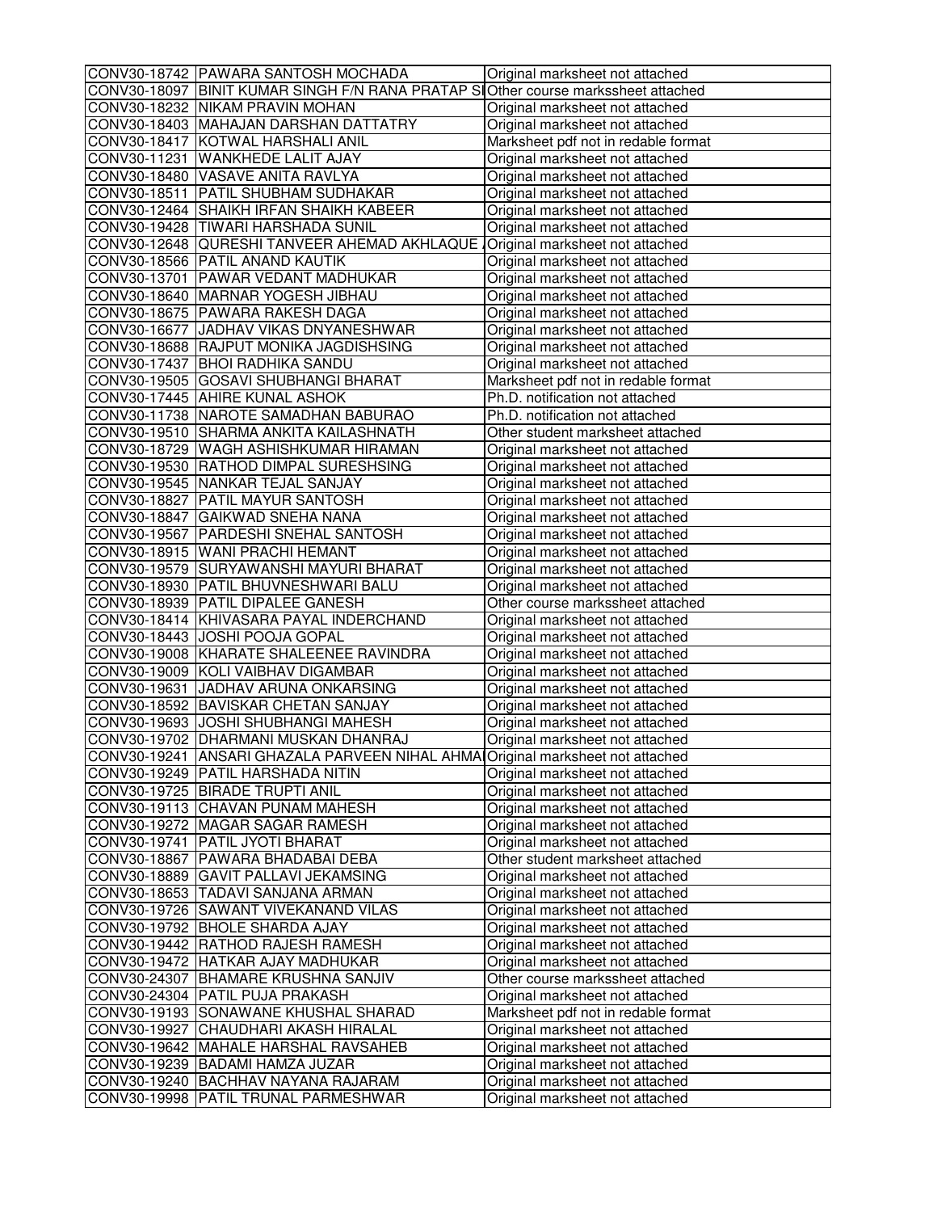| | | |
|---|---|---|
| CONV30-18742 | PAWARA SANTOSH MOCHADA | Original marksheet not attached |
| CONV30-18097 | BINIT KUMAR SINGH F/N RANA PRATAP SI | Other course markssheet attached |
| CONV30-18232 | NIKAM PRAVIN MOHAN | Original marksheet not attached |
| CONV30-18403 | MAHAJAN DARSHAN DATTATRY | Original marksheet not attached |
| CONV30-18417 | KOTWAL HARSHALI ANIL | Marksheet pdf not in redable format |
| CONV30-11231 | WANKHEDE LALIT AJAY | Original marksheet not attached |
| CONV30-18480 | VASAVE ANITA RAVLYA | Original marksheet not attached |
| CONV30-18511 | PATIL SHUBHAM SUDHAKAR | Original marksheet not attached |
| CONV30-12464 | SHAIKH IRFAN SHAIKH KABEER | Original marksheet not attached |
| CONV30-19428 | TIWARI HARSHADA SUNIL | Original marksheet not attached |
| CONV30-12648 | QURESHI TANVEER AHEMAD AKHLAQUE A | Original marksheet not attached |
| CONV30-18566 | PATIL ANAND KAUTIK | Original marksheet not attached |
| CONV30-13701 | PAWAR VEDANT MADHUKAR | Original marksheet not attached |
| CONV30-18640 | MARNAR YOGESH JIBHAU | Original marksheet not attached |
| CONV30-18675 | PAWARA RAKESH DAGA | Original marksheet not attached |
| CONV30-16677 | JADHAV VIKAS DNYANESHWAR | Original marksheet not attached |
| CONV30-18688 | RAJPUT MONIKA JAGDISHSING | Original marksheet not attached |
| CONV30-17437 | BHOI RADHIKA SANDU | Original marksheet not attached |
| CONV30-19505 | GOSAVI SHUBHANGI BHARAT | Marksheet pdf not in redable format |
| CONV30-17445 | AHIRE KUNAL ASHOK | Ph.D. notification not attached |
| CONV30-11738 | NAROTE SAMADHAN BABURAO | Ph.D. notification not attached |
| CONV30-19510 | SHARMA ANKITA KAILASHNATH | Other student marksheet attached |
| CONV30-18729 | WAGH ASHISHKUMAR HIRAMAN | Original marksheet not attached |
| CONV30-19530 | RATHOD DIMPAL SURESHSING | Original marksheet not attached |
| CONV30-19545 | NANKAR TEJAL SANJAY | Original marksheet not attached |
| CONV30-18827 | PATIL MAYUR SANTOSH | Original marksheet not attached |
| CONV30-18847 | GAIKWAD SNEHA NANA | Original marksheet not attached |
| CONV30-19567 | PARDESHI SNEHAL SANTOSH | Original marksheet not attached |
| CONV30-18915 | WANI PRACHI HEMANT | Original marksheet not attached |
| CONV30-19579 | SURYAWANSHI MAYURI BHARAT | Original marksheet not attached |
| CONV30-18930 | PATIL BHUVNESHWARI BALU | Original marksheet not attached |
| CONV30-18939 | PATIL DIPALEE GANESH | Other course markssheet attached |
| CONV30-18414 | KHIVASARA PAYAL INDERCHAND | Original marksheet not attached |
| CONV30-18443 | JOSHI POOJA GOPAL | Original marksheet not attached |
| CONV30-19008 | KHARATE SHALEENEE RAVINDRA | Original marksheet not attached |
| CONV30-19009 | KOLI VAIBHAV DIGAMBAR | Original marksheet not attached |
| CONV30-19631 | JADHAV ARUNA ONKARSING | Original marksheet not attached |
| CONV30-18592 | BAVISKAR CHETAN SANJAY | Original marksheet not attached |
| CONV30-19693 | JOSHI SHUBHANGI MAHESH | Original marksheet not attached |
| CONV30-19702 | DHARMANI MUSKAN DHANRAJ | Original marksheet not attached |
| CONV30-19241 | ANSARI GHAZALA PARVEEN NIHAL AHMA | Original marksheet not attached |
| CONV30-19249 | PATIL HARSHADA NITIN | Original marksheet not attached |
| CONV30-19725 | BIRADE TRUPTI ANIL | Original marksheet not attached |
| CONV30-19113 | CHAVAN PUNAM MAHESH | Original marksheet not attached |
| CONV30-19272 | MAGAR SAGAR RAMESH | Original marksheet not attached |
| CONV30-19741 | PATIL JYOTI BHARAT | Original marksheet not attached |
| CONV30-18867 | PAWARA BHADABAI DEBA | Other student marksheet attached |
| CONV30-18889 | GAVIT PALLAVI JEKAMSING | Original marksheet not attached |
| CONV30-18653 | TADAVI SANJANA ARMAN | Original marksheet not attached |
| CONV30-19726 | SAWANT VIVEKANAND VILAS | Original marksheet not attached |
| CONV30-19792 | BHOLE SHARDA AJAY | Original marksheet not attached |
| CONV30-19442 | RATHOD RAJESH RAMESH | Original marksheet not attached |
| CONV30-19472 | HATKAR AJAY MADHUKAR | Original marksheet not attached |
| CONV30-24307 | BHAMARE KRUSHNA SANJIV | Other course markssheet attached |
| CONV30-24304 | PATIL PUJA PRAKASH | Original marksheet not attached |
| CONV30-19193 | SONAWANE KHUSHAL SHARAD | Marksheet pdf not in redable format |
| CONV30-19927 | CHAUDHARI AKASH HIRALAL | Original marksheet not attached |
| CONV30-19642 | MAHALE HARSHAL RAVSAHEB | Original marksheet not attached |
| CONV30-19239 | BADAMI HAMZA JUZAR | Original marksheet not attached |
| CONV30-19240 | BACHHAV NAYANA RAJARAM | Original marksheet not attached |
| CONV30-19998 | PATIL TRUNAL PARMESHWAR | Original marksheet not attached |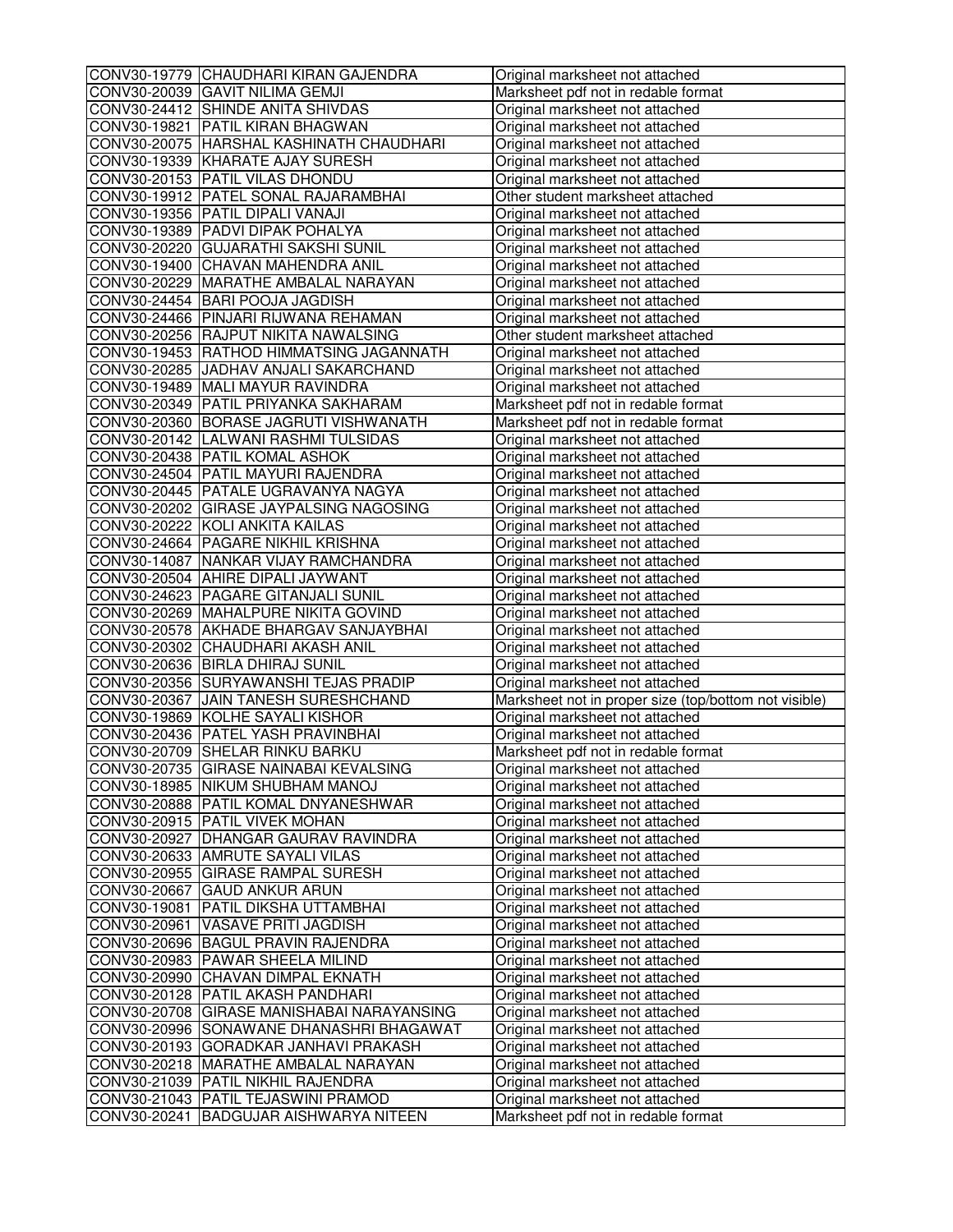| | | |
|---|---|---|
| CONV30-19779 | CHAUDHARI KIRAN GAJENDRA | Original marksheet not attached |
| CONV30-20039 | GAVIT NILIMA GEMJI | Marksheet pdf not in redable format |
| CONV30-24412 | SHINDE ANITA SHIVDAS | Original marksheet not attached |
| CONV30-19821 | PATIL KIRAN BHAGWAN | Original marksheet not attached |
| CONV30-20075 | HARSHAL KASHINATH CHAUDHARI | Original marksheet not attached |
| CONV30-19339 | KHARATE AJAY SURESH | Original marksheet not attached |
| CONV30-20153 | PATIL VILAS DHONDU | Original marksheet not attached |
| CONV30-19912 | PATEL SONAL RAJARAMBHAI | Other student marksheet attached |
| CONV30-19356 | PATIL DIPALI VANAJI | Original marksheet not attached |
| CONV30-19389 | PADVI DIPAK POHALYA | Original marksheet not attached |
| CONV30-20220 | GUJARATHI SAKSHI SUNIL | Original marksheet not attached |
| CONV30-19400 | CHAVAN MAHENDRA ANIL | Original marksheet not attached |
| CONV30-20229 | MARATHE AMBALAL NARAYAN | Original marksheet not attached |
| CONV30-24454 | BARI POOJA JAGDISH | Original marksheet not attached |
| CONV30-24466 | PINJARI RIJWANA REHAMAN | Original marksheet not attached |
| CONV30-20256 | RAJPUT NIKITA NAWALSING | Other student marksheet attached |
| CONV30-19453 | RATHOD HIMMATSING JAGANNATH | Original marksheet not attached |
| CONV30-20285 | JADHAV ANJALI SAKARCHAND | Original marksheet not attached |
| CONV30-19489 | MALI MAYUR RAVINDRA | Original marksheet not attached |
| CONV30-20349 | PATIL PRIYANKA SAKHARAM | Marksheet pdf not in redable format |
| CONV30-20360 | BORASE JAGRUTI VISHWANATH | Marksheet pdf not in redable format |
| CONV30-20142 | LALWANI RASHMI TULSIDAS | Original marksheet not attached |
| CONV30-20438 | PATIL KOMAL ASHOK | Original marksheet not attached |
| CONV30-24504 | PATIL MAYURI RAJENDRA | Original marksheet not attached |
| CONV30-20445 | PATALE UGRAVANYA NAGYA | Original marksheet not attached |
| CONV30-20202 | GIRASE JAYPALSING NAGOSING | Original marksheet not attached |
| CONV30-20222 | KOLI ANKITA KAILAS | Original marksheet not attached |
| CONV30-24664 | PAGARE NIKHIL KRISHNA | Original marksheet not attached |
| CONV30-14087 | NANKAR VIJAY RAMCHANDRA | Original marksheet not attached |
| CONV30-20504 | AHIRE DIPALI JAYWANT | Original marksheet not attached |
| CONV30-24623 | PAGARE GITANJALI SUNIL | Original marksheet not attached |
| CONV30-20269 | MAHALPURE NIKITA GOVIND | Original marksheet not attached |
| CONV30-20578 | AKHADE BHARGAV SANJAYBHAI | Original marksheet not attached |
| CONV30-20302 | CHAUDHARI AKASH ANIL | Original marksheet not attached |
| CONV30-20636 | BIRLA DHIRAJ SUNIL | Original marksheet not attached |
| CONV30-20356 | SURYAWANSHI TEJAS PRADIP | Original marksheet not attached |
| CONV30-20367 | JAIN TANESH SURESHCHAND | Marksheet not in proper size (top/bottom not visible) |
| CONV30-19869 | KOLHE SAYALI KISHOR | Original marksheet not attached |
| CONV30-20436 | PATEL YASH PRAVINBHAI | Original marksheet not attached |
| CONV30-20709 | SHELAR RINKU BARKU | Marksheet pdf not in redable format |
| CONV30-20735 | GIRASE NAINABAI KEVALSING | Original marksheet not attached |
| CONV30-18985 | NIKUM SHUBHAM MANOJ | Original marksheet not attached |
| CONV30-20888 | PATIL KOMAL DNYANESHWAR | Original marksheet not attached |
| CONV30-20915 | PATIL VIVEK MOHAN | Original marksheet not attached |
| CONV30-20927 | DHANGAR GAURAV RAVINDRA | Original marksheet not attached |
| CONV30-20633 | AMRUTE SAYALI VILAS | Original marksheet not attached |
| CONV30-20955 | GIRASE RAMPAL SURESH | Original marksheet not attached |
| CONV30-20667 | GAUD ANKUR ARUN | Original marksheet not attached |
| CONV30-19081 | PATIL DIKSHA UTTAMBHAI | Original marksheet not attached |
| CONV30-20961 | VASAVE PRITI JAGDISH | Original marksheet not attached |
| CONV30-20696 | BAGUL PRAVIN RAJENDRA | Original marksheet not attached |
| CONV30-20983 | PAWAR SHEELA MILIND | Original marksheet not attached |
| CONV30-20990 | CHAVAN DIMPAL EKNATH | Original marksheet not attached |
| CONV30-20128 | PATIL AKASH PANDHARI | Original marksheet not attached |
| CONV30-20708 | GIRASE MANISHABAI NARAYANSING | Original marksheet not attached |
| CONV30-20996 | SONAWANE DHANASHRI BHAGAWAT | Original marksheet not attached |
| CONV30-20193 | GORADKAR JANHAVI PRAKASH | Original marksheet not attached |
| CONV30-20218 | MARATHE AMBALAL NARAYAN | Original marksheet not attached |
| CONV30-21039 | PATIL NIKHIL RAJENDRA | Original marksheet not attached |
| CONV30-21043 | PATIL TEJASWINI PRAMOD | Original marksheet not attached |
| CONV30-20241 | BADGUJAR AISHWARYA NITEEN | Marksheet pdf not in redable format |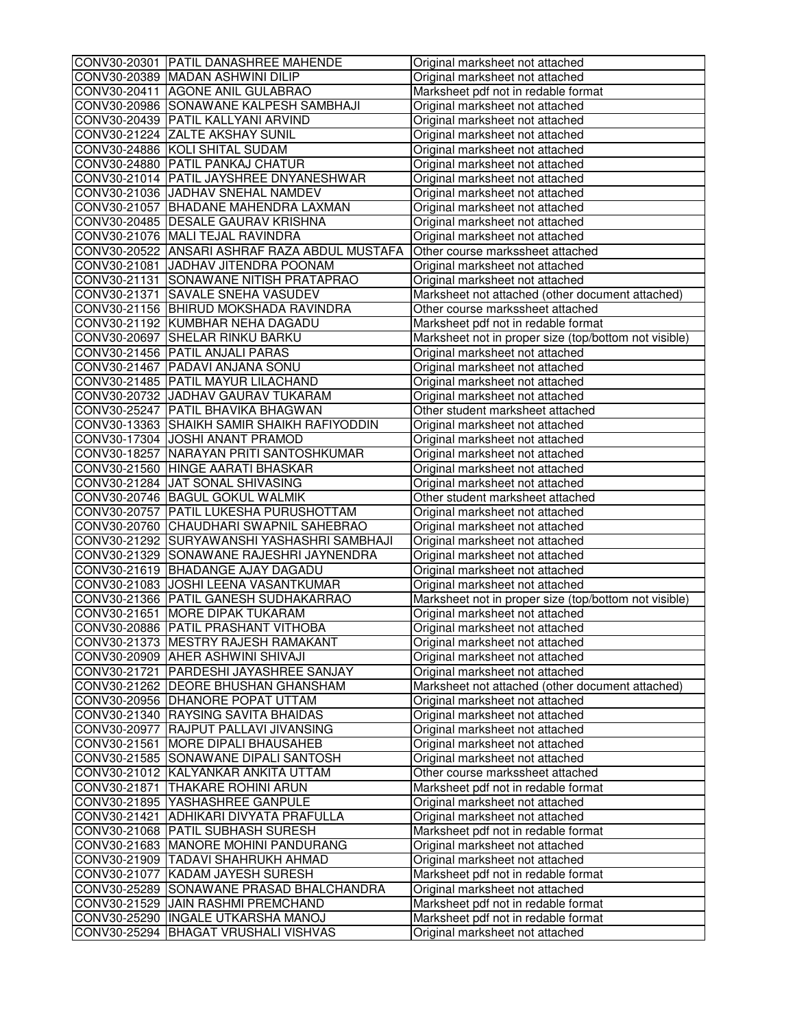| | | |
|---|---|---|
| CONV30-20301 | PATIL DANASHREE MAHENDE | Original marksheet not attached |
| CONV30-20389 | MADAN ASHWINI DILIP | Original marksheet not attached |
| CONV30-20411 | AGONE ANIL GULABRAO | Marksheet pdf not in redable format |
| CONV30-20986 | SONAWANE KALPESH SAMBHAJI | Original marksheet not attached |
| CONV30-20439 | PATIL KALLYANI ARVIND | Original marksheet not attached |
| CONV30-21224 | ZALTE AKSHAY SUNIL | Original marksheet not attached |
| CONV30-24886 | KOLI SHITAL SUDAM | Original marksheet not attached |
| CONV30-24880 | PATIL PANKAJ CHATUR | Original marksheet not attached |
| CONV30-21014 | PATIL JAYSHREE DNYANESHWAR | Original marksheet not attached |
| CONV30-21036 | JADHAV SNEHAL NAMDEV | Original marksheet not attached |
| CONV30-21057 | BHADANE MAHENDRA LAXMAN | Original marksheet not attached |
| CONV30-20485 | DESALE GAURAV KRISHNA | Original marksheet not attached |
| CONV30-21076 | MALI TEJAL RAVINDRA | Original marksheet not attached |
| CONV30-20522 | ANSARI ASHRAF RAZA ABDUL MUSTAFA | Other course markssheet attached |
| CONV30-21081 | JADHAV JITENDRA POONAM | Original marksheet not attached |
| CONV30-21131 | SONAWANE NITISH PRATAPRAO | Original marksheet not attached |
| CONV30-21371 | SAVALE SNEHA VASUDEV | Marksheet not attached (other document attached) |
| CONV30-21156 | BHIRUD MOKSHADA RAVINDRA | Other course markssheet attached |
| CONV30-21192 | KUMBHAR NEHA DAGADU | Marksheet pdf not in redable format |
| CONV30-20697 | SHELAR RINKU BARKU | Marksheet not in proper size (top/bottom not visible) |
| CONV30-21456 | PATIL ANJALI PARAS | Original marksheet not attached |
| CONV30-21467 | PADAVI ANJANA SONU | Original marksheet not attached |
| CONV30-21485 | PATIL MAYUR LILACHAND | Original marksheet not attached |
| CONV30-20732 | JADHAV GAURAV TUKARAM | Original marksheet not attached |
| CONV30-25247 | PATIL BHAVIKA BHAGWAN | Other student marksheet attached |
| CONV30-13363 | SHAIKH SAMIR SHAIKH RAFIYODDIN | Original marksheet not attached |
| CONV30-17304 | JOSHI ANANT PRAMOD | Original marksheet not attached |
| CONV30-18257 | NARAYAN PRITI SANTOSHKUMAR | Original marksheet not attached |
| CONV30-21560 | HINGE AARATI BHASKAR | Original marksheet not attached |
| CONV30-21284 | JAT SONAL SHIVASING | Original marksheet not attached |
| CONV30-20746 | BAGUL GOKUL WALMIK | Other student marksheet attached |
| CONV30-20757 | PATIL LUKESHA PURUSHOTTAM | Original marksheet not attached |
| CONV30-20760 | CHAUDHARI SWAPNIL SAHEBRAO | Original marksheet not attached |
| CONV30-21292 | SURYAWANSHI YASHASHRI SAMBHAJI | Original marksheet not attached |
| CONV30-21329 | SONAWANE RAJESHRI JAYNENDRA | Original marksheet not attached |
| CONV30-21619 | BHADANGE AJAY DAGADU | Original marksheet not attached |
| CONV30-21083 | JOSHI LEENA VASANTKUMAR | Original marksheet not attached |
| CONV30-21366 | PATIL GANESH SUDHAKARRAO | Marksheet not in proper size (top/bottom not visible) |
| CONV30-21651 | MORE DIPAK TUKARAM | Original marksheet not attached |
| CONV30-20886 | PATIL PRASHANT VITHOBA | Original marksheet not attached |
| CONV30-21373 | MESTRY RAJESH RAMAKANT | Original marksheet not attached |
| CONV30-20909 | AHER ASHWINI SHIVAJI | Original marksheet not attached |
| CONV30-21721 | PARDESHI JAYASHREE SANJAY | Original marksheet not attached |
| CONV30-21262 | DEORE BHUSHAN GHANSHAM | Marksheet not attached (other document attached) |
| CONV30-20956 | DHANORE POPAT UTTAM | Original marksheet not attached |
| CONV30-21340 | RAYSING SAVITA BHAIDAS | Original marksheet not attached |
| CONV30-20977 | RAJPUT PALLAVI JIVANSING | Original marksheet not attached |
| CONV30-21561 | MORE DIPALI BHAUSAHEB | Original marksheet not attached |
| CONV30-21585 | SONAWANE DIPALI SANTOSH | Original marksheet not attached |
| CONV30-21012 | KALYANKAR ANKITA UTTAM | Other course markssheet attached |
| CONV30-21871 | THAKARE ROHINI ARUN | Marksheet pdf not in redable format |
| CONV30-21895 | YASHASHREE GANPULE | Original marksheet not attached |
| CONV30-21421 | ADHIKARI DIVYATA PRAFULLA | Original marksheet not attached |
| CONV30-21068 | PATIL SUBHASH SURESH | Marksheet pdf not in redable format |
| CONV30-21683 | MANORE MOHINI PANDURANG | Original marksheet not attached |
| CONV30-21909 | TADAVI SHAHRUKH AHMAD | Original marksheet not attached |
| CONV30-21077 | KADAM JAYESH SURESH | Marksheet pdf not in redable format |
| CONV30-25289 | SONAWANE PRASAD BHALCHANDRA | Original marksheet not attached |
| CONV30-21529 | JAIN RASHMI PREMCHAND | Marksheet pdf not in redable format |
| CONV30-25290 | INGALE UTKARSHA MANOJ | Marksheet pdf not in redable format |
| CONV30-25294 | BHAGAT VRUSHALI VISHVAS | Original marksheet not attached |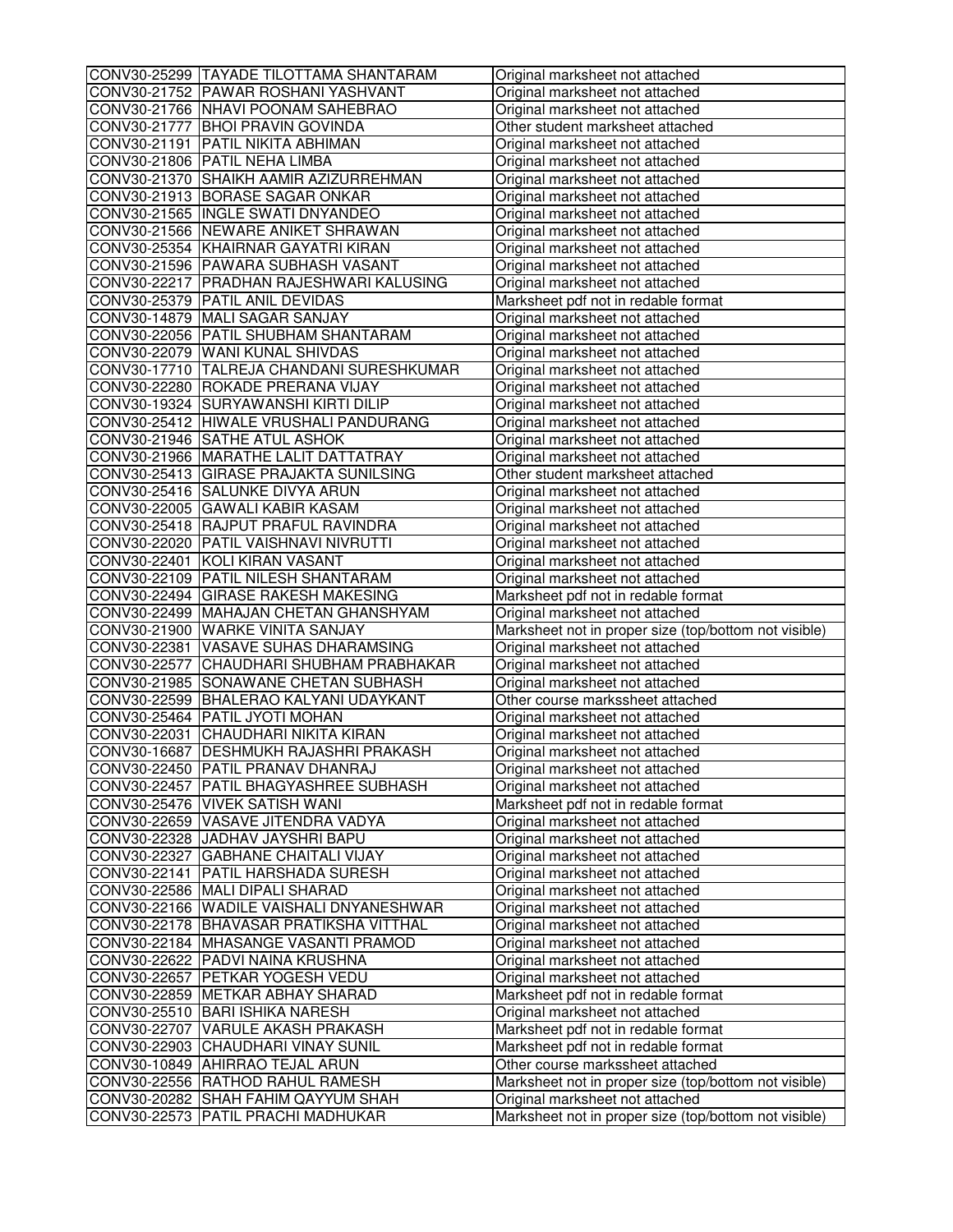| | | |
|---|---|---|
| CONV30-25299 | TAYADE TILOTTAMA SHANTARAM | Original marksheet not attached |
| CONV30-21752 | PAWAR ROSHANI YASHVANT | Original marksheet not attached |
| CONV30-21766 | NHAVI POONAM SAHEBRAO | Original marksheet not attached |
| CONV30-21777 | BHOI PRAVIN GOVINDA | Other student marksheet attached |
| CONV30-21191 | PATIL NIKITA ABHIMAN | Original marksheet not attached |
| CONV30-21806 | PATIL NEHA LIMBA | Original marksheet not attached |
| CONV30-21370 | SHAIKH AAMIR AZIZURREHMAN | Original marksheet not attached |
| CONV30-21913 | BORASE SAGAR ONKAR | Original marksheet not attached |
| CONV30-21565 | INGLE SWATI DNYANDEO | Original marksheet not attached |
| CONV30-21566 | NEWARE ANIKET SHRAWAN | Original marksheet not attached |
| CONV30-25354 | KHAIRNAR GAYATRI KIRAN | Original marksheet not attached |
| CONV30-21596 | PAWARA SUBHASH VASANT | Original marksheet not attached |
| CONV30-22217 | PRADHAN RAJESHWARI KALUSING | Original marksheet not attached |
| CONV30-25379 | PATIL ANIL DEVIDAS | Marksheet pdf not in redable format |
| CONV30-14879 | MALI SAGAR SANJAY | Original marksheet not attached |
| CONV30-22056 | PATIL SHUBHAM SHANTARAM | Original marksheet not attached |
| CONV30-22079 | WANI KUNAL SHIVDAS | Original marksheet not attached |
| CONV30-17710 | TALREJA CHANDANI SURESHKUMAR | Original marksheet not attached |
| CONV30-22280 | ROKADE PRERANA VIJAY | Original marksheet not attached |
| CONV30-19324 | SURYAWANSHI KIRTI DILIP | Original marksheet not attached |
| CONV30-25412 | HIWALE VRUSHALI PANDURANG | Original marksheet not attached |
| CONV30-21946 | SATHE ATUL ASHOK | Original marksheet not attached |
| CONV30-21966 | MARATHE LALIT DATTATRAY | Original marksheet not attached |
| CONV30-25413 | GIRASE PRAJAKTA SUNILSING | Other student marksheet attached |
| CONV30-25416 | SALUNKE DIVYA ARUN | Original marksheet not attached |
| CONV30-22005 | GAWALI KABIR KASAM | Original marksheet not attached |
| CONV30-25418 | RAJPUT PRAFUL RAVINDRA | Original marksheet not attached |
| CONV30-22020 | PATIL VAISHNAVI NIVRUTTI | Original marksheet not attached |
| CONV30-22401 | KOLI KIRAN VASANT | Original marksheet not attached |
| CONV30-22109 | PATIL NILESH SHANTARAM | Original marksheet not attached |
| CONV30-22494 | GIRASE RAKESH MAKESING | Marksheet pdf not in redable format |
| CONV30-22499 | MAHAJAN CHETAN GHANSHYAM | Original marksheet not attached |
| CONV30-21900 | WARKE VINITA SANJAY | Marksheet not in proper size (top/bottom not visible) |
| CONV30-22381 | VASAVE SUHAS DHARAMSING | Original marksheet not attached |
| CONV30-22577 | CHAUDHARI SHUBHAM PRABHAKAR | Original marksheet not attached |
| CONV30-21985 | SONAWANE CHETAN SUBHASH | Original marksheet not attached |
| CONV30-22599 | BHALERAO KALYANI UDAYKANT | Other course markssheet attached |
| CONV30-25464 | PATIL JYOTI MOHAN | Original marksheet not attached |
| CONV30-22031 | CHAUDHARI NIKITA KIRAN | Original marksheet not attached |
| CONV30-16687 | DESHMUKH RAJASHRI PRAKASH | Original marksheet not attached |
| CONV30-22450 | PATIL PRANAV DHANRAJ | Original marksheet not attached |
| CONV30-22457 | PATIL BHAGYASHREE SUBHASH | Original marksheet not attached |
| CONV30-25476 | VIVEK SATISH WANI | Marksheet pdf not in redable format |
| CONV30-22659 | VASAVE JITENDRA VADYA | Original marksheet not attached |
| CONV30-22328 | JADHAV JAYSHRI BAPU | Original marksheet not attached |
| CONV30-22327 | GABHANE CHAITALI VIJAY | Original marksheet not attached |
| CONV30-22141 | PATIL HARSHADA SURESH | Original marksheet not attached |
| CONV30-22586 | MALI DIPALI SHARAD | Original marksheet not attached |
| CONV30-22166 | WADILE VAISHALI DNYANESHWAR | Original marksheet not attached |
| CONV30-22178 | BHAVASAR PRATIKSHA VITTHAL | Original marksheet not attached |
| CONV30-22184 | MHASANGE VASANTI PRAMOD | Original marksheet not attached |
| CONV30-22622 | PADVI NAINA KRUSHNA | Original marksheet not attached |
| CONV30-22657 | PETKAR YOGESH VEDU | Original marksheet not attached |
| CONV30-22859 | METKAR ABHAY SHARAD | Marksheet pdf not in redable format |
| CONV30-25510 | BARI ISHIKA NARESH | Original marksheet not attached |
| CONV30-22707 | VARULE AKASH PRAKASH | Marksheet pdf not in redable format |
| CONV30-22903 | CHAUDHARI VINAY SUNIL | Marksheet pdf not in redable format |
| CONV30-10849 | AHIRRAO TEJAL ARUN | Other course markssheet attached |
| CONV30-22556 | RATHOD RAHUL RAMESH | Marksheet not in proper size (top/bottom not visible) |
| CONV30-20282 | SHAH FAHIM QAYYUM SHAH | Original marksheet not attached |
| CONV30-22573 | PATIL PRACHI MADHUKAR | Marksheet not in proper size (top/bottom not visible) |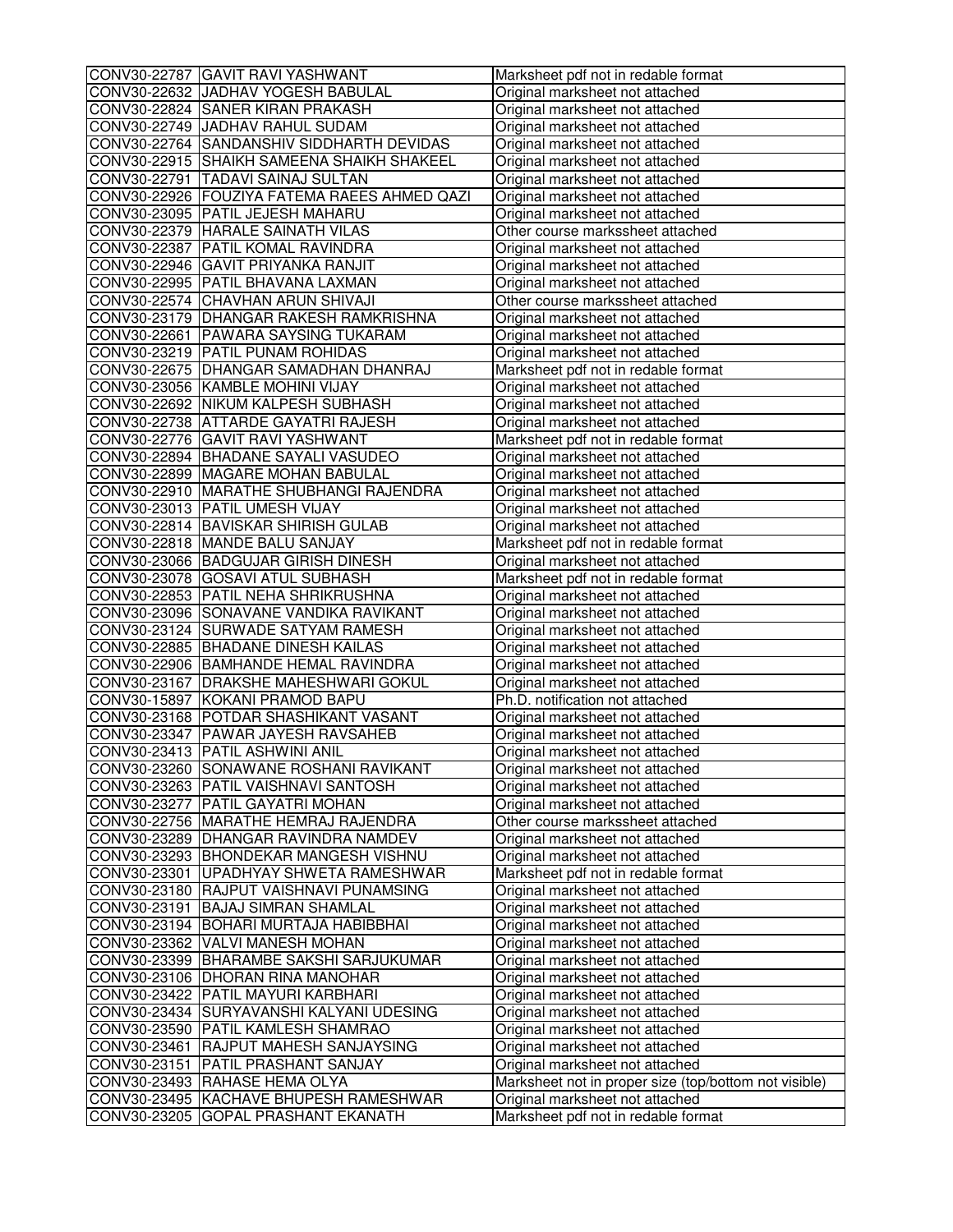| | | |
|---|---|---|
| CONV30-22787 | GAVIT RAVI YASHWANT | Marksheet pdf not in redable format |
| CONV30-22632 | JADHAV YOGESH BABULAL | Original marksheet not attached |
| CONV30-22824 | SANER KIRAN PRAKASH | Original marksheet not attached |
| CONV30-22749 | JADHAV RAHUL SUDAM | Original marksheet not attached |
| CONV30-22764 | SANDANSHIV SIDDHARTH DEVIDAS | Original marksheet not attached |
| CONV30-22915 | SHAIKH SAMEENA SHAIKH SHAKEEL | Original marksheet not attached |
| CONV30-22791 | TADAVI SAINAJ SULTAN | Original marksheet not attached |
| CONV30-22926 | FOUZIYA FATEMA RAEES AHMED QAZI | Original marksheet not attached |
| CONV30-23095 | PATIL JEJESH MAHARU | Original marksheet not attached |
| CONV30-22379 | HARALE SAINATH VILAS | Other course markssheet attached |
| CONV30-22387 | PATIL KOMAL RAVINDRA | Original marksheet not attached |
| CONV30-22946 | GAVIT PRIYANKA RANJIT | Original marksheet not attached |
| CONV30-22995 | PATIL BHAVANA LAXMAN | Original marksheet not attached |
| CONV30-22574 | CHAVHAN ARUN SHIVAJI | Other course markssheet attached |
| CONV30-23179 | DHANGAR RAKESH RAMKRISHNA | Original marksheet not attached |
| CONV30-22661 | PAWARA SAYSING TUKARAM | Original marksheet not attached |
| CONV30-23219 | PATIL PUNAM ROHIDAS | Original marksheet not attached |
| CONV30-22675 | DHANGAR SAMADHAN DHANRAJ | Marksheet pdf not in redable format |
| CONV30-23056 | KAMBLE MOHINI VIJAY | Original marksheet not attached |
| CONV30-22692 | NIKUM KALPESH SUBHASH | Original marksheet not attached |
| CONV30-22738 | ATTARDE GAYATRI RAJESH | Original marksheet not attached |
| CONV30-22776 | GAVIT RAVI YASHWANT | Marksheet pdf not in redable format |
| CONV30-22894 | BHADANE SAYALI VASUDEO | Original marksheet not attached |
| CONV30-22899 | MAGARE MOHAN BABULAL | Original marksheet not attached |
| CONV30-22910 | MARATHE SHUBHANGI RAJENDRA | Original marksheet not attached |
| CONV30-23013 | PATIL UMESH VIJAY | Original marksheet not attached |
| CONV30-22814 | BAVISKAR SHIRISH GULAB | Original marksheet not attached |
| CONV30-22818 | MANDE BALU SANJAY | Marksheet pdf not in redable format |
| CONV30-23066 | BADGUJAR GIRISH DINESH | Original marksheet not attached |
| CONV30-23078 | GOSAVI ATUL SUBHASH | Marksheet pdf not in redable format |
| CONV30-22853 | PATIL NEHA SHRIKRUSHNA | Original marksheet not attached |
| CONV30-23096 | SONAVANE VANDIKA RAVIKANT | Original marksheet not attached |
| CONV30-23124 | SURWADE SATYAM RAMESH | Original marksheet not attached |
| CONV30-22885 | BHADANE DINESH KAILAS | Original marksheet not attached |
| CONV30-22906 | BAMHANDE HEMAL RAVINDRA | Original marksheet not attached |
| CONV30-23167 | DRAKSHE MAHESHWARI GOKUL | Original marksheet not attached |
| CONV30-15897 | KOKANI PRAMOD BAPU | Ph.D. notification not attached |
| CONV30-23168 | POTDAR SHASHIKANT VASANT | Original marksheet not attached |
| CONV30-23347 | PAWAR JAYESH RAVSAHEB | Original marksheet not attached |
| CONV30-23413 | PATIL ASHWINI ANIL | Original marksheet not attached |
| CONV30-23260 | SONAWANE ROSHANI RAVIKANT | Original marksheet not attached |
| CONV30-23263 | PATIL VAISHNAVI SANTOSH | Original marksheet not attached |
| CONV30-23277 | PATIL GAYATRI MOHAN | Original marksheet not attached |
| CONV30-22756 | MARATHE HEMRAJ RAJENDRA | Other course markssheet attached |
| CONV30-23289 | DHANGAR RAVINDRA NAMDEV | Original marksheet not attached |
| CONV30-23293 | BHONDEKAR MANGESH VISHNU | Original marksheet not attached |
| CONV30-23301 | UPADHYAY SHWETA RAMESHWAR | Marksheet pdf not in redable format |
| CONV30-23180 | RAJPUT VAISHNAVI PUNAMSING | Original marksheet not attached |
| CONV30-23191 | BAJAJ SIMRAN SHAMLAL | Original marksheet not attached |
| CONV30-23194 | BOHARI MURTAJA HABIBBHAI | Original marksheet not attached |
| CONV30-23362 | VALVI MANESH MOHAN | Original marksheet not attached |
| CONV30-23399 | BHARAMBE SAKSHI SARJUKUMAR | Original marksheet not attached |
| CONV30-23106 | DHORAN RINA MANOHAR | Original marksheet not attached |
| CONV30-23422 | PATIL MAYURI KARBHARI | Original marksheet not attached |
| CONV30-23434 | SURYAVANSHI KALYANI UDESING | Original marksheet not attached |
| CONV30-23590 | PATIL KAMLESH SHAMRAO | Original marksheet not attached |
| CONV30-23461 | RAJPUT MAHESH SANJAYSING | Original marksheet not attached |
| CONV30-23151 | PATIL PRASHANT SANJAY | Original marksheet not attached |
| CONV30-23493 | RAHASE HEMA OLYA | Marksheet not in proper size (top/bottom not visible) |
| CONV30-23495 | KACHAVE BHUPESH RAMESHWAR | Original marksheet not attached |
| CONV30-23205 | GOPAL PRASHANT EKANATH | Marksheet pdf not in redable format |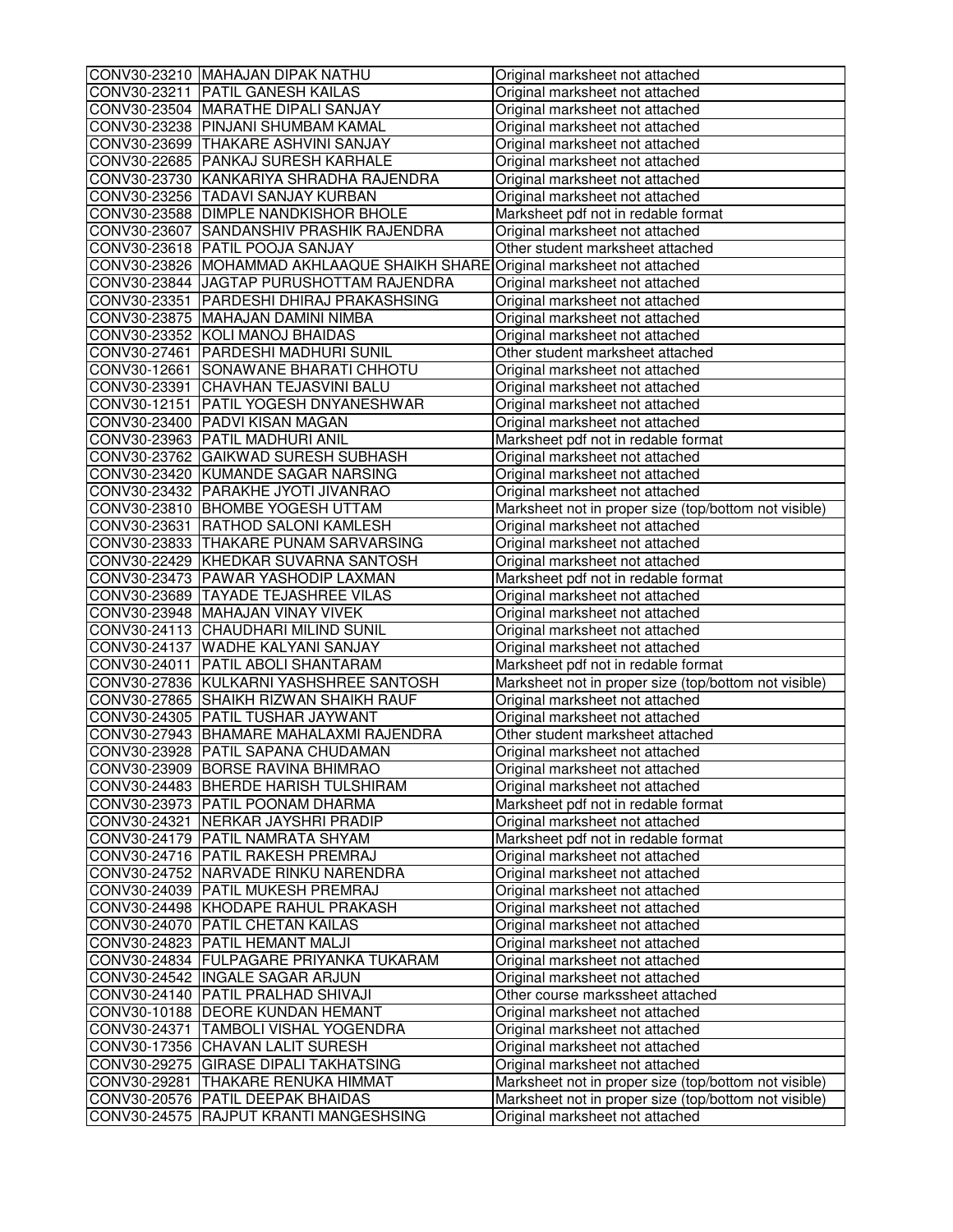| | | |
|---|---|---|
| CONV30-23210 | MAHAJAN DIPAK NATHU | Original marksheet not attached |
| CONV30-23211 | PATIL GANESH KAILAS | Original marksheet not attached |
| CONV30-23504 | MARATHE DIPALI SANJAY | Original marksheet not attached |
| CONV30-23238 | PINJANI SHUMBAM KAMAL | Original marksheet not attached |
| CONV30-23699 | THAKARE ASHVINI SANJAY | Original marksheet not attached |
| CONV30-22685 | PANKAJ SURESH KARHALE | Original marksheet not attached |
| CONV30-23730 | KANKARIYA SHRADHA RAJENDRA | Original marksheet not attached |
| CONV30-23256 | TADAVI SANJAY KURBAN | Original marksheet not attached |
| CONV30-23588 | DIMPLE NANDKISHOR BHOLE | Marksheet pdf not in redable format |
| CONV30-23607 | SANDANSHIV PRASHIK RAJENDRA | Original marksheet not attached |
| CONV30-23618 | PATIL POOJA SANJAY | Other student marksheet attached |
| CONV30-23826 | MOHAMMAD AKHLAAQUE SHAIKH SHARE | Original marksheet not attached |
| CONV30-23844 | JAGTAP PURUSHOTTAM RAJENDRA | Original marksheet not attached |
| CONV30-23351 | PARDESHI DHIRAJ PRAKASHSING | Original marksheet not attached |
| CONV30-23875 | MAHAJAN DAMINI NIMBA | Original marksheet not attached |
| CONV30-23352 | KOLI MANOJ BHAIDAS | Original marksheet not attached |
| CONV30-27461 | PARDESHI MADHURI SUNIL | Other student marksheet attached |
| CONV30-12661 | SONAWANE BHARATI CHHOTU | Original marksheet not attached |
| CONV30-23391 | CHAVHAN TEJASVINI BALU | Original marksheet not attached |
| CONV30-12151 | PATIL YOGESH DNYANESHWAR | Original marksheet not attached |
| CONV30-23400 | PADVI KISAN MAGAN | Original marksheet not attached |
| CONV30-23963 | PATIL MADHURI ANIL | Marksheet pdf not in redable format |
| CONV30-23762 | GAIKWAD SURESH SUBHASH | Original marksheet not attached |
| CONV30-23420 | KUMANDE SAGAR NARSING | Original marksheet not attached |
| CONV30-23432 | PARAKHE JYOTI JIVANRAO | Original marksheet not attached |
| CONV30-23810 | BHOMBE YOGESH UTTAM | Marksheet not in proper size (top/bottom not visible) |
| CONV30-23631 | RATHOD SALONI KAMLESH | Original marksheet not attached |
| CONV30-23833 | THAKARE PUNAM SARVARSING | Original marksheet not attached |
| CONV30-22429 | KHEDKAR SUVARNA SANTOSH | Original marksheet not attached |
| CONV30-23473 | PAWAR YASHODIP LAXMAN | Marksheet pdf not in redable format |
| CONV30-23689 | TAYADE TEJASHREE VILAS | Original marksheet not attached |
| CONV30-23948 | MAHAJAN VINAY VIVEK | Original marksheet not attached |
| CONV30-24113 | CHAUDHARI MILIND SUNIL | Original marksheet not attached |
| CONV30-24137 | WADHE KALYANI SANJAY | Original marksheet not attached |
| CONV30-24011 | PATIL ABOLI SHANTARAM | Marksheet pdf not in redable format |
| CONV30-27836 | KULKARNI YASHSHREE SANTOSH | Marksheet not in proper size (top/bottom not visible) |
| CONV30-27865 | SHAIKH RIZWAN SHAIKH RAUF | Original marksheet not attached |
| CONV30-24305 | PATIL TUSHAR JAYWANT | Original marksheet not attached |
| CONV30-27943 | BHAMARE MAHALAXMI RAJENDRA | Other student marksheet attached |
| CONV30-23928 | PATIL SAPANA CHUDAMAN | Original marksheet not attached |
| CONV30-23909 | BORSE RAVINA BHIMRAO | Original marksheet not attached |
| CONV30-24483 | BHERDE HARISH TULSHIRAM | Original marksheet not attached |
| CONV30-23973 | PATIL POONAM DHARMA | Marksheet pdf not in redable format |
| CONV30-24321 | NERKAR JAYSHRI PRADIP | Original marksheet not attached |
| CONV30-24179 | PATIL NAMRATA SHYAM | Marksheet pdf not in redable format |
| CONV30-24716 | PATIL RAKESH PREMRAJ | Original marksheet not attached |
| CONV30-24752 | NARVADE RINKU NARENDRA | Original marksheet not attached |
| CONV30-24039 | PATIL MUKESH PREMRAJ | Original marksheet not attached |
| CONV30-24498 | KHODAPE RAHUL PRAKASH | Original marksheet not attached |
| CONV30-24070 | PATIL CHETAN KAILAS | Original marksheet not attached |
| CONV30-24823 | PATIL HEMANT MALJI | Original marksheet not attached |
| CONV30-24834 | FULPAGARE PRIYANKA TUKARAM | Original marksheet not attached |
| CONV30-24542 | INGALE SAGAR ARJUN | Original marksheet not attached |
| CONV30-24140 | PATIL PRALHAD SHIVAJI | Other course markssheet attached |
| CONV30-10188 | DEORE KUNDAN HEMANT | Original marksheet not attached |
| CONV30-24371 | TAMBOLI VISHAL YOGENDRA | Original marksheet not attached |
| CONV30-17356 | CHAVAN LALIT SURESH | Original marksheet not attached |
| CONV30-29275 | GIRASE DIPALI TAKHATSING | Original marksheet not attached |
| CONV30-29281 | THAKARE RENUKA HIMMAT | Marksheet not in proper size (top/bottom not visible) |
| CONV30-20576 | PATIL DEEPAK BHAIDAS | Marksheet not in proper size (top/bottom not visible) |
| CONV30-24575 | RAJPUT KRANTI MANGESHSING | Original marksheet not attached |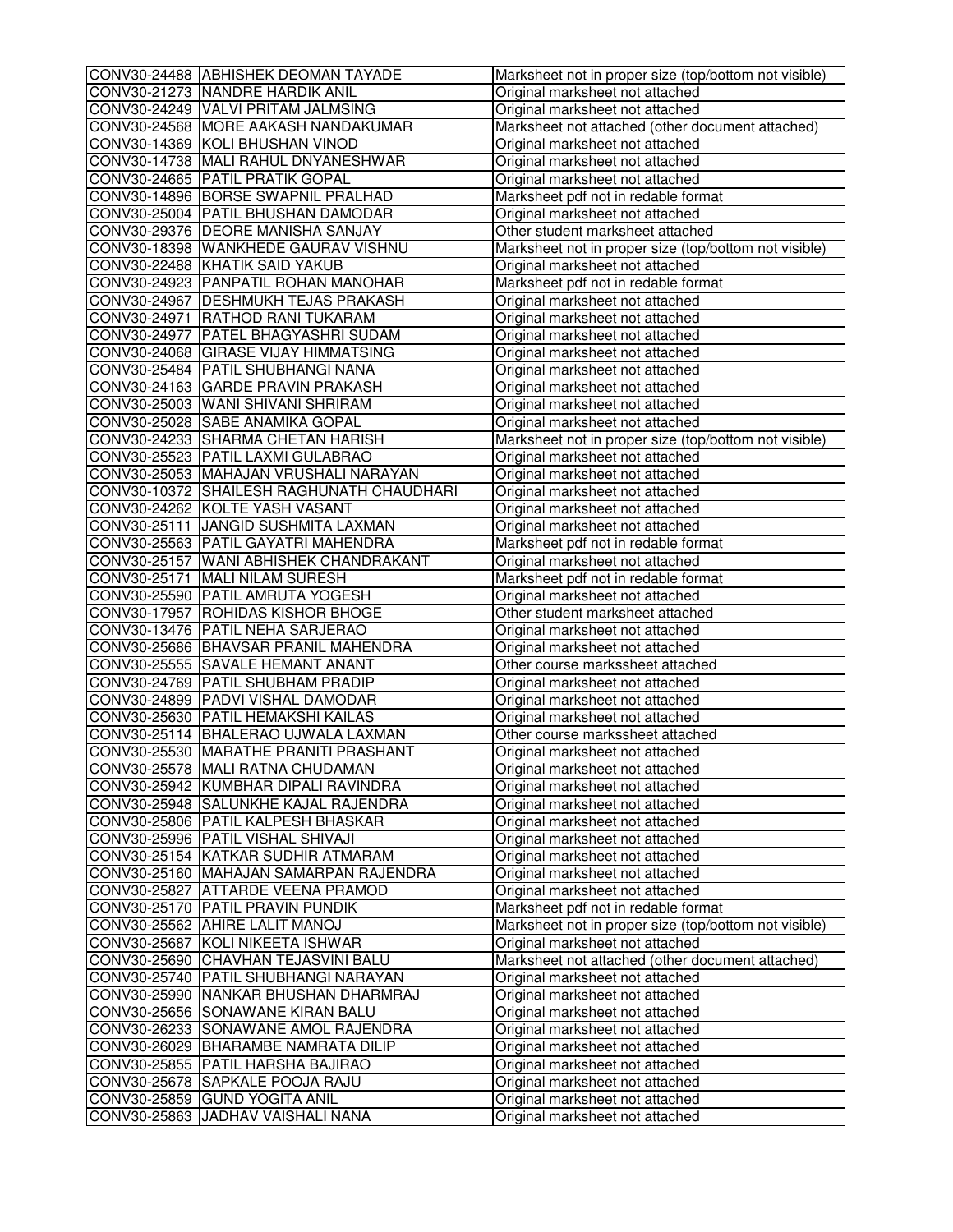| | | |
|---|---|---|
| CONV30-24488 | ABHISHEK DEOMAN TAYADE | Marksheet not in proper size (top/bottom not visible) |
| CONV30-21273 | NANDRE HARDIK ANIL | Original marksheet not attached |
| CONV30-24249 | VALVI PRITAM JALMSING | Original marksheet not attached |
| CONV30-24568 | MORE AAKASH NANDAKUMAR | Marksheet not attached (other document attached) |
| CONV30-14369 | KOLI BHUSHAN VINOD | Original marksheet not attached |
| CONV30-14738 | MALI RAHUL DNYANESHWAR | Original marksheet not attached |
| CONV30-24665 | PATIL PRATIK GOPAL | Original marksheet not attached |
| CONV30-14896 | BORSE SWAPNIL PRALHAD | Marksheet pdf not in redable format |
| CONV30-25004 | PATIL BHUSHAN DAMODAR | Original marksheet not attached |
| CONV30-29376 | DEORE MANISHA SANJAY | Other student marksheet attached |
| CONV30-18398 | WANKHEDE GAURAV VISHNU | Marksheet not in proper size (top/bottom not visible) |
| CONV30-22488 | KHATIK SAID YAKUB | Original marksheet not attached |
| CONV30-24923 | PANPATIL ROHAN MANOHAR | Marksheet pdf not in redable format |
| CONV30-24967 | DESHMUKH TEJAS PRAKASH | Original marksheet not attached |
| CONV30-24971 | RATHOD RANI TUKARAM | Original marksheet not attached |
| CONV30-24977 | PATEL BHAGYASHRI SUDAM | Original marksheet not attached |
| CONV30-24068 | GIRASE VIJAY HIMMATSING | Original marksheet not attached |
| CONV30-25484 | PATIL SHUBHANGI NANA | Original marksheet not attached |
| CONV30-24163 | GARDE PRAVIN PRAKASH | Original marksheet not attached |
| CONV30-25003 | WANI SHIVANI SHRIRAM | Original marksheet not attached |
| CONV30-25028 | SABE ANAMIKA GOPAL | Original marksheet not attached |
| CONV30-24233 | SHARMA CHETAN HARISH | Marksheet not in proper size (top/bottom not visible) |
| CONV30-25523 | PATIL LAXMI GULABRAO | Original marksheet not attached |
| CONV30-25053 | MAHAJAN VRUSHALI NARAYAN | Original marksheet not attached |
| CONV30-10372 | SHAILESH RAGHUNATH CHAUDHARI | Original marksheet not attached |
| CONV30-24262 | KOLTE YASH VASANT | Original marksheet not attached |
| CONV30-25111 | JANGID SUSHMITA LAXMAN | Original marksheet not attached |
| CONV30-25563 | PATIL GAYATRI MAHENDRA | Marksheet pdf not in redable format |
| CONV30-25157 | WANI ABHISHEK CHANDRAKANT | Original marksheet not attached |
| CONV30-25171 | MALI NILAM SURESH | Marksheet pdf not in redable format |
| CONV30-25590 | PATIL AMRUTA YOGESH | Original marksheet not attached |
| CONV30-17957 | ROHIDAS KISHOR BHOGE | Other student marksheet attached |
| CONV30-13476 | PATIL NEHA SARJERAO | Original marksheet not attached |
| CONV30-25686 | BHAVSAR PRANIL MAHENDRA | Original marksheet not attached |
| CONV30-25555 | SAVALE HEMANT ANANT | Other course markssheet attached |
| CONV30-24769 | PATIL SHUBHAM PRADIP | Original marksheet not attached |
| CONV30-24899 | PADVI VISHAL DAMODAR | Original marksheet not attached |
| CONV30-25630 | PATIL HEMAKSHI KAILAS | Original marksheet not attached |
| CONV30-25114 | BHALERAO UJWALA LAXMAN | Other course markssheet attached |
| CONV30-25530 | MARATHE PRANITI PRASHANT | Original marksheet not attached |
| CONV30-25578 | MALI RATNA CHUDAMAN | Original marksheet not attached |
| CONV30-25942 | KUMBHAR DIPALI RAVINDRA | Original marksheet not attached |
| CONV30-25948 | SALUNKHE KAJAL RAJENDRA | Original marksheet not attached |
| CONV30-25806 | PATIL KALPESH BHASKAR | Original marksheet not attached |
| CONV30-25996 | PATIL VISHAL SHIVAJI | Original marksheet not attached |
| CONV30-25154 | KATKAR SUDHIR ATMARAM | Original marksheet not attached |
| CONV30-25160 | MAHAJAN SAMARPAN RAJENDRA | Original marksheet not attached |
| CONV30-25827 | ATTARDE VEENA PRAMOD | Original marksheet not attached |
| CONV30-25170 | PATIL PRAVIN PUNDIK | Marksheet pdf not in redable format |
| CONV30-25562 | AHIRE LALIT MANOJ | Marksheet not in proper size (top/bottom not visible) |
| CONV30-25687 | KOLI NIKEETA ISHWAR | Original marksheet not attached |
| CONV30-25690 | CHAVHAN TEJASVINI BALU | Marksheet not attached (other document attached) |
| CONV30-25740 | PATIL SHUBHANGI NARAYAN | Original marksheet not attached |
| CONV30-25990 | NANKAR BHUSHAN DHARMRAJ | Original marksheet not attached |
| CONV30-25656 | SONAWANE KIRAN BALU | Original marksheet not attached |
| CONV30-26233 | SONAWANE AMOL RAJENDRA | Original marksheet not attached |
| CONV30-26029 | BHARAMBE NAMRATA DILIP | Original marksheet not attached |
| CONV30-25855 | PATIL HARSHA BAJIRAO | Original marksheet not attached |
| CONV30-25678 | SAPKALE POOJA RAJU | Original marksheet not attached |
| CONV30-25859 | GUND YOGITA ANIL | Original marksheet not attached |
| CONV30-25863 | JADHAV VAISHALI NANA | Original marksheet not attached |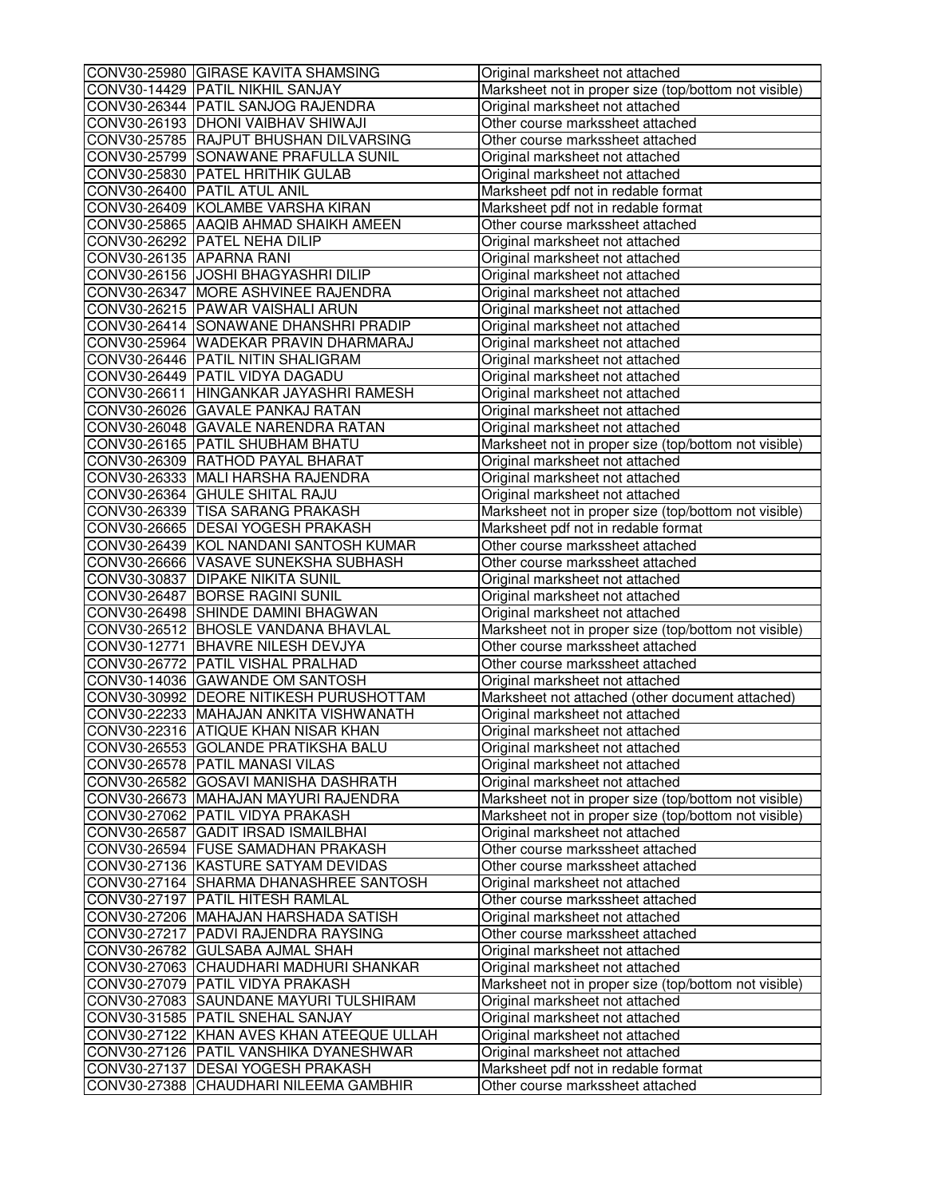| | | |
|---|---|---|
| CONV30-25980 | GIRASE KAVITA SHAMSING | Original marksheet not attached |
| CONV30-14429 | PATIL NIKHIL SANJAY | Marksheet not in proper size (top/bottom not visible) |
| CONV30-26344 | PATIL SANJOG RAJENDRA | Original marksheet not attached |
| CONV30-26193 | DHONI VAIBHAV SHIWAJI | Other course markssheet attached |
| CONV30-25785 | RAJPUT BHUSHAN DILVARSING | Other course markssheet attached |
| CONV30-25799 | SONAWANE PRAFULLA SUNIL | Original marksheet not attached |
| CONV30-25830 | PATEL HRITHIK GULAB | Original marksheet not attached |
| CONV30-26400 | PATIL ATUL ANIL | Marksheet pdf not in redable format |
| CONV30-26409 | KOLAMBE VARSHA KIRAN | Marksheet pdf not in redable format |
| CONV30-25865 | AAQIB AHMAD SHAIKH AMEEN | Other course markssheet attached |
| CONV30-26292 | PATEL NEHA DILIP | Original marksheet not attached |
| CONV30-26135 | APARNA RANI | Original marksheet not attached |
| CONV30-26156 | JOSHI BHAGYASHRI DILIP | Original marksheet not attached |
| CONV30-26347 | MORE ASHVINEE RAJENDRA | Original marksheet not attached |
| CONV30-26215 | PAWAR VAISHALI ARUN | Original marksheet not attached |
| CONV30-26414 | SONAWANE DHANSHRI PRADIP | Original marksheet not attached |
| CONV30-25964 | WADEKAR PRAVIN DHARMARAJ | Original marksheet not attached |
| CONV30-26446 | PATIL NITIN SHALIGRAM | Original marksheet not attached |
| CONV30-26449 | PATIL VIDYA DAGADU | Original marksheet not attached |
| CONV30-26611 | HINGANKAR JAYASHRI RAMESH | Original marksheet not attached |
| CONV30-26026 | GAVALE PANKAJ RATAN | Original marksheet not attached |
| CONV30-26048 | GAVALE NARENDRA RATAN | Original marksheet not attached |
| CONV30-26165 | PATIL SHUBHAM BHATU | Marksheet not in proper size (top/bottom not visible) |
| CONV30-26309 | RATHOD PAYAL BHARAT | Original marksheet not attached |
| CONV30-26333 | MALI HARSHA RAJENDRA | Original marksheet not attached |
| CONV30-26364 | GHULE SHITAL RAJU | Original marksheet not attached |
| CONV30-26339 | TISA SARANG PRAKASH | Marksheet not in proper size (top/bottom not visible) |
| CONV30-26665 | DESAI YOGESH PRAKASH | Marksheet pdf not in redable format |
| CONV30-26439 | KOL NANDANI SANTOSH KUMAR | Other course markssheet attached |
| CONV30-26666 | VASAVE SUNEKSHA SUBHASH | Other course markssheet attached |
| CONV30-30837 | DIPAKE NIKITA SUNIL | Original marksheet not attached |
| CONV30-26487 | BORSE RAGINI SUNIL | Original marksheet not attached |
| CONV30-26498 | SHINDE DAMINI BHAGWAN | Original marksheet not attached |
| CONV30-26512 | BHOSLE VANDANA BHAVLAL | Marksheet not in proper size (top/bottom not visible) |
| CONV30-12771 | BHAVRE NILESH DEVJYA | Other course markssheet attached |
| CONV30-26772 | PATIL VISHAL PRALHAD | Other course markssheet attached |
| CONV30-14036 | GAWANDE OM SANTOSH | Original marksheet not attached |
| CONV30-30992 | DEORE NITIKESH PURUSHOTTAM | Marksheet not attached (other document attached) |
| CONV30-22233 | MAHAJAN ANKITA VISHWANATH | Original marksheet not attached |
| CONV30-22316 | ATIQUE KHAN NISAR KHAN | Original marksheet not attached |
| CONV30-26553 | GOLANDE PRATIKSHA BALU | Original marksheet not attached |
| CONV30-26578 | PATIL MANASI VILAS | Original marksheet not attached |
| CONV30-26582 | GOSAVI MANISHA DASHRATH | Original marksheet not attached |
| CONV30-26673 | MAHAJAN MAYURI RAJENDRA | Marksheet not in proper size (top/bottom not visible) |
| CONV30-27062 | PATIL VIDYA PRAKASH | Marksheet not in proper size (top/bottom not visible) |
| CONV30-26587 | GADIT IRSAD ISMAILBHAI | Original marksheet not attached |
| CONV30-26594 | FUSE SAMADHAN PRAKASH | Other course markssheet attached |
| CONV30-27136 | KASTURE SATYAM DEVIDAS | Other course markssheet attached |
| CONV30-27164 | SHARMA DHANASHREE SANTOSH | Original marksheet not attached |
| CONV30-27197 | PATIL HITESH RAMLAL | Other course markssheet attached |
| CONV30-27206 | MAHAJAN HARSHADA SATISH | Original marksheet not attached |
| CONV30-27217 | PADVI RAJENDRA RAYSING | Other course markssheet attached |
| CONV30-26782 | GULSABA AJMAL SHAH | Original marksheet not attached |
| CONV30-27063 | CHAUDHARI MADHURI SHANKAR | Original marksheet not attached |
| CONV30-27079 | PATIL VIDYA PRAKASH | Marksheet not in proper size (top/bottom not visible) |
| CONV30-27083 | SAUNDANE MAYURI TULSHIRAM | Original marksheet not attached |
| CONV30-31585 | PATIL SNEHAL SANJAY | Original marksheet not attached |
| CONV30-27122 | KHAN AVES KHAN ATEEQUE ULLAH | Original marksheet not attached |
| CONV30-27126 | PATIL VANSHIKA DYANESHWAR | Original marksheet not attached |
| CONV30-27137 | DESAI YOGESH PRAKASH | Marksheet pdf not in redable format |
| CONV30-27388 | CHAUDHARI NILEEMA GAMBHIR | Other course markssheet attached |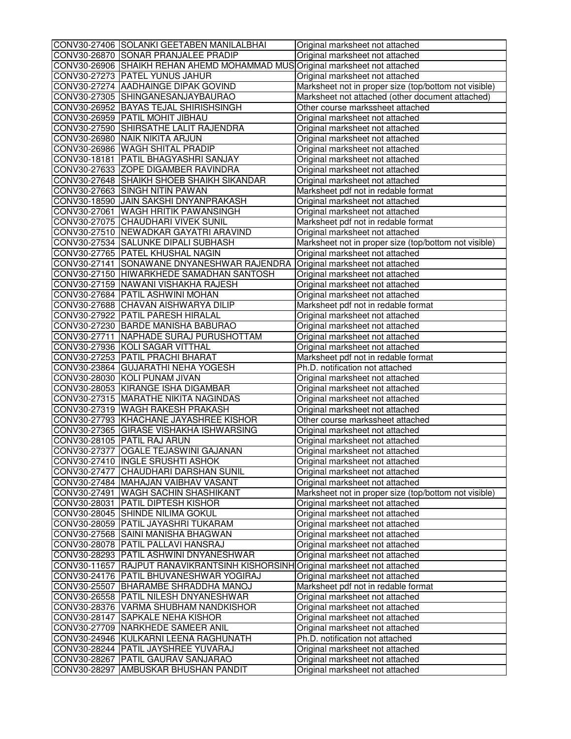| | | |
|---|---|---|
| CONV30-27406 | SOLANKI GEETABEN MANILALBHAI | Original marksheet not attached |
| CONV30-26870 | SONAR PRANJALEE PRADIP | Original marksheet not attached |
| CONV30-26906 | SHAIKH REHAN AHEMD MOHAMMAD MUS | Original marksheet not attached |
| CONV30-27273 | PATEL YUNUS JAHUR | Original marksheet not attached |
| CONV30-27274 | AADHAINGE DIPAK GOVIND | Marksheet not in proper size (top/bottom not visible) |
| CONV30-27305 | SHINGANESANJAYBAURAO | Marksheet not attached (other document attached) |
| CONV30-26952 | BAYAS TEJAL SHIRISHSINGH | Other course markssheet attached |
| CONV30-26959 | PATIL MOHIT JIBHAU | Original marksheet not attached |
| CONV30-27590 | SHIRSATHE LALIT RAJENDRA | Original marksheet not attached |
| CONV30-26980 | NAIK NIKITA ARJUN | Original marksheet not attached |
| CONV30-26986 | WAGH SHITAL PRADIP | Original marksheet not attached |
| CONV30-18181 | PATIL BHAGYASHRI SANJAY | Original marksheet not attached |
| CONV30-27633 | ZOPE DIGAMBER RAVINDRA | Original marksheet not attached |
| CONV30-27648 | SHAIKH SHOEB SHAIKH SIKANDAR | Original marksheet not attached |
| CONV30-27663 | SINGH NITIN PAWAN | Marksheet pdf not in redable format |
| CONV30-18590 | JAIN SAKSHI DNYANPRAKASH | Original marksheet not attached |
| CONV30-27061 | WAGH HRITIK PAWANSINGH | Original marksheet not attached |
| CONV30-27075 | CHAUDHARI VIVEK SUNIL | Marksheet pdf not in redable format |
| CONV30-27510 | NEWADKAR GAYATRI ARAVIND | Original marksheet not attached |
| CONV30-27534 | SALUNKE DIPALI SUBHASH | Marksheet not in proper size (top/bottom not visible) |
| CONV30-27765 | PATEL KHUSHAL NAGIN | Original marksheet not attached |
| CONV30-27141 | SONAWANE DNYANESHWAR RAJENDRA | Original marksheet not attached |
| CONV30-27150 | HIWARKHEDE SAMADHAN SANTOSH | Original marksheet not attached |
| CONV30-27159 | NAWANI VISHAKHA RAJESH | Original marksheet not attached |
| CONV30-27684 | PATIL ASHWINI MOHAN | Original marksheet not attached |
| CONV30-27688 | CHAVAN AISHWARYA DILIP | Marksheet pdf not in redable format |
| CONV30-27922 | PATIL PARESH HIRALAL | Original marksheet not attached |
| CONV30-27230 | BARDE MANISHA BABURAO | Original marksheet not attached |
| CONV30-27711 | NAPHADE SURAJ PURUSHOTTAM | Original marksheet not attached |
| CONV30-27936 | KOLI SAGAR VITTHAL | Original marksheet not attached |
| CONV30-27253 | PATIL PRACHI BHARAT | Marksheet pdf not in redable format |
| CONV30-23864 | GUJARATHI NEHA YOGESH | Ph.D. notification not attached |
| CONV30-28030 | KOLI PUNAM JIVAN | Original marksheet not attached |
| CONV30-28053 | KIRANGE ISHA DIGAMBAR | Original marksheet not attached |
| CONV30-27315 | MARATHE NIKITA NAGINDAS | Original marksheet not attached |
| CONV30-27319 | WAGH RAKESH PRAKASH | Original marksheet not attached |
| CONV30-27793 | KHACHANE JAYASHREE KISHOR | Other course markssheet attached |
| CONV30-27365 | GIRASE VISHAKHA ISHWARSING | Original marksheet not attached |
| CONV30-28105 | PATIL RAJ ARUN | Original marksheet not attached |
| CONV30-27377 | OGALE TEJASWINI GAJANAN | Original marksheet not attached |
| CONV30-27410 | INGLE SRUSHTI ASHOK | Original marksheet not attached |
| CONV30-27477 | CHAUDHARI DARSHAN SUNIL | Original marksheet not attached |
| CONV30-27484 | MAHAJAN VAIBHAV VASANT | Original marksheet not attached |
| CONV30-27491 | WAGH SACHIN SHASHIKANT | Marksheet not in proper size (top/bottom not visible) |
| CONV30-28031 | PATIL DIPTESH KISHOR | Original marksheet not attached |
| CONV30-28045 | SHINDE NILIMA GOKUL | Original marksheet not attached |
| CONV30-28059 | PATIL JAYASHRI TUKARAM | Original marksheet not attached |
| CONV30-27568 | SAINI MANISHA BHAGWAN | Original marksheet not attached |
| CONV30-28078 | PATIL PALLAVI HANSRAJ | Original marksheet not attached |
| CONV30-28293 | PATIL ASHWINI DNYANESHWAR | Original marksheet not attached |
| CONV30-11657 | RAJPUT RANAVIKRANTSINH KISHORSINH | Original marksheet not attached |
| CONV30-24176 | PATIL BHUVANESHWAR YOGIRAJ | Original marksheet not attached |
| CONV30-25507 | BHARAMBE SHRADDHA MANOJ | Marksheet pdf not in redable format |
| CONV30-26558 | PATIL NILESH DNYANESHWAR | Original marksheet not attached |
| CONV30-28376 | VARMA SHUBHAM NANDKISHOR | Original marksheet not attached |
| CONV30-28147 | SAPKALE NEHA KISHOR | Original marksheet not attached |
| CONV30-27709 | NARKHEDE SAMEER ANIL | Original marksheet not attached |
| CONV30-24946 | KULKARNI LEENA RAGHUNATH | Ph.D. notification not attached |
| CONV30-28244 | PATIL JAYSHREE YUVARAJ | Original marksheet not attached |
| CONV30-28267 | PATIL GAURAV SANJARAO | Original marksheet not attached |
| CONV30-28297 | AMBUSKAR BHUSHAN PANDIT | Original marksheet not attached |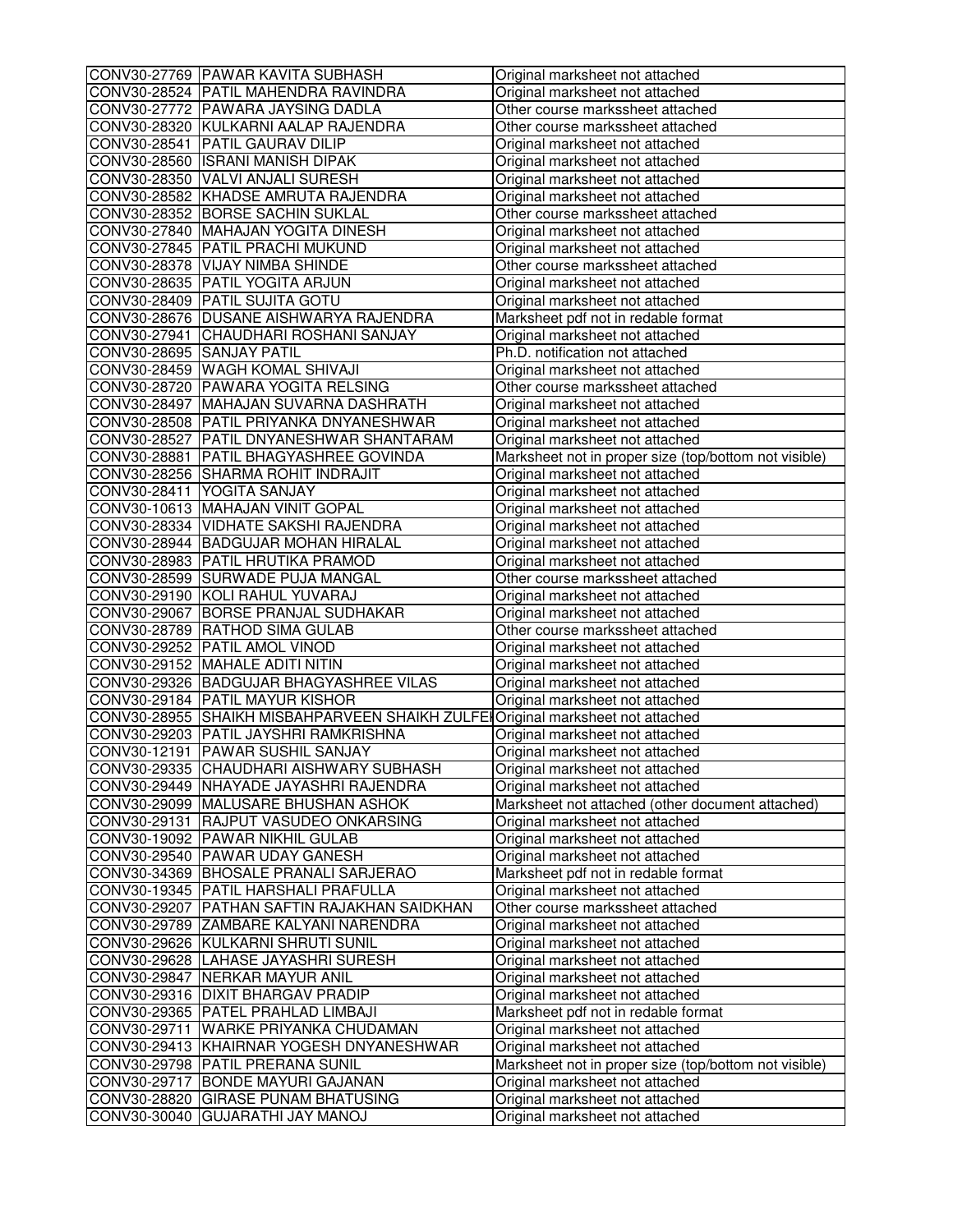| | | |
|---|---|---|
| CONV30-27769 | PAWAR KAVITA SUBHASH | Original marksheet not attached |
| CONV30-28524 | PATIL MAHENDRA RAVINDRA | Original marksheet not attached |
| CONV30-27772 | PAWARA JAYSING DADLA | Other course markssheet attached |
| CONV30-28320 | KULKARNI AALAP RAJENDRA | Other course markssheet attached |
| CONV30-28541 | PATIL GAURAV DILIP | Original marksheet not attached |
| CONV30-28560 | ISRANI MANISH DIPAK | Original marksheet not attached |
| CONV30-28350 | VALVI ANJALI SURESH | Original marksheet not attached |
| CONV30-28582 | KHADSE AMRUTA RAJENDRA | Original marksheet not attached |
| CONV30-28352 | BORSE SACHIN SUKLAL | Other course markssheet attached |
| CONV30-27840 | MAHAJAN YOGITA DINESH | Original marksheet not attached |
| CONV30-27845 | PATIL PRACHI MUKUND | Original marksheet not attached |
| CONV30-28378 | VIJAY NIMBA SHINDE | Other course markssheet attached |
| CONV30-28635 | PATIL YOGITA ARJUN | Original marksheet not attached |
| CONV30-28409 | PATIL SUJITA GOTU | Original marksheet not attached |
| CONV30-28676 | DUSANE AISHWARYA RAJENDRA | Marksheet pdf not in redable format |
| CONV30-27941 | CHAUDHARI ROSHANI SANJAY | Original marksheet not attached |
| CONV30-28695 | SANJAY PATIL | Ph.D. notification not attached |
| CONV30-28459 | WAGH KOMAL SHIVAJI | Original marksheet not attached |
| CONV30-28720 | PAWARA YOGITA RELSING | Other course markssheet attached |
| CONV30-28497 | MAHAJAN SUVARNA DASHRATH | Original marksheet not attached |
| CONV30-28508 | PATIL PRIYANKA DNYANESHWAR | Original marksheet not attached |
| CONV30-28527 | PATIL DNYANESHWAR SHANTARAM | Original marksheet not attached |
| CONV30-28881 | PATIL BHAGYASHREE GOVINDA | Marksheet not in proper size (top/bottom not visible) |
| CONV30-28256 | SHARMA ROHIT INDRAJIT | Original marksheet not attached |
| CONV30-28411 | YOGITA SANJAY | Original marksheet not attached |
| CONV30-10613 | MAHAJAN VINIT GOPAL | Original marksheet not attached |
| CONV30-28334 | VIDHATE SAKSHI RAJENDRA | Original marksheet not attached |
| CONV30-28944 | BADGUJAR MOHAN HIRALAL | Original marksheet not attached |
| CONV30-28983 | PATIL HRUTIKA PRAMOD | Original marksheet not attached |
| CONV30-28599 | SURWADE PUJA MANGAL | Other course markssheet attached |
| CONV30-29190 | KOLI RAHUL YUVARAJ | Original marksheet not attached |
| CONV30-29067 | BORSE PRANJAL SUDHAKAR | Original marksheet not attached |
| CONV30-28789 | RATHOD SIMA GULAB | Other course markssheet attached |
| CONV30-29252 | PATIL AMOL VINOD | Original marksheet not attached |
| CONV30-29152 | MAHALE ADITI NITIN | Original marksheet not attached |
| CONV30-29326 | BADGUJAR BHAGYASHREE VILAS | Original marksheet not attached |
| CONV30-29184 | PATIL MAYUR KISHOR | Original marksheet not attached |
| CONV30-28955 | SHAIKH MISBAHPARVEEN SHAIKH ZULFEI | Original marksheet not attached |
| CONV30-29203 | PATIL JAYSHRI RAMKRISHNA | Original marksheet not attached |
| CONV30-12191 | PAWAR SUSHIL SANJAY | Original marksheet not attached |
| CONV30-29335 | CHAUDHARI AISHWARY SUBHASH | Original marksheet not attached |
| CONV30-29449 | NHAYADE JAYASHRI RAJENDRA | Original marksheet not attached |
| CONV30-29099 | MALUSARE BHUSHAN ASHOK | Marksheet not attached (other document attached) |
| CONV30-29131 | RAJPUT VASUDEO ONKARSING | Original marksheet not attached |
| CONV30-19092 | PAWAR NIKHIL GULAB | Original marksheet not attached |
| CONV30-29540 | PAWAR UDAY GANESH | Original marksheet not attached |
| CONV30-34369 | BHOSALE PRANALI SARJERAO | Marksheet pdf not in redable format |
| CONV30-19345 | PATIL HARSHALI PRAFULLA | Original marksheet not attached |
| CONV30-29207 | PATHAN SAFTIN RAJAKHAN SAIDKHAN | Other course markssheet attached |
| CONV30-29789 | ZAMBARE KALYANI NARENDRA | Original marksheet not attached |
| CONV30-29626 | KULKARNI SHRUTI SUNIL | Original marksheet not attached |
| CONV30-29628 | LAHASE JAYASHRI SURESH | Original marksheet not attached |
| CONV30-29847 | NERKAR MAYUR ANIL | Original marksheet not attached |
| CONV30-29316 | DIXIT BHARGAV PRADIP | Original marksheet not attached |
| CONV30-29365 | PATEL PRAHLAD LIMBAJI | Marksheet pdf not in redable format |
| CONV30-29711 | WARKE PRIYANKA CHUDAMAN | Original marksheet not attached |
| CONV30-29413 | KHAIRNAR YOGESH DNYANESHWAR | Original marksheet not attached |
| CONV30-29798 | PATIL PRERANA SUNIL | Marksheet not in proper size (top/bottom not visible) |
| CONV30-29717 | BONDE MAYURI GAJANAN | Original marksheet not attached |
| CONV30-28820 | GIRASE PUNAM BHATUSING | Original marksheet not attached |
| CONV30-30040 | GUJARATHI JAY MANOJ | Original marksheet not attached |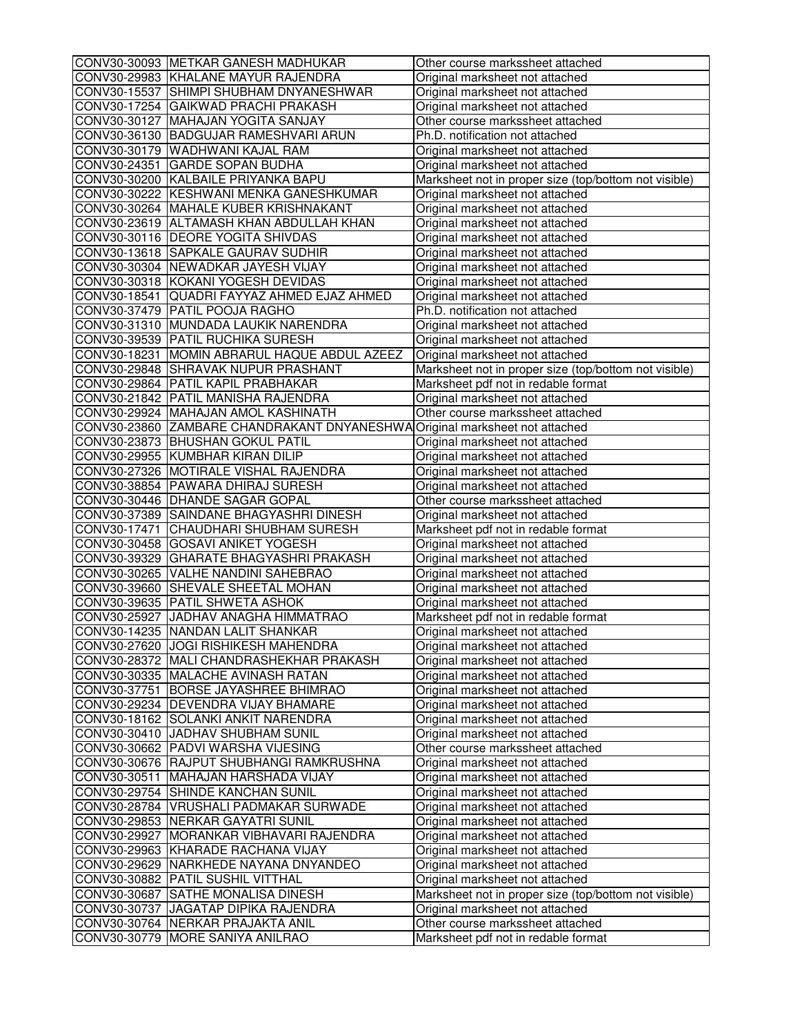| | | |
|---|---|---|
| CONV30-30093 | METKAR GANESH MADHUKAR | Other course marksheet attached |
| CONV30-29983 | KHALANE MAYUR RAJENDRA | Original marksheet not attached |
| CONV30-15537 | SHIMPI SHUBHAM DNYANESHWAR | Original marksheet not attached |
| CONV30-17254 | GAIKWAD PRACHI PRAKASH | Original marksheet not attached |
| CONV30-30127 | MAHAJAN YOGITA SANJAY | Other course marksheet attached |
| CONV30-36130 | BADGUJAR RAMESHVARI ARUN | Ph.D. notification not attached |
| CONV30-30179 | WADHWANI KAJAL RAM | Original marksheet not attached |
| CONV30-24351 | GARDE SOPAN BUDHA | Original marksheet not attached |
| CONV30-30200 | KALBAILE PRIYANKA BAPU | Marksheet not in proper size (top/bottom not visible) |
| CONV30-30222 | KESHWANI MENKA GANESHKUMAR | Original marksheet not attached |
| CONV30-30264 | MAHALE KUBER KRISHNAKANT | Original marksheet not attached |
| CONV30-23619 | ALTAMASH KHAN ABDULLAH KHAN | Original marksheet not attached |
| CONV30-30116 | DEORE YOGITA SHIVDAS | Original marksheet not attached |
| CONV30-13618 | SAPKALE GAURAV SUDHIR | Original marksheet not attached |
| CONV30-30304 | NEWADKAR JAYESH VIJAY | Original marksheet not attached |
| CONV30-30318 | KOKANI YOGESH DEVIDAS | Original marksheet not attached |
| CONV30-18541 | QUADRI FAYYAZ AHMED EJAZ AHMED | Original marksheet not attached |
| CONV30-37479 | PATIL POOJA RAGHO | Ph.D. notification not attached |
| CONV30-31310 | MUNDADA LAUKIK NARENDRA | Original marksheet not attached |
| CONV30-39539 | PATIL RUCHIKA SURESH | Original marksheet not attached |
| CONV30-18231 | MOMIN ABRARUL HAQUE ABDUL AZEEZ | Original marksheet not attached |
| CONV30-29848 | SHRAVAK NUPUR PRASHANT | Marksheet not in proper size (top/bottom not visible) |
| CONV30-29864 | PATIL KAPIL PRABHAKAR | Marksheet pdf not in redable format |
| CONV30-21842 | PATIL MANISHA RAJENDRA | Original marksheet not attached |
| CONV30-29924 | MAHAJAN AMOL KASHINATH | Other course marksheet attached |
| CONV30-23860 | ZAMBARE CHANDRAKANT DNYANESHWA | Original marksheet not attached |
| CONV30-23873 | BHUSHAN GOKUL PATIL | Original marksheet not attached |
| CONV30-29955 | KUMBHAR KIRAN DILIP | Original marksheet not attached |
| CONV30-27326 | MOTIRALE VISHAL RAJENDRA | Original marksheet not attached |
| CONV30-38854 | PAWARA DHIRAJ SURESH | Original marksheet not attached |
| CONV30-30446 | DHANDE SAGAR GOPAL | Other course marksheet attached |
| CONV30-37389 | SAINDANE BHAGYASHRI DINESH | Original marksheet not attached |
| CONV30-17471 | CHAUDHARI SHUBHAM SURESH | Marksheet pdf not in redable format |
| CONV30-30458 | GOSAVI ANIKET YOGESH | Original marksheet not attached |
| CONV30-39329 | GHARATE BHAGYASHRI PRAKASH | Original marksheet not attached |
| CONV30-30265 | VALHE NANDINI SAHEBRAO | Original marksheet not attached |
| CONV30-39660 | SHEVALE SHEETAL MOHAN | Original marksheet not attached |
| CONV30-39635 | PATIL SHWETA ASHOK | Original marksheet not attached |
| CONV30-25927 | JADHAV ANAGHA HIMMATRAO | Marksheet pdf not in redable format |
| CONV30-14235 | NANDAN LALIT SHANKAR | Original marksheet not attached |
| CONV30-27620 | JOGI RISHIKESH MAHENDRA | Original marksheet not attached |
| CONV30-28372 | MALI CHANDRASHEKHAR PRAKASH | Original marksheet not attached |
| CONV30-30335 | MALACHE AVINASH RATAN | Original marksheet not attached |
| CONV30-37751 | BORSE JAYASHREE BHIMRAO | Original marksheet not attached |
| CONV30-29234 | DEVENDRA VIJAY BHAMARE | Original marksheet not attached |
| CONV30-18162 | SOLANKI ANKIT NARENDRA | Original marksheet not attached |
| CONV30-30410 | JADHAV SHUBHAM SUNIL | Original marksheet not attached |
| CONV30-30662 | PADVI WARSHA VIJESING | Other course marksheet attached |
| CONV30-30676 | RAJPUT SHUBHANGI RAMKRUSHNA | Original marksheet not attached |
| CONV30-30511 | MAHAJAN HARSHADA VIJAY | Original marksheet not attached |
| CONV30-29754 | SHINDE KANCHAN SUNIL | Original marksheet not attached |
| CONV30-28784 | VRUSHALI PADMAKAR SURWADE | Original marksheet not attached |
| CONV30-29853 | NERKAR GAYATRI SUNIL | Original marksheet not attached |
| CONV30-29927 | MORANKAR VIBHAVARI RAJENDRA | Original marksheet not attached |
| CONV30-29963 | KHARADE RACHANA VIJAY | Original marksheet not attached |
| CONV30-29629 | NARKHEDE NAYANA DNYANDEO | Original marksheet not attached |
| CONV30-30882 | PATIL SUSHIL VITTHAL | Original marksheet not attached |
| CONV30-30687 | SATHE MONALISA DINESH | Marksheet not in proper size (top/bottom not visible) |
| CONV30-30737 | JAGATAP DIPIKA RAJENDRA | Original marksheet not attached |
| CONV30-30764 | NERKAR PRAJAKTA ANIL | Other course marksheet attached |
| CONV30-30779 | MORE SANIYA ANILRAO | Marksheet pdf not in redable format |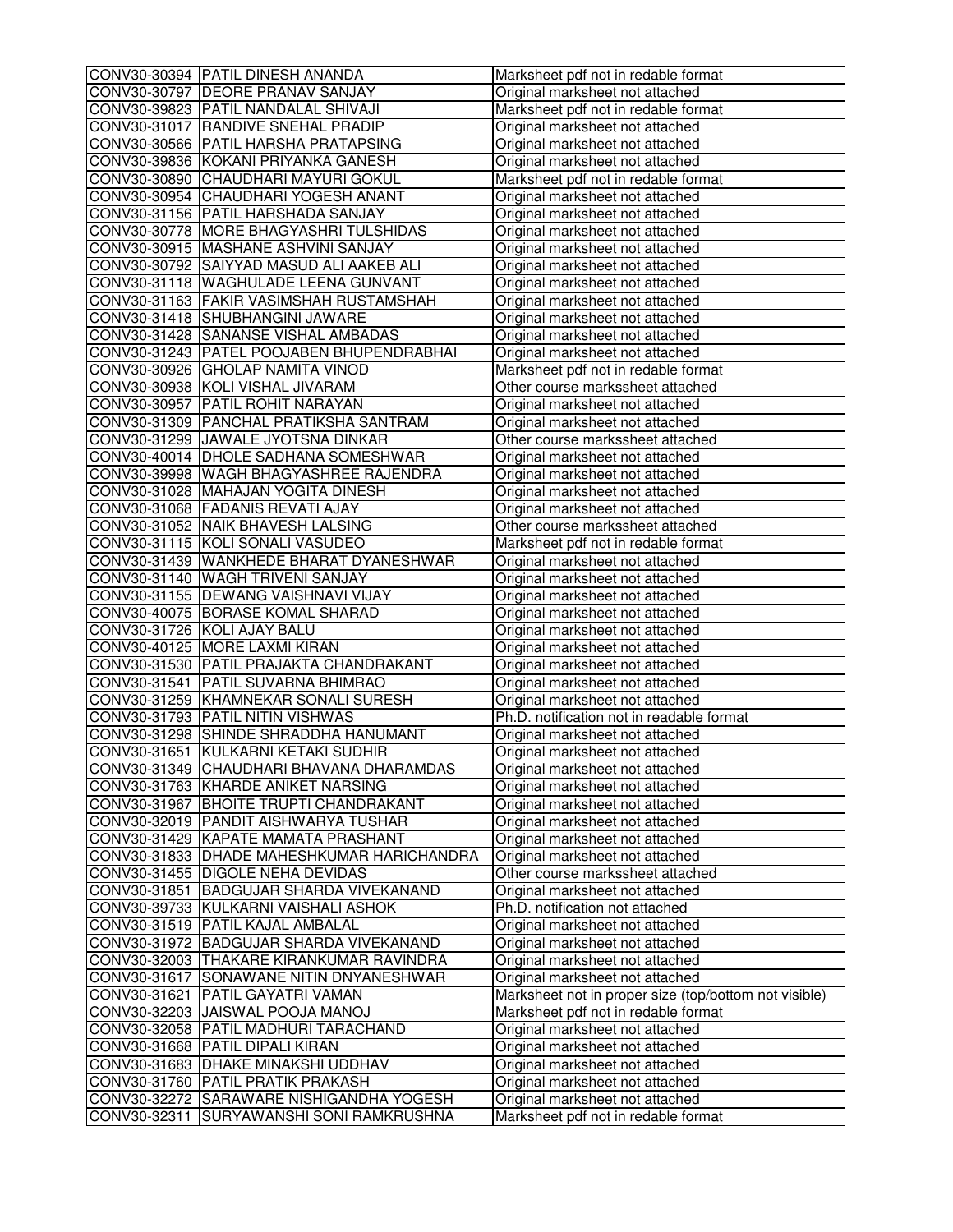| | | |
|---|---|---|
| CONV30-30394 | PATIL DINESH ANANDA | Marksheet pdf not in redable format |
| CONV30-30797 | DEORE PRANAV SANJAY | Original marksheet not attached |
| CONV30-39823 | PATIL NANDALAL SHIVAJI | Marksheet pdf not in redable format |
| CONV30-31017 | RANDIVE SNEHAL PRADIP | Original marksheet not attached |
| CONV30-30566 | PATIL HARSHA PRATAPSING | Original marksheet not attached |
| CONV30-39836 | KOKANI PRIYANKA GANESH | Original marksheet not attached |
| CONV30-30890 | CHAUDHARI MAYURI GOKUL | Marksheet pdf not in redable format |
| CONV30-30954 | CHAUDHARI YOGESH ANANT | Original marksheet not attached |
| CONV30-31156 | PATIL HARSHADA SANJAY | Original marksheet not attached |
| CONV30-30778 | MORE BHAGYASHRI TULSHIDAS | Original marksheet not attached |
| CONV30-30915 | MASHANE ASHVINI SANJAY | Original marksheet not attached |
| CONV30-30792 | SAIYYAD MASUD ALI AAKEB ALI | Original marksheet not attached |
| CONV30-31118 | WAGHULADE LEENA GUNVANT | Original marksheet not attached |
| CONV30-31163 | FAKIR VASIMSHAH RUSTAMSHAH | Original marksheet not attached |
| CONV30-31418 | SHUBHANGINI JAWARE | Original marksheet not attached |
| CONV30-31428 | SANANSE VISHAL AMBADAS | Original marksheet not attached |
| CONV30-31243 | PATEL POOJABEN BHUPENDRABHAI | Original marksheet not attached |
| CONV30-30926 | GHOLAP NAMITA VINOD | Marksheet pdf not in redable format |
| CONV30-30938 | KOLI VISHAL JIVARAM | Other course markssheet attached |
| CONV30-30957 | PATIL ROHIT NARAYAN | Original marksheet not attached |
| CONV30-31309 | PANCHAL PRATIKSHA SANTRAM | Original marksheet not attached |
| CONV30-31299 | JAWALE JYOTSNA DINKAR | Other course markssheet attached |
| CONV30-40014 | DHOLE SADHANA SOMESHWAR | Original marksheet not attached |
| CONV30-39998 | WAGH BHAGYASHREE RAJENDRA | Original marksheet not attached |
| CONV30-31028 | MAHAJAN YOGITA DINESH | Original marksheet not attached |
| CONV30-31068 | FADANIS REVATI AJAY | Original marksheet not attached |
| CONV30-31052 | NAIK BHAVESH LALSING | Other course markssheet attached |
| CONV30-31115 | KOLI SONALI VASUDEO | Marksheet pdf not in redable format |
| CONV30-31439 | WANKHEDE BHARAT DYANESHWAR | Original marksheet not attached |
| CONV30-31140 | WAGH TRIVENI SANJAY | Original marksheet not attached |
| CONV30-31155 | DEWANG VAISHNAVI VIJAY | Original marksheet not attached |
| CONV30-40075 | BORASE KOMAL SHARAD | Original marksheet not attached |
| CONV30-31726 | KOLI AJAY BALU | Original marksheet not attached |
| CONV30-40125 | MORE LAXMI KIRAN | Original marksheet not attached |
| CONV30-31530 | PATIL PRAJAKTA CHANDRAKANT | Original marksheet not attached |
| CONV30-31541 | PATIL SUVARNA BHIMRAO | Original marksheet not attached |
| CONV30-31259 | KHAMNEKAR SONALI SURESH | Original marksheet not attached |
| CONV30-31793 | PATIL NITIN VISHWAS | Ph.D. notification not in readable format |
| CONV30-31298 | SHINDE SHRADDHA HANUMANT | Original marksheet not attached |
| CONV30-31651 | KULKARNI KETAKI SUDHIR | Original marksheet not attached |
| CONV30-31349 | CHAUDHARI BHAVANA DHARAMDAS | Original marksheet not attached |
| CONV30-31763 | KHARDE ANIKET NARSING | Original marksheet not attached |
| CONV30-31967 | BHOITE TRUPTI CHANDRAKANT | Original marksheet not attached |
| CONV30-32019 | PANDIT AISHWARYA TUSHAR | Original marksheet not attached |
| CONV30-31429 | KAPATE MAMATA PRASHANT | Original marksheet not attached |
| CONV30-31833 | DHADE MAHESHKUMAR HARICHANDRA | Original marksheet not attached |
| CONV30-31455 | DIGOLE NEHA DEVIDAS | Other course markssheet attached |
| CONV30-31851 | BADGUJAR SHARDA VIVEKANAND | Original marksheet not attached |
| CONV30-39733 | KULKARNI VAISHALI ASHOK | Ph.D. notification not attached |
| CONV30-31519 | PATIL KAJAL AMBALAL | Original marksheet not attached |
| CONV30-31972 | BADGUJAR SHARDA VIVEKANAND | Original marksheet not attached |
| CONV30-32003 | THAKARE KIRANKUMAR RAVINDRA | Original marksheet not attached |
| CONV30-31617 | SONAWANE NITIN DNYANESHWAR | Original marksheet not attached |
| CONV30-31621 | PATIL GAYATRI VAMAN | Marksheet not in proper size (top/bottom not visible) |
| CONV30-32203 | JAISWAL POOJA MANOJ | Marksheet pdf not in redable format |
| CONV30-32058 | PATIL MADHURI TARACHAND | Original marksheet not attached |
| CONV30-31668 | PATIL DIPALI KIRAN | Original marksheet not attached |
| CONV30-31683 | DHAKE MINAKSHI UDDHAV | Original marksheet not attached |
| CONV30-31760 | PATIL PRATIK PRAKASH | Original marksheet not attached |
| CONV30-32272 | SARAWARE NISHIGANDHA YOGESH | Original marksheet not attached |
| CONV30-32311 | SURYAWANSHI SONI RAMKRUSHNA | Marksheet pdf not in redable format |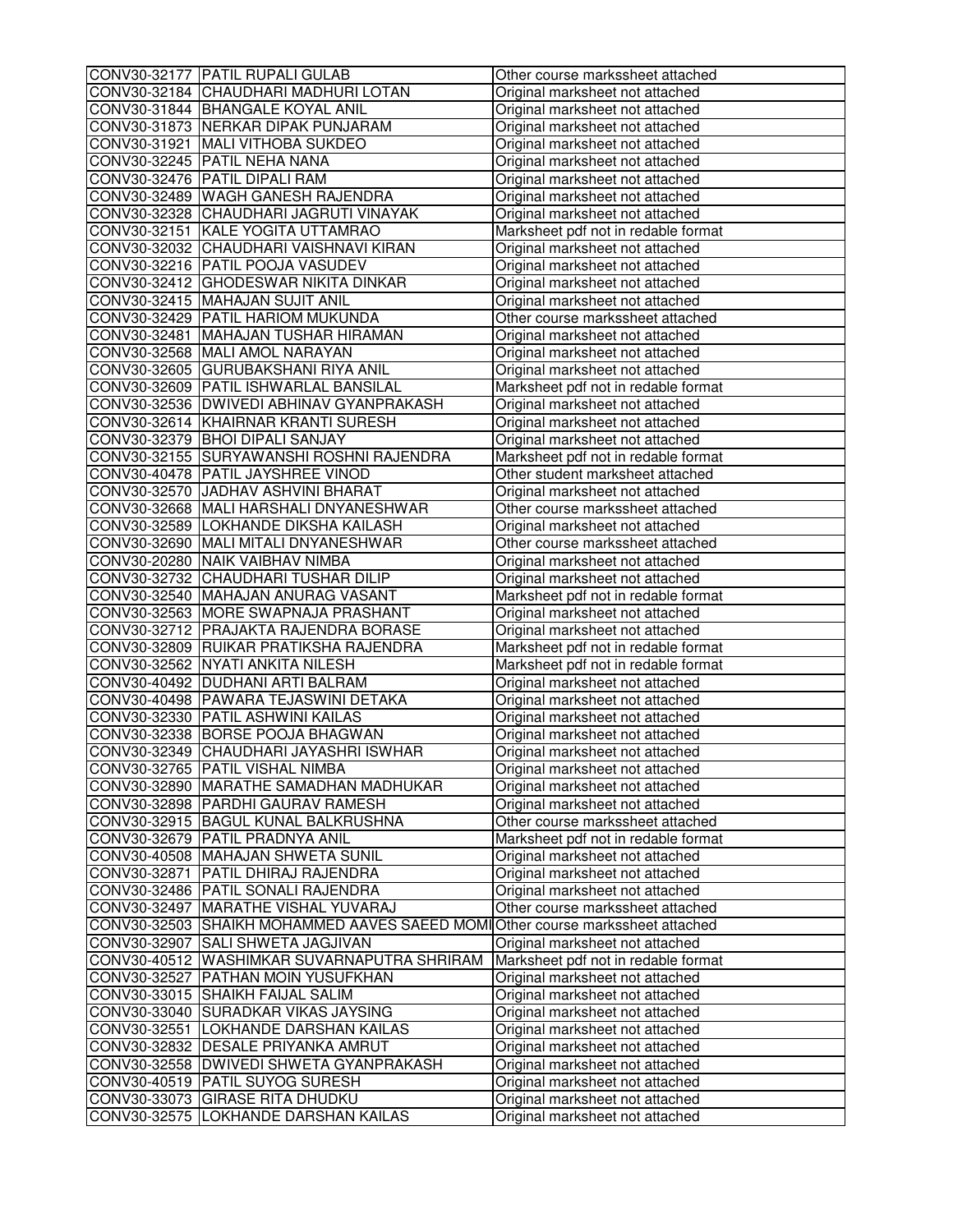| | | |
|---|---|---|
| CONV30-32177 | PATIL RUPALI GULAB | Other course markssheet attached |
| CONV30-32184 | CHAUDHARI MADHURI LOTAN | Original marksheet not attached |
| CONV30-31844 | BHANGALE KOYAL ANIL | Original marksheet not attached |
| CONV30-31873 | NERKAR DIPAK PUNJARAM | Original marksheet not attached |
| CONV30-31921 | MALI VITHOBA SUKDEO | Original marksheet not attached |
| CONV30-32245 | PATIL NEHA NANA | Original marksheet not attached |
| CONV30-32476 | PATIL DIPALI RAM | Original marksheet not attached |
| CONV30-32489 | WAGH GANESH RAJENDRA | Original marksheet not attached |
| CONV30-32328 | CHAUDHARI JAGRUTI VINAYAK | Original marksheet not attached |
| CONV30-32151 | KALE YOGITA UTTAMRAO | Marksheet pdf not in redable format |
| CONV30-32032 | CHAUDHARI VAISHNAVI KIRAN | Original marksheet not attached |
| CONV30-32216 | PATIL POOJA VASUDEV | Original marksheet not attached |
| CONV30-32412 | GHODESWAR NIKITA DINKAR | Original marksheet not attached |
| CONV30-32415 | MAHAJAN SUJIT ANIL | Original marksheet not attached |
| CONV30-32429 | PATIL HARIOM MUKUNDA | Other course markssheet attached |
| CONV30-32481 | MAHAJAN TUSHAR HIRAMAN | Original marksheet not attached |
| CONV30-32568 | MALI AMOL NARAYAN | Original marksheet not attached |
| CONV30-32605 | GURUBAKSHANI RIYA ANIL | Original marksheet not attached |
| CONV30-32609 | PATIL ISHWARLAL BANSILAL | Marksheet pdf not in redable format |
| CONV30-32536 | DWIVEDI ABHINAV GYANPRAKASH | Original marksheet not attached |
| CONV30-32614 | KHAIRNAR KRANTI SURESH | Original marksheet not attached |
| CONV30-32379 | BHOI DIPALI SANJAY | Original marksheet not attached |
| CONV30-32155 | SURYAWANSHI ROSHNI RAJENDRA | Marksheet pdf not in redable format |
| CONV30-40478 | PATIL JAYSHREE VINOD | Other student marksheet attached |
| CONV30-32570 | JADHAV ASHVINI BHARAT | Original marksheet not attached |
| CONV30-32668 | MALI HARSHALI DNYANESHWAR | Other course markssheet attached |
| CONV30-32589 | LOKHANDE DIKSHA KAILASH | Original marksheet not attached |
| CONV30-32690 | MALI MITALI DNYANESHWAR | Other course markssheet attached |
| CONV30-20280 | NAIK VAIBHAV NIMBA | Original marksheet not attached |
| CONV30-32732 | CHAUDHARI TUSHAR DILIP | Original marksheet not attached |
| CONV30-32540 | MAHAJAN ANURAG VASANT | Marksheet pdf not in redable format |
| CONV30-32563 | MORE SWAPNAJA PRASHANT | Original marksheet not attached |
| CONV30-32712 | PRAJAKTA RAJENDRA BORASE | Original marksheet not attached |
| CONV30-32809 | RUIKAR PRATIKSHA RAJENDRA | Marksheet pdf not in redable format |
| CONV30-32562 | NYATI ANKITA NILESH | Marksheet pdf not in redable format |
| CONV30-40492 | DUDHANI ARTI BALRAM | Original marksheet not attached |
| CONV30-40498 | PAWARA TEJASWINI DETAKA | Original marksheet not attached |
| CONV30-32330 | PATIL ASHWINI KAILAS | Original marksheet not attached |
| CONV30-32338 | BORSE POOJA BHAGWAN | Original marksheet not attached |
| CONV30-32349 | CHAUDHARI JAYASHRI ISWHAR | Original marksheet not attached |
| CONV30-32765 | PATIL VISHAL NIMBA | Original marksheet not attached |
| CONV30-32890 | MARATHE SAMADHAN MADHUKAR | Original marksheet not attached |
| CONV30-32898 | PARDHI GAURAV RAMESH | Original marksheet not attached |
| CONV30-32915 | BAGUL KUNAL BALKRUSHNA | Other course markssheet attached |
| CONV30-32679 | PATIL PRADNYA ANIL | Marksheet pdf not in redable format |
| CONV30-40508 | MAHAJAN SHWETA SUNIL | Original marksheet not attached |
| CONV30-32871 | PATIL DHIRAJ RAJENDRA | Original marksheet not attached |
| CONV30-32486 | PATIL SONALI RAJENDRA | Original marksheet not attached |
| CONV30-32497 | MARATHE VISHAL YUVARAJ | Other course markssheet attached |
| CONV30-32503 | SHAIKH MOHAMMED AAVES SAEED MOMI | Other course markssheet attached |
| CONV30-32907 | SALI SHWETA JAGJIVAN | Original marksheet not attached |
| CONV30-40512 | WASHIMKAR SUVARNAPUTRA SHRIRAM | Marksheet pdf not in redable format |
| CONV30-32527 | PATHAN MOIN YUSUFKHAN | Original marksheet not attached |
| CONV30-33015 | SHAIKH FAIJAL SALIM | Original marksheet not attached |
| CONV30-33040 | SURADKAR VIKAS JAYSING | Original marksheet not attached |
| CONV30-32551 | LOKHANDE DARSHAN KAILAS | Original marksheet not attached |
| CONV30-32832 | DESALE PRIYANKA AMRUT | Original marksheet not attached |
| CONV30-32558 | DWIVEDI SHWETA GYANPRAKASH | Original marksheet not attached |
| CONV30-40519 | PATIL SUYOG SURESH | Original marksheet not attached |
| CONV30-33073 | GIRASE RITA DHUDKU | Original marksheet not attached |
| CONV30-32575 | LOKHANDE DARSHAN KAILAS | Original marksheet not attached |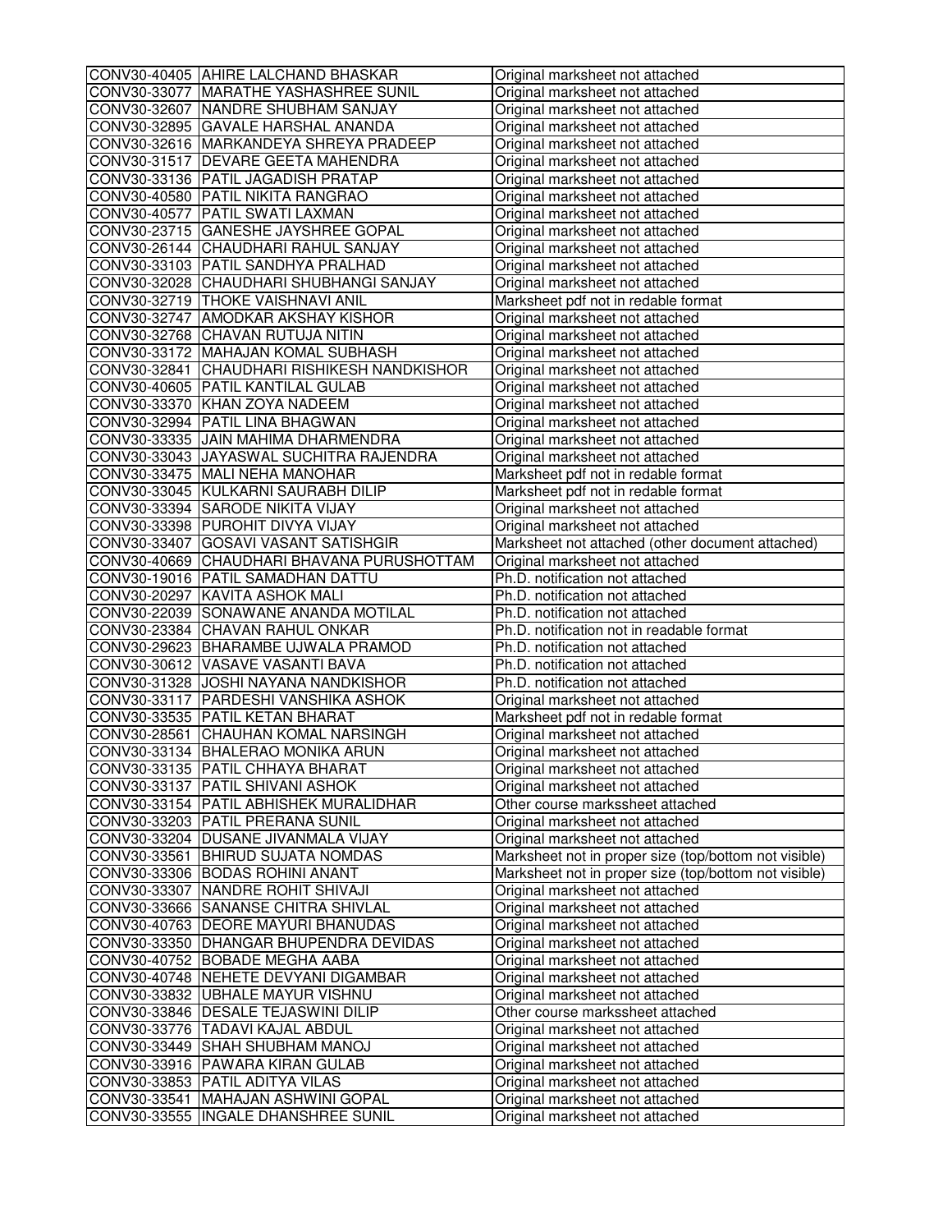| | | |
|---|---|---|
| CONV30-40405 | AHIRE LALCHAND BHASKAR | Original marksheet not attached |
| CONV30-33077 | MARATHE YASHASHREE SUNIL | Original marksheet not attached |
| CONV30-32607 | NANDRE SHUBHAM SANJAY | Original marksheet not attached |
| CONV30-32895 | GAVALE HARSHAL ANANDA | Original marksheet not attached |
| CONV30-32616 | MARKANDEYA SHREYA PRADEEP | Original marksheet not attached |
| CONV30-31517 | DEVARE GEETA MAHENDRA | Original marksheet not attached |
| CONV30-33136 | PATIL JAGADISH PRATAP | Original marksheet not attached |
| CONV30-40580 | PATIL NIKITA RANGRAO | Original marksheet not attached |
| CONV30-40577 | PATIL SWATI LAXMAN | Original marksheet not attached |
| CONV30-23715 | GANESHE JAYSHREE GOPAL | Original marksheet not attached |
| CONV30-26144 | CHAUDHARI RAHUL SANJAY | Original marksheet not attached |
| CONV30-33103 | PATIL SANDHYA PRALHAD | Original marksheet not attached |
| CONV30-32028 | CHAUDHARI SHUBHANGI SANJAY | Original marksheet not attached |
| CONV30-32719 | THOKE VAISHNAVI ANIL | Marksheet pdf not in redable format |
| CONV30-32747 | AMODKAR AKSHAY KISHOR | Original marksheet not attached |
| CONV30-32768 | CHAVAN RUTUJA NITIN | Original marksheet not attached |
| CONV30-33172 | MAHAJAN KOMAL SUBHASH | Original marksheet not attached |
| CONV30-32841 | CHAUDHARI RISHIKESH NANDKISHOR | Original marksheet not attached |
| CONV30-40605 | PATIL KANTILAL GULAB | Original marksheet not attached |
| CONV30-33370 | KHAN ZOYA NADEEM | Original marksheet not attached |
| CONV30-32994 | PATIL LINA BHAGWAN | Original marksheet not attached |
| CONV30-33335 | JAIN MAHIMA DHARMENDRA | Original marksheet not attached |
| CONV30-33043 | JAYASWAL SUCHITRA RAJENDRA | Original marksheet not attached |
| CONV30-33475 | MALI NEHA MANOHAR | Marksheet pdf not in redable format |
| CONV30-33045 | KULKARNI SAURABH DILIP | Marksheet pdf not in redable format |
| CONV30-33394 | SARODE NIKITA VIJAY | Original marksheet not attached |
| CONV30-33398 | PUROHIT DIVYA VIJAY | Original marksheet not attached |
| CONV30-33407 | GOSAVI VASANT SATISHGIR | Marksheet not attached (other document attached) |
| CONV30-40669 | CHAUDHARI BHAVANA PURUSHOTTAM | Original marksheet not attached |
| CONV30-19016 | PATIL SAMADHAN DATTU | Ph.D. notification not attached |
| CONV30-20297 | KAVITA ASHOK MALI | Ph.D. notification not attached |
| CONV30-22039 | SONAWANE ANANDA MOTILAL | Ph.D. notification not attached |
| CONV30-23384 | CHAVAN RAHUL ONKAR | Ph.D. notification not in readable format |
| CONV30-29623 | BHARAMBE UJWALA PRAMOD | Ph.D. notification not attached |
| CONV30-30612 | VASAVE VASANTI BAVA | Ph.D. notification not attached |
| CONV30-31328 | JOSHI NAYANA NANDKISHOR | Ph.D. notification not attached |
| CONV30-33117 | PARDESHI VANSHIKA ASHOK | Original marksheet not attached |
| CONV30-33535 | PATIL KETAN BHARAT | Marksheet pdf not in redable format |
| CONV30-28561 | CHAUHAN KOMAL NARSINGH | Original marksheet not attached |
| CONV30-33134 | BHALERAO MONIKA ARUN | Original marksheet not attached |
| CONV30-33135 | PATIL CHHAYA BHARAT | Original marksheet not attached |
| CONV30-33137 | PATIL SHIVANI ASHOK | Original marksheet not attached |
| CONV30-33154 | PATIL ABHISHEK MURALIDHAR | Other course markssheet attached |
| CONV30-33203 | PATIL PRERANA SUNIL | Original marksheet not attached |
| CONV30-33204 | DUSANE JIVANMALA VIJAY | Original marksheet not attached |
| CONV30-33561 | BHIRUD SUJATA NOMDAS | Marksheet not in proper size (top/bottom not visible) |
| CONV30-33306 | BODAS ROHINI ANANT | Marksheet not in proper size (top/bottom not visible) |
| CONV30-33307 | NANDRE ROHIT SHIVAJI | Original marksheet not attached |
| CONV30-33666 | SANANSE CHITRA SHIVLAL | Original marksheet not attached |
| CONV30-40763 | DEORE MAYURI BHANUDAS | Original marksheet not attached |
| CONV30-33350 | DHANGAR BHUPENDRA DEVIDAS | Original marksheet not attached |
| CONV30-40752 | BOBADE MEGHA AABA | Original marksheet not attached |
| CONV30-40748 | NEHETE DEVYANI DIGAMBAR | Original marksheet not attached |
| CONV30-33832 | UBHALE MAYUR VISHNU | Original marksheet not attached |
| CONV30-33846 | DESALE TEJASWINI DILIP | Other course markssheet attached |
| CONV30-33776 | TADAVI KAJAL ABDUL | Original marksheet not attached |
| CONV30-33449 | SHAH SHUBHAM MANOJ | Original marksheet not attached |
| CONV30-33916 | PAWARA KIRAN GULAB | Original marksheet not attached |
| CONV30-33853 | PATIL ADITYA VILAS | Original marksheet not attached |
| CONV30-33541 | MAHAJAN ASHWINI GOPAL | Original marksheet not attached |
| CONV30-33555 | INGALE DHANSHREE SUNIL | Original marksheet not attached |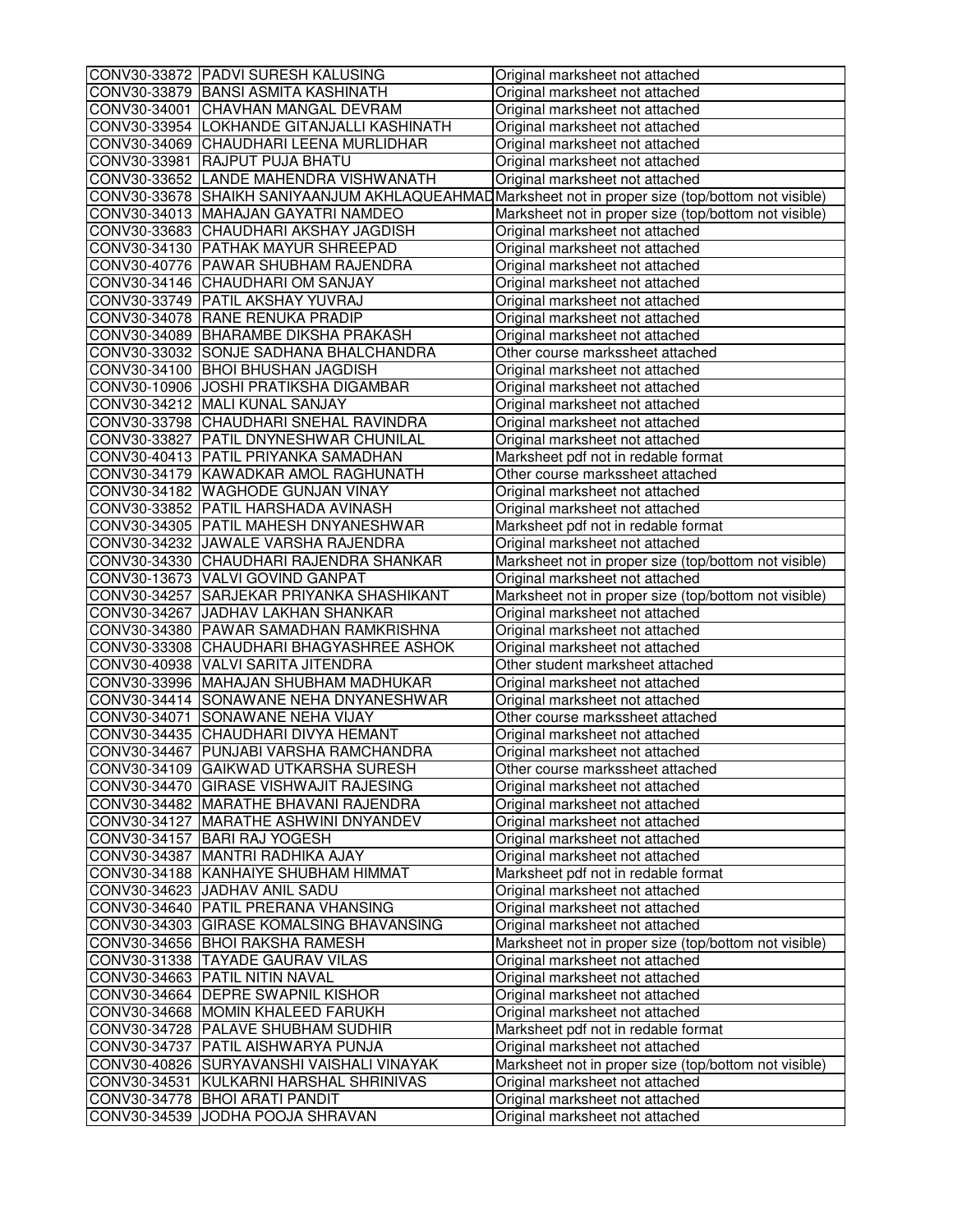| | | |
|---|---|---|
| CONV30-33872 | PADVI SURESH KALUSING | Original marksheet not attached |
| CONV30-33879 | BANSI ASMITA KASHINATH | Original marksheet not attached |
| CONV30-34001 | CHAVHAN MANGAL DEVRAM | Original marksheet not attached |
| CONV30-33954 | LOKHANDE GITANJALLI KASHINATH | Original marksheet not attached |
| CONV30-34069 | CHAUDHARI LEENA MURLIDHAR | Original marksheet not attached |
| CONV30-33981 | RAJPUT PUJA BHATU | Original marksheet not attached |
| CONV30-33652 | LANDE MAHENDRA VISHWANATH | Original marksheet not attached |
| CONV30-33678 | SHAIKH SANIYAANJUM AKHLAQUEAHMAD | Marksheet not in proper size (top/bottom not visible) |
| CONV30-34013 | MAHAJAN GAYATRI NAMDEO | Marksheet not in proper size (top/bottom not visible) |
| CONV30-33683 | CHAUDHARI AKSHAY JAGDISH | Original marksheet not attached |
| CONV30-34130 | PATHAK MAYUR SHREEPAD | Original marksheet not attached |
| CONV30-40776 | PAWAR SHUBHAM RAJENDRA | Original marksheet not attached |
| CONV30-34146 | CHAUDHARI OM SANJAY | Original marksheet not attached |
| CONV30-33749 | PATIL AKSHAY YUVRAJ | Original marksheet not attached |
| CONV30-34078 | RANE RENUKA PRADIP | Original marksheet not attached |
| CONV30-34089 | BHARAMBE DIKSHA PRAKASH | Original marksheet not attached |
| CONV30-33032 | SONJE SADHANA BHALCHANDRA | Other course markssheet attached |
| CONV30-34100 | BHOI BHUSHAN JAGDISH | Original marksheet not attached |
| CONV30-10906 | JOSHI PRATIKSHA DIGAMBAR | Original marksheet not attached |
| CONV30-34212 | MALI KUNAL SANJAY | Original marksheet not attached |
| CONV30-33798 | CHAUDHARI SNEHAL RAVINDRA | Original marksheet not attached |
| CONV30-33827 | PATIL DNYNESHWAR CHUNILAL | Original marksheet not attached |
| CONV30-40413 | PATIL PRIYANKA SAMADHAN | Marksheet pdf not in redable format |
| CONV30-34179 | KAWADKAR AMOL RAGHUNATH | Other course markssheet attached |
| CONV30-34182 | WAGHODE GUNJAN VINAY | Original marksheet not attached |
| CONV30-33852 | PATIL HARSHADA AVINASH | Original marksheet not attached |
| CONV30-34305 | PATIL MAHESH DNYANESHWAR | Marksheet pdf not in redable format |
| CONV30-34232 | JAWALE VARSHA RAJENDRA | Original marksheet not attached |
| CONV30-34330 | CHAUDHARI RAJENDRA SHANKAR | Marksheet not in proper size (top/bottom not visible) |
| CONV30-13673 | VALVI GOVIND GANPAT | Original marksheet not attached |
| CONV30-34257 | SARJEKAR PRIYANKA SHASHIKANT | Marksheet not in proper size (top/bottom not visible) |
| CONV30-34267 | JADHAV LAKHAN SHANKAR | Original marksheet not attached |
| CONV30-34380 | PAWAR SAMADHAN RAMKRISHNA | Original marksheet not attached |
| CONV30-33308 | CHAUDHARI BHAGYASHREE ASHOK | Original marksheet not attached |
| CONV30-40938 | VALVI SARITA JITENDRA | Other student marksheet attached |
| CONV30-33996 | MAHAJAN SHUBHAM MADHUKAR | Original marksheet not attached |
| CONV30-34414 | SONAWANE NEHA DNYANESHWAR | Original marksheet not attached |
| CONV30-34071 | SONAWANE NEHA VIJAY | Other course markssheet attached |
| CONV30-34435 | CHAUDHARI DIVYA HEMANT | Original marksheet not attached |
| CONV30-34467 | PUNJABI VARSHA RAMCHANDRA | Original marksheet not attached |
| CONV30-34109 | GAIKWAD UTKARSHA SURESH | Other course markssheet attached |
| CONV30-34470 | GIRASE VISHWAJIT RAJESING | Original marksheet not attached |
| CONV30-34482 | MARATHE BHAVANI RAJENDRA | Original marksheet not attached |
| CONV30-34127 | MARATHE ASHWINI DNYANDEV | Original marksheet not attached |
| CONV30-34157 | BARI RAJ YOGESH | Original marksheet not attached |
| CONV30-34387 | MANTRI RADHIKA AJAY | Original marksheet not attached |
| CONV30-34188 | KANHAIYE SHUBHAM HIMMAT | Marksheet pdf not in redable format |
| CONV30-34623 | JADHAV ANIL SADU | Original marksheet not attached |
| CONV30-34640 | PATIL PRERANA VHANSING | Original marksheet not attached |
| CONV30-34303 | GIRASE KOMALSING BHAVANSING | Original marksheet not attached |
| CONV30-34656 | BHOI RAKSHA RAMESH | Marksheet not in proper size (top/bottom not visible) |
| CONV30-31338 | TAYADE GAURAV VILAS | Original marksheet not attached |
| CONV30-34663 | PATIL NITIN NAVAL | Original marksheet not attached |
| CONV30-34664 | DEPRE SWAPNIL KISHOR | Original marksheet not attached |
| CONV30-34668 | MOMIN KHALEED FARUKH | Original marksheet not attached |
| CONV30-34728 | PALAVE SHUBHAM SUDHIR | Marksheet pdf not in redable format |
| CONV30-34737 | PATIL AISHWARYA PUNJA | Original marksheet not attached |
| CONV30-40826 | SURYAVANSHI VAISHALI VINAYAK | Marksheet not in proper size (top/bottom not visible) |
| CONV30-34531 | KULKARNI HARSHAL SHRINIVAS | Original marksheet not attached |
| CONV30-34778 | BHOI ARATI PANDIT | Original marksheet not attached |
| CONV30-34539 | JODHA POOJA SHRAVAN | Original marksheet not attached |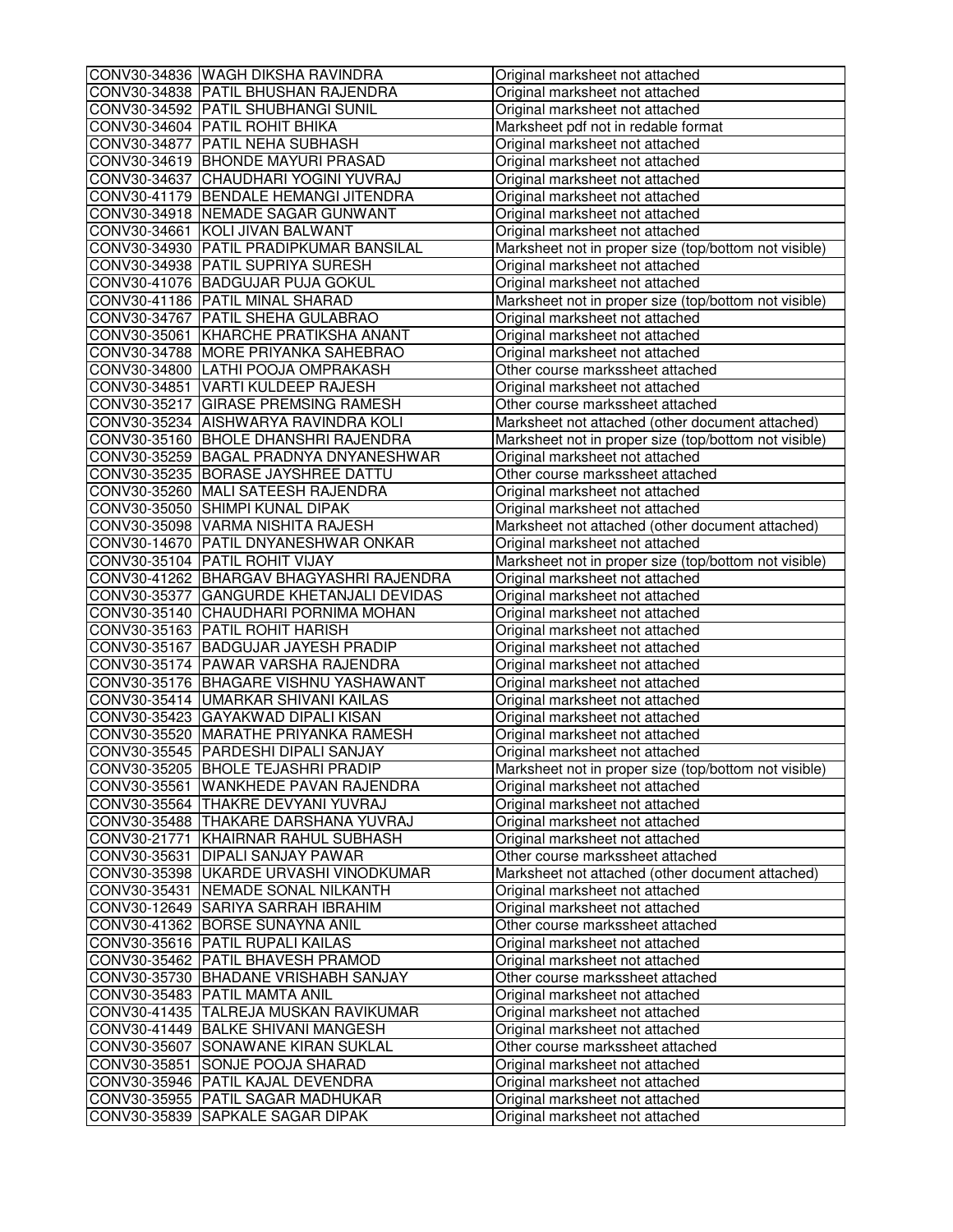| | | |
|---|---|---|
| CONV30-34836 | WAGH DIKSHA RAVINDRA | Original marksheet not attached |
| CONV30-34838 | PATIL BHUSHAN RAJENDRA | Original marksheet not attached |
| CONV30-34592 | PATIL SHUBHANGI SUNIL | Original marksheet not attached |
| CONV30-34604 | PATIL ROHIT BHIKA | Marksheet pdf not in redable format |
| CONV30-34877 | PATIL NEHA SUBHASH | Original marksheet not attached |
| CONV30-34619 | BHONDE MAYURI PRASAD | Original marksheet not attached |
| CONV30-34637 | CHAUDHARI YOGINI YUVRAJ | Original marksheet not attached |
| CONV30-41179 | BENDALE HEMANGI JITENDRA | Original marksheet not attached |
| CONV30-34918 | NEMADE SAGAR GUNWANT | Original marksheet not attached |
| CONV30-34661 | KOLI JIVAN BALWANT | Original marksheet not attached |
| CONV30-34930 | PATIL PRADIPKUMAR BANSILAL | Marksheet not in proper size (top/bottom not visible) |
| CONV30-34938 | PATIL SUPRIYA SURESH | Original marksheet not attached |
| CONV30-41076 | BADGUJAR PUJA GOKUL | Original marksheet not attached |
| CONV30-41186 | PATIL MINAL SHARAD | Marksheet not in proper size (top/bottom not visible) |
| CONV30-34767 | PATIL SHEHA GULABRAO | Original marksheet not attached |
| CONV30-35061 | KHARCHE PRATIKSHA ANANT | Original marksheet not attached |
| CONV30-34788 | MORE PRIYANKA SAHEBRAO | Original marksheet not attached |
| CONV30-34800 | LATHI POOJA OMPRAKASH | Other course markssheet attached |
| CONV30-34851 | VARTI KULDEEP RAJESH | Original marksheet not attached |
| CONV30-35217 | GIRASE PREMSING RAMESH | Other course markssheet attached |
| CONV30-35234 | AISHWARYA RAVINDRA KOLI | Marksheet not attached (other document attached) |
| CONV30-35160 | BHOLE DHANSHRI RAJENDRA | Marksheet not in proper size (top/bottom not visible) |
| CONV30-35259 | BAGAL PRADNYA DNYANESHWAR | Original marksheet not attached |
| CONV30-35235 | BORASE JAYSHREE DATTU | Other course markssheet attached |
| CONV30-35260 | MALI SATEESH RAJENDRA | Original marksheet not attached |
| CONV30-35050 | SHIMPI KUNAL DIPAK | Original marksheet not attached |
| CONV30-35098 | VARMA NISHITA RAJESH | Marksheet not attached (other document attached) |
| CONV30-14670 | PATIL DNYANESHWAR ONKAR | Original marksheet not attached |
| CONV30-35104 | PATIL ROHIT VIJAY | Marksheet not in proper size (top/bottom not visible) |
| CONV30-41262 | BHARGAV BHAGYASHRI RAJENDRA | Original marksheet not attached |
| CONV30-35377 | GANGURDE KHETANJALI DEVIDAS | Original marksheet not attached |
| CONV30-35140 | CHAUDHARI PORNIMA MOHAN | Original marksheet not attached |
| CONV30-35163 | PATIL ROHIT HARISH | Original marksheet not attached |
| CONV30-35167 | BADGUJAR JAYESH PRADIP | Original marksheet not attached |
| CONV30-35174 | PAWAR VARSHA RAJENDRA | Original marksheet not attached |
| CONV30-35176 | BHAGARE VISHNU YASHAWANT | Original marksheet not attached |
| CONV30-35414 | UMARKAR SHIVANI KAILAS | Original marksheet not attached |
| CONV30-35423 | GAYAKWAD DIPALI KISAN | Original marksheet not attached |
| CONV30-35520 | MARATHE PRIYANKA RAMESH | Original marksheet not attached |
| CONV30-35545 | PARDESHI DIPALI SANJAY | Original marksheet not attached |
| CONV30-35205 | BHOLE TEJASHRI PRADIP | Marksheet not in proper size (top/bottom not visible) |
| CONV30-35561 | WANKHEDE PAVAN RAJENDRA | Original marksheet not attached |
| CONV30-35564 | THAKRE DEVYANI YUVRAJ | Original marksheet not attached |
| CONV30-35488 | THAKARE DARSHANA YUVRAJ | Original marksheet not attached |
| CONV30-21771 | KHAIRNAR RAHUL SUBHASH | Original marksheet not attached |
| CONV30-35631 | DIPALI SANJAY PAWAR | Other course markssheet attached |
| CONV30-35398 | UKARDE URVASHI VINODKUMAR | Marksheet not attached (other document attached) |
| CONV30-35431 | NEMADE SONAL NILKANTH | Original marksheet not attached |
| CONV30-12649 | SARIYA SARRAH IBRAHIM | Original marksheet not attached |
| CONV30-41362 | BORSE SUNAYNA ANIL | Other course markssheet attached |
| CONV30-35616 | PATIL RUPALI KAILAS | Original marksheet not attached |
| CONV30-35462 | PATIL BHAVESH PRAMOD | Original marksheet not attached |
| CONV30-35730 | BHADANE VRISHABH SANJAY | Other course markssheet attached |
| CONV30-35483 | PATIL MAMTA ANIL | Original marksheet not attached |
| CONV30-41435 | TALREJA MUSKAN RAVIKUMAR | Original marksheet not attached |
| CONV30-41449 | BALKE SHIVANI MANGESH | Original marksheet not attached |
| CONV30-35607 | SONAWANE KIRAN SUKLAL | Other course markssheet attached |
| CONV30-35851 | SONJE POOJA SHARAD | Original marksheet not attached |
| CONV30-35946 | PATIL KAJAL DEVENDRA | Original marksheet not attached |
| CONV30-35955 | PATIL SAGAR MADHUKAR | Original marksheet not attached |
| CONV30-35839 | SAPKALE SAGAR DIPAK | Original marksheet not attached |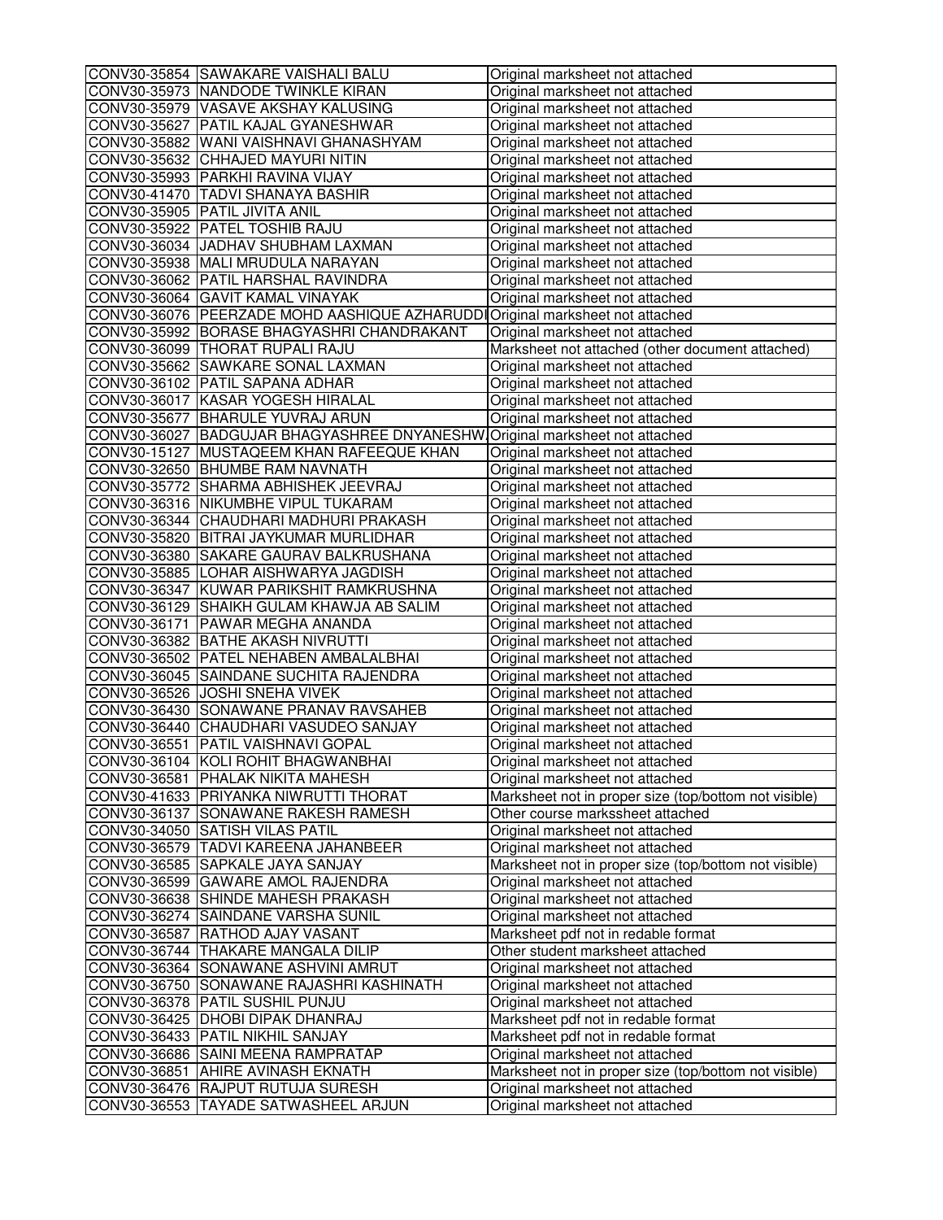| | | |
|---|---|---|
| CONV30-35854 | SAWAKARE VAISHALI BALU | Original marksheet not attached |
| CONV30-35973 | NANDODE TWINKLE KIRAN | Original marksheet not attached |
| CONV30-35979 | VASAVE AKSHAY KALUSING | Original marksheet not attached |
| CONV30-35627 | PATIL KAJAL GYANESHWAR | Original marksheet not attached |
| CONV30-35882 | WANI VAISHNAVI GHANASHYAM | Original marksheet not attached |
| CONV30-35632 | CHHAJED MAYURI NITIN | Original marksheet not attached |
| CONV30-35993 | PARKHI RAVINA VIJAY | Original marksheet not attached |
| CONV30-41470 | TADVI SHANAYA BASHIR | Original marksheet not attached |
| CONV30-35905 | PATIL JIVITA ANIL | Original marksheet not attached |
| CONV30-35922 | PATEL TOSHIB RAJU | Original marksheet not attached |
| CONV30-36034 | JADHAV SHUBHAM LAXMAN | Original marksheet not attached |
| CONV30-35938 | MALI MRUDULA NARAYAN | Original marksheet not attached |
| CONV30-36062 | PATIL HARSHAL RAVINDRA | Original marksheet not attached |
| CONV30-36064 | GAVIT KAMAL VINAYAK | Original marksheet not attached |
| CONV30-36076 | PEERZADE MOHD AASHIQUE AZHARUDDI | Original marksheet not attached |
| CONV30-35992 | BORASE BHAGYASHRI CHANDRAKANT | Original marksheet not attached |
| CONV30-36099 | THORAT RUPALI RAJU | Marksheet not attached (other document attached) |
| CONV30-35662 | SAWKARE SONAL LAXMAN | Original marksheet not attached |
| CONV30-36102 | PATIL SAPANA ADHAR | Original marksheet not attached |
| CONV30-36017 | KASAR YOGESH HIRALAL | Original marksheet not attached |
| CONV30-35677 | BHARULE YUVRAJ ARUN | Original marksheet not attached |
| CONV30-36027 | BADGUJAR BHAGYASHREE DNYANESHW | Original marksheet not attached |
| CONV30-15127 | MUSTAQEEM KHAN RAFEEQUE KHAN | Original marksheet not attached |
| CONV30-32650 | BHUMBE RAM NAVNATH | Original marksheet not attached |
| CONV30-35772 | SHARMA ABHISHEK JEEVRAJ | Original marksheet not attached |
| CONV30-36316 | NIKUMBHE VIPUL TUKARAM | Original marksheet not attached |
| CONV30-36344 | CHAUDHARI MADHURI PRAKASH | Original marksheet not attached |
| CONV30-35820 | BITRAI JAYKUMAR MURLIDHAR | Original marksheet not attached |
| CONV30-36380 | SAKARE GAURAV BALKRUSHANA | Original marksheet not attached |
| CONV30-35885 | LOHAR AISHWARYA JAGDISH | Original marksheet not attached |
| CONV30-36347 | KUWAR PARIKSHIT RAMKRUSHNA | Original marksheet not attached |
| CONV30-36129 | SHAIKH GULAM KHAWJA AB SALIM | Original marksheet not attached |
| CONV30-36171 | PAWAR MEGHA ANANDA | Original marksheet not attached |
| CONV30-36382 | BATHE AKASH NIVRUTTI | Original marksheet not attached |
| CONV30-36502 | PATEL NEHABEN AMBALALBHAI | Original marksheet not attached |
| CONV30-36045 | SAINDANE SUCHITA RAJENDRA | Original marksheet not attached |
| CONV30-36526 | JOSHI SNEHA VIVEK | Original marksheet not attached |
| CONV30-36430 | SONAWANE PRANAV RAVSAHEB | Original marksheet not attached |
| CONV30-36440 | CHAUDHARI VASUDEO SANJAY | Original marksheet not attached |
| CONV30-36551 | PATIL VAISHNAVI GOPAL | Original marksheet not attached |
| CONV30-36104 | KOLI ROHIT BHAGWANBHAI | Original marksheet not attached |
| CONV30-36581 | PHALAK NIKITA MAHESH | Original marksheet not attached |
| CONV30-41633 | PRIYANKA NIWRUTTI THORAT | Marksheet not in proper size (top/bottom not visible) |
| CONV30-36137 | SONAWANE RAKESH RAMESH | Other course markssheet attached |
| CONV30-34050 | SATISH VILAS PATIL | Original marksheet not attached |
| CONV30-36579 | TADVI KAREENA JAHANBEER | Original marksheet not attached |
| CONV30-36585 | SAPKALE JAYA SANJAY | Marksheet not in proper size (top/bottom not visible) |
| CONV30-36599 | GAWARE AMOL RAJENDRA | Original marksheet not attached |
| CONV30-36638 | SHINDE MAHESH PRAKASH | Original marksheet not attached |
| CONV30-36274 | SAINDANE VARSHA SUNIL | Original marksheet not attached |
| CONV30-36587 | RATHOD AJAY VASANT | Marksheet pdf not in redable format |
| CONV30-36744 | THAKARE MANGALA DILIP | Other student marksheet attached |
| CONV30-36364 | SONAWANE ASHVINI AMRUT | Original marksheet not attached |
| CONV30-36750 | SONAWANE RAJASHRI KASHINATH | Original marksheet not attached |
| CONV30-36378 | PATIL SUSHIL PUNJU | Original marksheet not attached |
| CONV30-36425 | DHOBI DIPAK DHANRAJ | Marksheet pdf not in redable format |
| CONV30-36433 | PATIL NIKHIL SANJAY | Marksheet pdf not in redable format |
| CONV30-36686 | SAINI MEENA RAMPRATAP | Original marksheet not attached |
| CONV30-36851 | AHIRE AVINASH EKNATH | Marksheet not in proper size (top/bottom not visible) |
| CONV30-36476 | RAJPUT RUTUJA SURESH | Original marksheet not attached |
| CONV30-36553 | TAYADE SATWASHEEL ARJUN | Original marksheet not attached |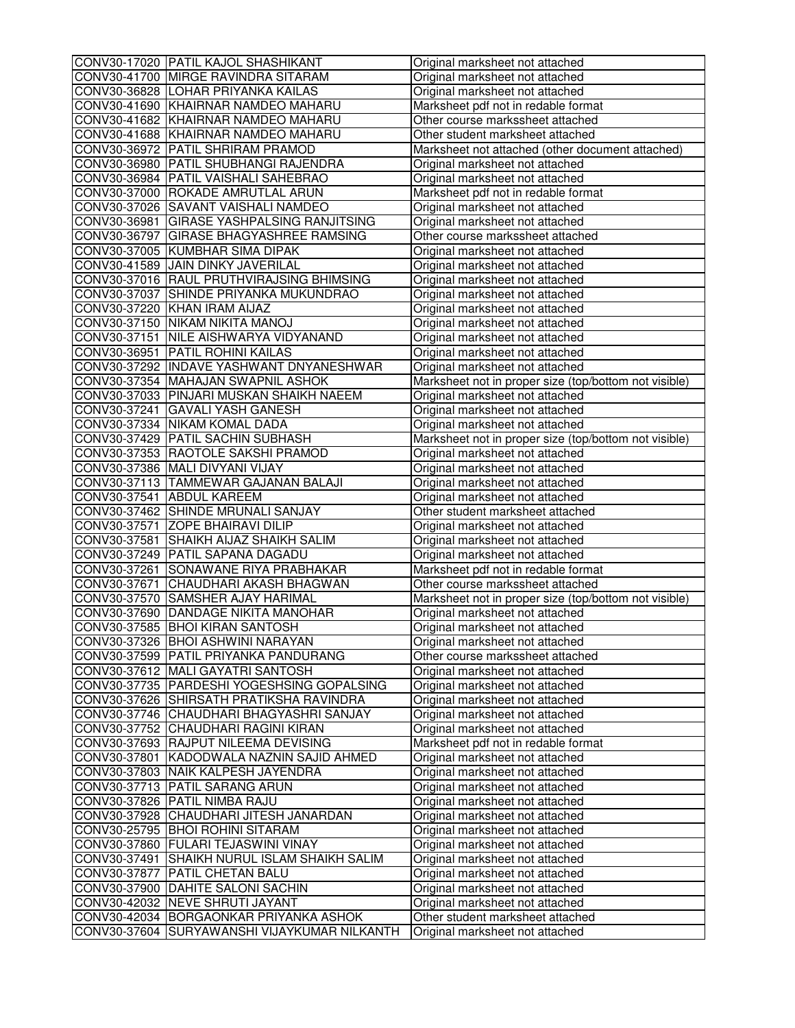| | | |
|---|---|---|
| CONV30-17020 | PATIL KAJOL SHASHIKANT | Original marksheet not attached |
| CONV30-41700 | MIRGE RAVINDRA SITARAM | Original marksheet not attached |
| CONV30-36828 | LOHAR PRIYANKA KAILAS | Original marksheet not attached |
| CONV30-41690 | KHAIRNAR NAMDEO MAHARU | Marksheet pdf not in redable format |
| CONV30-41682 | KHAIRNAR NAMDEO MAHARU | Other course markssheet attached |
| CONV30-41688 | KHAIRNAR NAMDEO MAHARU | Other student marksheet attached |
| CONV30-36972 | PATIL SHRIRAM PRAMOD | Marksheet not attached (other document attached) |
| CONV30-36980 | PATIL SHUBHANGI RAJENDRA | Original marksheet not attached |
| CONV30-36984 | PATIL VAISHALI SAHEBRAO | Original marksheet not attached |
| CONV30-37000 | ROKADE AMRUTLAL ARUN | Marksheet pdf not in redable format |
| CONV30-37026 | SAVANT VAISHALI NAMDEO | Original marksheet not attached |
| CONV30-36981 | GIRASE YASHPALSING RANJITSING | Original marksheet not attached |
| CONV30-36797 | GIRASE BHAGYASHREE RAMSING | Other course markssheet attached |
| CONV30-37005 | KUMBHAR SIMA DIPAK | Original marksheet not attached |
| CONV30-41589 | JAIN DINKY JAVERILAL | Original marksheet not attached |
| CONV30-37016 | RAUL PRUTHVIRAJSING BHIMSING | Original marksheet not attached |
| CONV30-37037 | SHINDE PRIYANKA MUKUNDRAO | Original marksheet not attached |
| CONV30-37220 | KHAN IRAM AIJAZ | Original marksheet not attached |
| CONV30-37150 | NIKAM NIKITA MANOJ | Original marksheet not attached |
| CONV30-37151 | NILE AISHWARYA VIDYANAND | Original marksheet not attached |
| CONV30-36951 | PATIL ROHINI KAILAS | Original marksheet not attached |
| CONV30-37292 | INDAVE YASHWANT DNYANESHWAR | Original marksheet not attached |
| CONV30-37354 | MAHAJAN SWAPNIL ASHOK | Marksheet not in proper size (top/bottom not visible) |
| CONV30-37033 | PINJARI MUSKAN SHAIKH NAEEM | Original marksheet not attached |
| CONV30-37241 | GAVALI YASH GANESH | Original marksheet not attached |
| CONV30-37334 | NIKAM KOMAL DADA | Original marksheet not attached |
| CONV30-37429 | PATIL SACHIN SUBHASH | Marksheet not in proper size (top/bottom not visible) |
| CONV30-37353 | RAOTOLE SAKSHI PRAMOD | Original marksheet not attached |
| CONV30-37386 | MALI DIVYANI VIJAY | Original marksheet not attached |
| CONV30-37113 | TAMMEWAR GAJANAN BALAJI | Original marksheet not attached |
| CONV30-37541 | ABDUL KAREEM | Original marksheet not attached |
| CONV30-37462 | SHINDE MRUNALI SANJAY | Other student marksheet attached |
| CONV30-37571 | ZOPE BHAIRAVI DILIP | Original marksheet not attached |
| CONV30-37581 | SHAIKH AIJAZ SHAIKH SALIM | Original marksheet not attached |
| CONV30-37249 | PATIL SAPANA DAGADU | Original marksheet not attached |
| CONV30-37261 | SONAWANE RIYA PRABHAKAR | Marksheet pdf not in redable format |
| CONV30-37671 | CHAUDHARI AKASH BHAGWAN | Other course markssheet attached |
| CONV30-37570 | SAMSHER AJAY HARIMAL | Marksheet not in proper size (top/bottom not visible) |
| CONV30-37690 | DANDAGE NIKITA MANOHAR | Original marksheet not attached |
| CONV30-37585 | BHOI KIRAN SANTOSH | Original marksheet not attached |
| CONV30-37326 | BHOI ASHWINI NARAYAN | Original marksheet not attached |
| CONV30-37599 | PATIL PRIYANKA PANDURANG | Other course markssheet attached |
| CONV30-37612 | MALI GAYATRI SANTOSH | Original marksheet not attached |
| CONV30-37735 | PARDESHI YOGESHSING GOPALSING | Original marksheet not attached |
| CONV30-37626 | SHIRSATH PRATIKSHA RAVINDRA | Original marksheet not attached |
| CONV30-37746 | CHAUDHARI BHAGYASHRI SANJAY | Original marksheet not attached |
| CONV30-37752 | CHAUDHARI RAGINI KIRAN | Original marksheet not attached |
| CONV30-37693 | RAJPUT NILEEMA DEVISING | Marksheet pdf not in redable format |
| CONV30-37801 | KADODWALA NAZNIN SAJID AHMED | Original marksheet not attached |
| CONV30-37803 | NAIK KALPESH JAYENDRA | Original marksheet not attached |
| CONV30-37713 | PATIL SARANG ARUN | Original marksheet not attached |
| CONV30-37826 | PATIL NIMBA RAJU | Original marksheet not attached |
| CONV30-37928 | CHAUDHARI JITESH JANARDAN | Original marksheet not attached |
| CONV30-25795 | BHOI ROHINI SITARAM | Original marksheet not attached |
| CONV30-37860 | FULARI TEJASWINI VINAY | Original marksheet not attached |
| CONV30-37491 | SHAIKH NURUL ISLAM SHAIKH SALIM | Original marksheet not attached |
| CONV30-37877 | PATIL CHETAN BALU | Original marksheet not attached |
| CONV30-37900 | DAHITE SALONI SACHIN | Original marksheet not attached |
| CONV30-42032 | NEVE SHRUTI JAYANT | Original marksheet not attached |
| CONV30-42034 | BORGAONKAR PRIYANKA ASHOK | Other student marksheet attached |
| CONV30-37604 | SURYAWANSHI VIJAYKUMAR NILKANTH | Original marksheet not attached |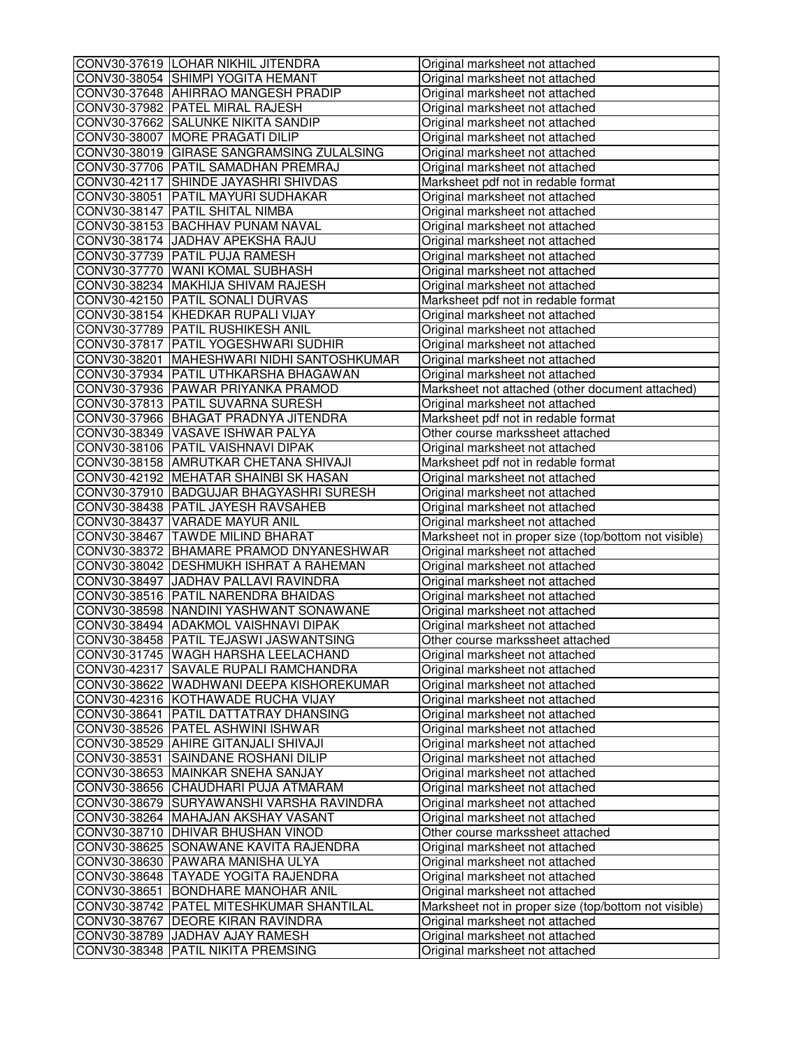| CONV30-37619 | LOHAR NIKHIL JITENDRA | Original marksheet not attached |
|---|---|---|
| CONV30-38054 | SHIMPI YOGITA HEMANT | Original marksheet not attached |
| CONV30-37648 | AHIRRAO MANGESH PRADIP | Original marksheet not attached |
| CONV30-37982 | PATEL MIRAL RAJESH | Original marksheet not attached |
| CONV30-37662 | SALUNKE NIKITA SANDIP | Original marksheet not attached |
| CONV30-38007 | MORE PRAGATI DILIP | Original marksheet not attached |
| CONV30-38019 | GIRASE SANGRAMSING ZULALSING | Original marksheet not attached |
| CONV30-37706 | PATIL SAMADHAN PREMRAJ | Original marksheet not attached |
| CONV30-42117 | SHINDE JAYASHRI SHIVDAS | Marksheet pdf not in redable format |
| CONV30-38051 | PATIL MAYURI SUDHAKAR | Original marksheet not attached |
| CONV30-38147 | PATIL SHITAL NIMBA | Original marksheet not attached |
| CONV30-38153 | BACHHAV PUNAM NAVAL | Original marksheet not attached |
| CONV30-38174 | JADHAV APEKSHA RAJU | Original marksheet not attached |
| CONV30-37739 | PATIL PUJA RAMESH | Original marksheet not attached |
| CONV30-37770 | WANI KOMAL SUBHASH | Original marksheet not attached |
| CONV30-38234 | MAKHIJA SHIVAM RAJESH | Original marksheet not attached |
| CONV30-42150 | PATIL SONALI DURVAS | Marksheet pdf not in redable format |
| CONV30-38154 | KHEDKAR RUPALI VIJAY | Original marksheet not attached |
| CONV30-37789 | PATIL RUSHIKESH ANIL | Original marksheet not attached |
| CONV30-37817 | PATIL YOGESHWARI SUDHIR | Original marksheet not attached |
| CONV30-38201 | MAHESHWARI NIDHI SANTOSHKUMAR | Original marksheet not attached |
| CONV30-37934 | PATIL UTHKARSHA BHAGAWAN | Original marksheet not attached |
| CONV30-37936 | PAWAR PRIYANKA PRAMOD | Marksheet not attached (other document attached) |
| CONV30-37813 | PATIL SUVARNA SURESH | Original marksheet not attached |
| CONV30-37966 | BHAGAT PRADNYA JITENDRA | Marksheet pdf not in redable format |
| CONV30-38349 | VASAVE ISHWAR PALYA | Other course markssheet attached |
| CONV30-38106 | PATIL VAISHNAVI DIPAK | Original marksheet not attached |
| CONV30-38158 | AMRUTKAR CHETANA SHIVAJI | Marksheet pdf not in redable format |
| CONV30-42192 | MEHATAR SHAINBI SK HASAN | Original marksheet not attached |
| CONV30-37910 | BADGUJAR BHAGYASHRI SURESH | Original marksheet not attached |
| CONV30-38438 | PATIL JAYESH RAVSAHEB | Original marksheet not attached |
| CONV30-38437 | VARADE MAYUR ANIL | Original marksheet not attached |
| CONV30-38467 | TAWDE MILIND BHARAT | Marksheet not in proper size (top/bottom not visible) |
| CONV30-38372 | BHAMARE PRAMOD DNYANESHWAR | Original marksheet not attached |
| CONV30-38042 | DESHMUKH ISHRAT A RAHEMAN | Original marksheet not attached |
| CONV30-38497 | JADHAV PALLAVI RAVINDRA | Original marksheet not attached |
| CONV30-38516 | PATIL NARENDRA BHAIDAS | Original marksheet not attached |
| CONV30-38598 | NANDINI YASHWANT SONAWANE | Original marksheet not attached |
| CONV30-38494 | ADAKMOL VAISHNAVI DIPAK | Original marksheet not attached |
| CONV30-38458 | PATIL TEJASWI JASWANTSING | Other course markssheet attached |
| CONV30-31745 | WAGH HARSHA LEELACHAND | Original marksheet not attached |
| CONV30-42317 | SAVALE RUPALI RAMCHANDRA | Original marksheet not attached |
| CONV30-38622 | WADHWANI DEEPA KISHOREKUMAR | Original marksheet not attached |
| CONV30-42316 | KOTHAWADE RUCHA VIJAY | Original marksheet not attached |
| CONV30-38641 | PATIL DATTATRAY DHANSING | Original marksheet not attached |
| CONV30-38526 | PATEL ASHWINI ISHWAR | Original marksheet not attached |
| CONV30-38529 | AHIRE GITANJALI SHIVAJI | Original marksheet not attached |
| CONV30-38531 | SAINDANE ROSHANI DILIP | Original marksheet not attached |
| CONV30-38653 | MAINKAR SNEHA SANJAY | Original marksheet not attached |
| CONV30-38656 | CHAUDHARI PUJA ATMARAM | Original marksheet not attached |
| CONV30-38679 | SURYAWANSHI VARSHA RAVINDRA | Original marksheet not attached |
| CONV30-38264 | MAHAJAN AKSHAY VASANT | Original marksheet not attached |
| CONV30-38710 | DHIVAR BHUSHAN VINOD | Other course markssheet attached |
| CONV30-38625 | SONAWANE KAVITA RAJENDRA | Original marksheet not attached |
| CONV30-38630 | PAWARA MANISHA ULYA | Original marksheet not attached |
| CONV30-38648 | TAYADE YOGITA RAJENDRA | Original marksheet not attached |
| CONV30-38651 | BONDHARE MANOHAR ANIL | Original marksheet not attached |
| CONV30-38742 | PATEL MITESHKUMAR SHANTILAL | Marksheet not in proper size (top/bottom not visible) |
| CONV30-38767 | DEORE KIRAN RAVINDRA | Original marksheet not attached |
| CONV30-38789 | JADHAV AJAY RAMESH | Original marksheet not attached |
| CONV30-38348 | PATIL NIKITA PREMSING | Original marksheet not attached |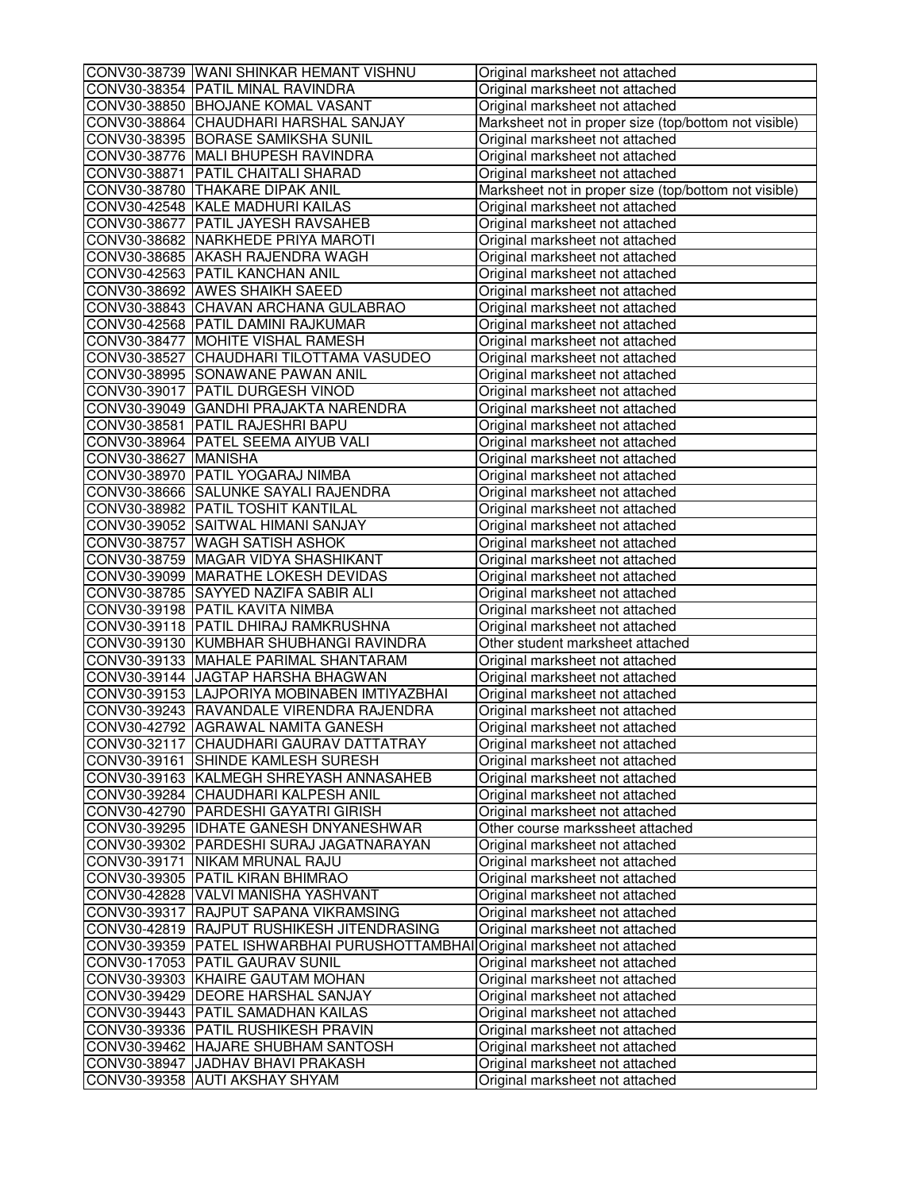| | | |
|---|---|---|
| CONV30-38739 | WANI SHINKAR HEMANT VISHNU | Original marksheet not attached |
| CONV30-38354 | PATIL MINAL RAVINDRA | Original marksheet not attached |
| CONV30-38850 | BHOJANE KOMAL VASANT | Original marksheet not attached |
| CONV30-38864 | CHAUDHARI HARSHAL SANJAY | Marksheet not in proper size (top/bottom not visible) |
| CONV30-38395 | BORASE SAMIKSHA SUNIL | Original marksheet not attached |
| CONV30-38776 | MALI BHUPESH RAVINDRA | Original marksheet not attached |
| CONV30-38871 | PATIL CHAITALI SHARAD | Original marksheet not attached |
| CONV30-38780 | THAKARE DIPAK ANIL | Marksheet not in proper size (top/bottom not visible) |
| CONV30-42548 | KALE MADHURI KAILAS | Original marksheet not attached |
| CONV30-38677 | PATIL JAYESH RAVSAHEB | Original marksheet not attached |
| CONV30-38682 | NARKHEDE PRIYA MAROTI | Original marksheet not attached |
| CONV30-38685 | AKASH RAJENDRA WAGH | Original marksheet not attached |
| CONV30-42563 | PATIL KANCHAN ANIL | Original marksheet not attached |
| CONV30-38692 | AWES SHAIKH SAEED | Original marksheet not attached |
| CONV30-38843 | CHAVAN ARCHANA GULABRAO | Original marksheet not attached |
| CONV30-42568 | PATIL DAMINI RAJKUMAR | Original marksheet not attached |
| CONV30-38477 | MOHITE VISHAL RAMESH | Original marksheet not attached |
| CONV30-38527 | CHAUDHARI TILOTTAMA VASUDEO | Original marksheet not attached |
| CONV30-38995 | SONAWANE PAWAN ANIL | Original marksheet not attached |
| CONV30-39017 | PATIL DURGESH VINOD | Original marksheet not attached |
| CONV30-39049 | GANDHI PRAJAKTA NARENDRA | Original marksheet not attached |
| CONV30-38581 | PATIL RAJESHRI BAPU | Original marksheet not attached |
| CONV30-38964 | PATEL SEEMA AIYUB VALI | Original marksheet not attached |
| CONV30-38627 | MANISHA | Original marksheet not attached |
| CONV30-38970 | PATIL YOGARAJ NIMBA | Original marksheet not attached |
| CONV30-38666 | SALUNKE SAYALI RAJENDRA | Original marksheet not attached |
| CONV30-38982 | PATIL TOSHIT KANTILAL | Original marksheet not attached |
| CONV30-39052 | SAITWAL HIMANI SANJAY | Original marksheet not attached |
| CONV30-38757 | WAGH SATISH ASHOK | Original marksheet not attached |
| CONV30-38759 | MAGAR VIDYA SHASHIKANT | Original marksheet not attached |
| CONV30-39099 | MARATHE LOKESH DEVIDAS | Original marksheet not attached |
| CONV30-38785 | SAYYED NAZIFA SABIR ALI | Original marksheet not attached |
| CONV30-39198 | PATIL KAVITA NIMBA | Original marksheet not attached |
| CONV30-39118 | PATIL DHIRAJ RAMKRUSHNA | Original marksheet not attached |
| CONV30-39130 | KUMBHAR SHUBHANGI RAVINDRA | Other student marksheet attached |
| CONV30-39133 | MAHALE PARIMAL SHANTARAM | Original marksheet not attached |
| CONV30-39144 | JAGTAP HARSHA BHAGWAN | Original marksheet not attached |
| CONV30-39153 | LAJPORIYA MOBINABEN IMTIYAZBHAI | Original marksheet not attached |
| CONV30-39243 | RAVANDALE VIRENDRA RAJENDRA | Original marksheet not attached |
| CONV30-42792 | AGRAWAL NAMITA GANESH | Original marksheet not attached |
| CONV30-32117 | CHAUDHARI GAURAV DATTATRAY | Original marksheet not attached |
| CONV30-39161 | SHINDE KAMLESH SURESH | Original marksheet not attached |
| CONV30-39163 | KALMEGH SHREYASH ANNASAHEB | Original marksheet not attached |
| CONV30-39284 | CHAUDHARI KALPESH ANIL | Original marksheet not attached |
| CONV30-42790 | PARDESHI GAYATRI GIRISH | Original marksheet not attached |
| CONV30-39295 | IDHATE GANESH DNYANESHWAR | Other course markssheet attached |
| CONV30-39302 | PARDESHI SURAJ JAGATNARAYAN | Original marksheet not attached |
| CONV30-39171 | NIKAM MRUNAL RAJU | Original marksheet not attached |
| CONV30-39305 | PATIL KIRAN BHIMRAO | Original marksheet not attached |
| CONV30-42828 | VALVI MANISHA YASHVANT | Original marksheet not attached |
| CONV30-39317 | RAJPUT SAPANA VIKRAMSING | Original marksheet not attached |
| CONV30-42819 | RAJPUT RUSHIKESH JITENDRASING | Original marksheet not attached |
| CONV30-39359 | PATEL ISHWARBHAI PURUSHOTTAMBHAI | Original marksheet not attached |
| CONV30-17053 | PATIL GAURAV SUNIL | Original marksheet not attached |
| CONV30-39303 | KHAIRE GAUTAM MOHAN | Original marksheet not attached |
| CONV30-39429 | DEORE HARSHAL SANJAY | Original marksheet not attached |
| CONV30-39443 | PATIL SAMADHAN KAILAS | Original marksheet not attached |
| CONV30-39336 | PATIL RUSHIKESH PRAVIN | Original marksheet not attached |
| CONV30-39462 | HAJARE SHUBHAM SANTOSH | Original marksheet not attached |
| CONV30-38947 | JADHAV BHAVI PRAKASH | Original marksheet not attached |
| CONV30-39358 | AUTI AKSHAY SHYAM | Original marksheet not attached |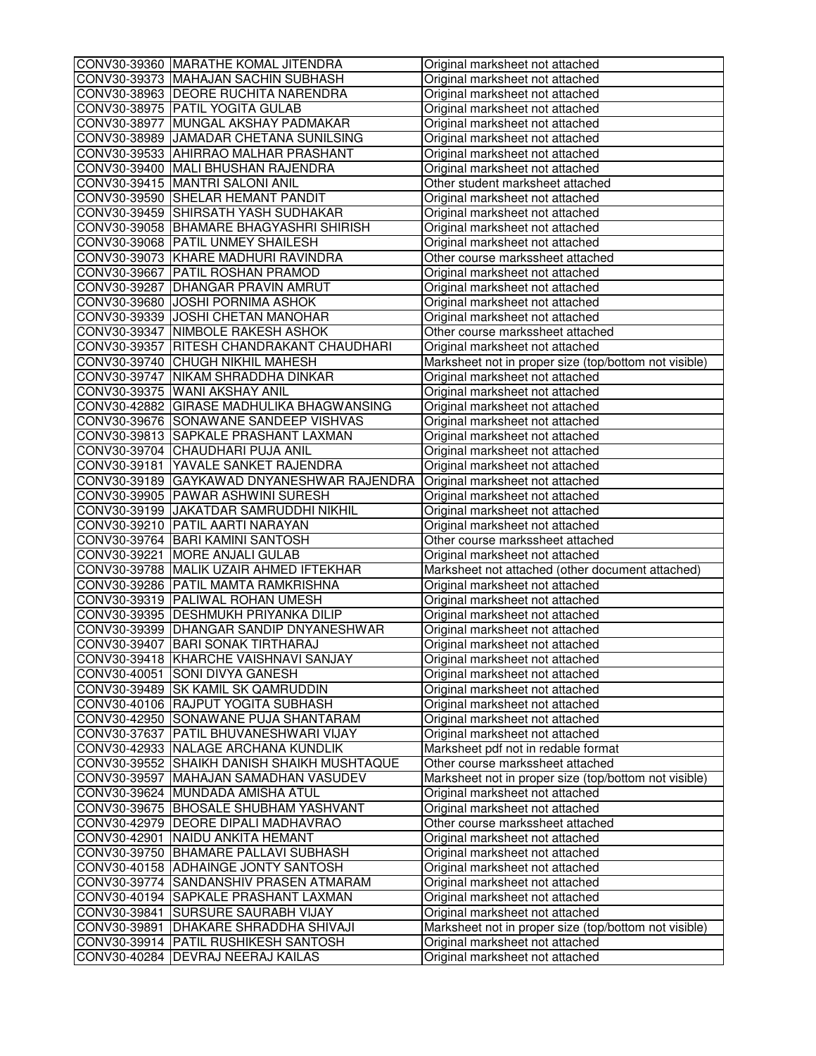| | | |
|---|---|---|
| CONV30-39360 | MARATHE KOMAL JITENDRA | Original marksheet not attached |
| CONV30-39373 | MAHAJAN SACHIN SUBHASH | Original marksheet not attached |
| CONV30-38963 | DEORE RUCHITA NARENDRA | Original marksheet not attached |
| CONV30-38975 | PATIL YOGITA GULAB | Original marksheet not attached |
| CONV30-38977 | MUNGAL AKSHAY PADMAKAR | Original marksheet not attached |
| CONV30-38989 | JAMADAR CHETANA SUNILSING | Original marksheet not attached |
| CONV30-39533 | AHIRRAO MALHAR PRASHANT | Original marksheet not attached |
| CONV30-39400 | MALI BHUSHAN RAJENDRA | Original marksheet not attached |
| CONV30-39415 | MANTRI SALONI ANIL | Other student marksheet attached |
| CONV30-39590 | SHELAR HEMANT PANDIT | Original marksheet not attached |
| CONV30-39459 | SHIRSATH YASH SUDHAKAR | Original marksheet not attached |
| CONV30-39058 | BHAMARE BHAGYASHRI SHIRISH | Original marksheet not attached |
| CONV30-39068 | PATIL UNMEY SHAILESH | Original marksheet not attached |
| CONV30-39073 | KHARE MADHURI RAVINDRA | Other course markssheet attached |
| CONV30-39667 | PATIL ROSHAN PRAMOD | Original marksheet not attached |
| CONV30-39287 | DHANGAR PRAVIN AMRUT | Original marksheet not attached |
| CONV30-39680 | JOSHI PORNIMA ASHOK | Original marksheet not attached |
| CONV30-39339 | JOSHI CHETAN MANOHAR | Original marksheet not attached |
| CONV30-39347 | NIMBOLE RAKESH ASHOK | Other course markssheet attached |
| CONV30-39357 | RITESH CHANDRAKANT CHAUDHARI | Original marksheet not attached |
| CONV30-39740 | CHUGH NIKHIL MAHESH | Marksheet not in proper size (top/bottom not visible) |
| CONV30-39747 | NIKAM SHRADDHA DINKAR | Original marksheet not attached |
| CONV30-39375 | WANI AKSHAY ANIL | Original marksheet not attached |
| CONV30-42882 | GIRASE MADHULIKA BHAGWANSING | Original marksheet not attached |
| CONV30-39676 | SONAWANE SANDEEP VISHVAS | Original marksheet not attached |
| CONV30-39813 | SAPKALE PRASHANT LAXMAN | Original marksheet not attached |
| CONV30-39704 | CHAUDHARI PUJA ANIL | Original marksheet not attached |
| CONV30-39181 | YAVALE SANKET RAJENDRA | Original marksheet not attached |
| CONV30-39189 | GAYKAWAD DNYANESHWAR RAJENDRA | Original marksheet not attached |
| CONV30-39905 | PAWAR ASHWINI SURESH | Original marksheet not attached |
| CONV30-39199 | JAKATDAR SAMRUDDHI NIKHIL | Original marksheet not attached |
| CONV30-39210 | PATIL AARTI NARAYAN | Original marksheet not attached |
| CONV30-39764 | BARI KAMINI SANTOSH | Other course markssheet attached |
| CONV30-39221 | MORE ANJALI GULAB | Original marksheet not attached |
| CONV30-39788 | MALIK UZAIR AHMED IFTEKHAR | Marksheet not attached (other document attached) |
| CONV30-39286 | PATIL MAMTA RAMKRISHNA | Original marksheet not attached |
| CONV30-39319 | PALIWAL ROHAN UMESH | Original marksheet not attached |
| CONV30-39395 | DESHMUKH PRIYANKA DILIP | Original marksheet not attached |
| CONV30-39399 | DHANGAR SANDIP DNYANESHWAR | Original marksheet not attached |
| CONV30-39407 | BARI SONAK TIRTHARAJ | Original marksheet not attached |
| CONV30-39418 | KHARCHE VAISHNAVI SANJAY | Original marksheet not attached |
| CONV30-40051 | SONI DIVYA GANESH | Original marksheet not attached |
| CONV30-39489 | SK KAMIL SK QAMRUDDIN | Original marksheet not attached |
| CONV30-40106 | RAJPUT YOGITA SUBHASH | Original marksheet not attached |
| CONV30-42950 | SONAWANE PUJA SHANTARAM | Original marksheet not attached |
| CONV30-37637 | PATIL BHUVANESHWARI VIJAY | Original marksheet not attached |
| CONV30-42933 | NALAGE ARCHANA KUNDLIK | Marksheet pdf not in redable format |
| CONV30-39552 | SHAIKH DANISH SHAIKH MUSHTAQUE | Other course markssheet attached |
| CONV30-39597 | MAHAJAN SAMADHAN VASUDEV | Marksheet not in proper size (top/bottom not visible) |
| CONV30-39624 | MUNDADA AMISHA ATUL | Original marksheet not attached |
| CONV30-39675 | BHOSALE SHUBHAM YASHVANT | Original marksheet not attached |
| CONV30-42979 | DEORE DIPALI MADHAVRAO | Other course markssheet attached |
| CONV30-42901 | NAIDU ANKITA HEMANT | Original marksheet not attached |
| CONV30-39750 | BHAMARE PALLAVI SUBHASH | Original marksheet not attached |
| CONV30-40158 | ADHAINGE JONTY SANTOSH | Original marksheet not attached |
| CONV30-39774 | SANDANSHIV PRASEN ATMARAM | Original marksheet not attached |
| CONV30-40194 | SAPKALE PRASHANT LAXMAN | Original marksheet not attached |
| CONV30-39841 | SURSURE SAURABH VIJAY | Original marksheet not attached |
| CONV30-39891 | DHAKARE SHRADDHA SHIVAJI | Marksheet not in proper size (top/bottom not visible) |
| CONV30-39914 | PATIL RUSHIKESH SANTOSH | Original marksheet not attached |
| CONV30-40284 | DEVRAJ NEERAJ KAILAS | Original marksheet not attached |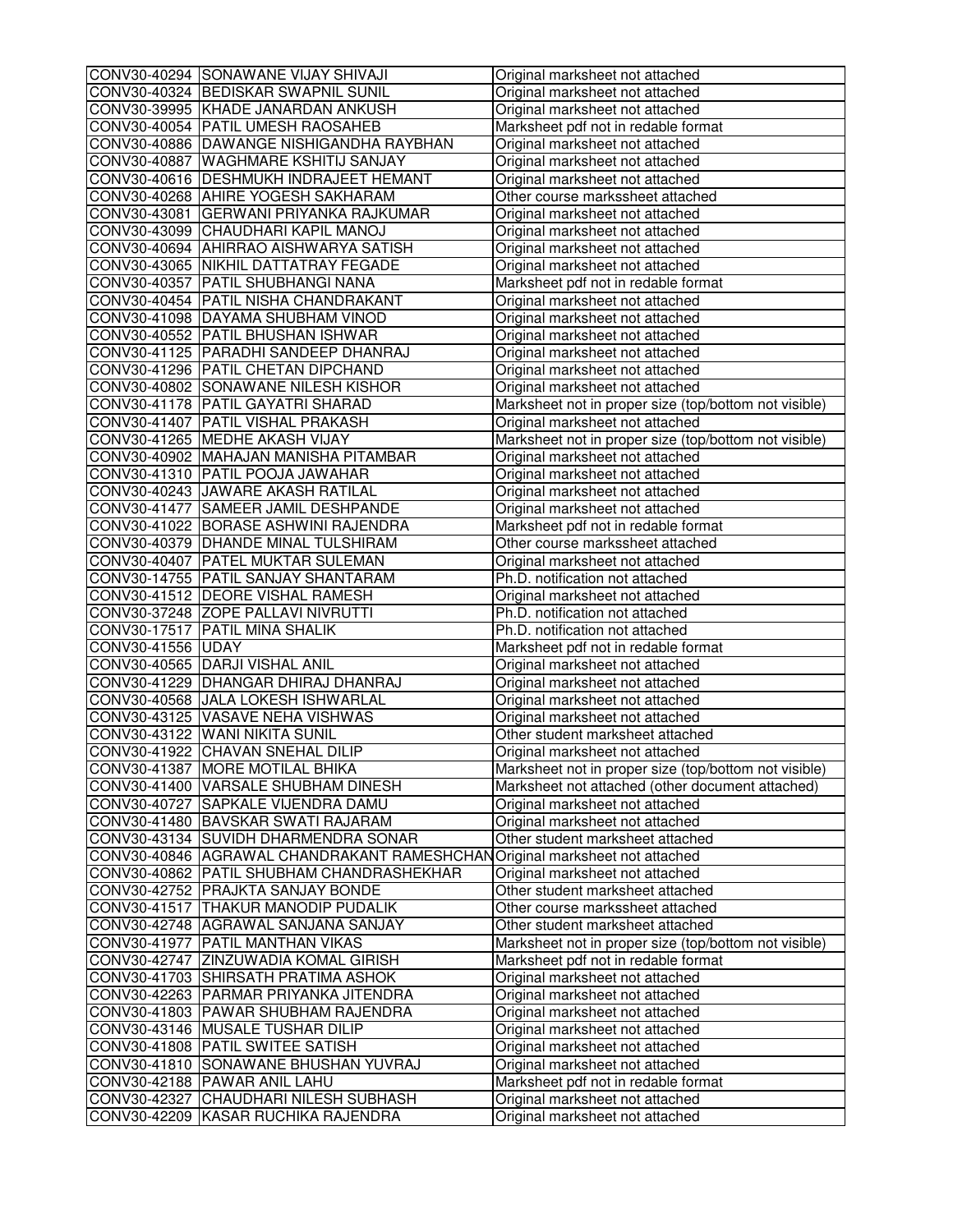| | | |
|---|---|---|
| CONV30-40294 | SONAWANE VIJAY SHIVAJI | Original marksheet not attached |
| CONV30-40324 | BEDISKAR SWAPNIL SUNIL | Original marksheet not attached |
| CONV30-39995 | KHADE JANARDAN ANKUSH | Original marksheet not attached |
| CONV30-40054 | PATIL UMESH RAOSAHEB | Marksheet pdf not in redable format |
| CONV30-40886 | DAWANGE NISHIGANDHA RAYBHAN | Original marksheet not attached |
| CONV30-40887 | WAGHMARE KSHITIJ SANJAY | Original marksheet not attached |
| CONV30-40616 | DESHMUKH INDRAJEET HEMANT | Original marksheet not attached |
| CONV30-40268 | AHIRE YOGESH SAKHARAM | Other course markssheet attached |
| CONV30-43081 | GERWANI PRIYANKA RAJKUMAR | Original marksheet not attached |
| CONV30-43099 | CHAUDHARI KAPIL MANOJ | Original marksheet not attached |
| CONV30-40694 | AHIRRAO AISHWARYA SATISH | Original marksheet not attached |
| CONV30-43065 | NIKHIL DATTATRAY FEGADE | Original marksheet not attached |
| CONV30-40357 | PATIL SHUBHANGI NANA | Marksheet pdf not in redable format |
| CONV30-40454 | PATIL NISHA CHANDRAKANT | Original marksheet not attached |
| CONV30-41098 | DAYAMA SHUBHAM VINOD | Original marksheet not attached |
| CONV30-40552 | PATIL BHUSHAN ISHWAR | Original marksheet not attached |
| CONV30-41125 | PARADHI SANDEEP DHANRAJ | Original marksheet not attached |
| CONV30-41296 | PATIL CHETAN DIPCHAND | Original marksheet not attached |
| CONV30-40802 | SONAWANE NILESH KISHOR | Original marksheet not attached |
| CONV30-41178 | PATIL GAYATRI SHARAD | Marksheet not in proper size (top/bottom not visible) |
| CONV30-41407 | PATIL VISHAL PRAKASH | Original marksheet not attached |
| CONV30-41265 | MEDHE AKASH VIJAY | Marksheet not in proper size (top/bottom not visible) |
| CONV30-40902 | MAHAJAN MANISHA PITAMBAR | Original marksheet not attached |
| CONV30-41310 | PATIL POOJA JAWAHAR | Original marksheet not attached |
| CONV30-40243 | JAWARE AKASH RATILAL | Original marksheet not attached |
| CONV30-41477 | SAMEER JAMIL DESHPANDE | Original marksheet not attached |
| CONV30-41022 | BORASE ASHWINI RAJENDRA | Marksheet pdf not in redable format |
| CONV30-40379 | DHANDE MINAL TULSHIRAM | Other course markssheet attached |
| CONV30-40407 | PATEL MUKTAR SULEMAN | Original marksheet not attached |
| CONV30-14755 | PATIL SANJAY SHANTARAM | Ph.D. notification not attached |
| CONV30-41512 | DEORE VISHAL RAMESH | Original marksheet not attached |
| CONV30-37248 | ZOPE PALLAVI NIVRUTTI | Ph.D. notification not attached |
| CONV30-17517 | PATIL MINA SHALIK | Ph.D. notification not attached |
| CONV30-41556 | UDAY | Marksheet pdf not in redable format |
| CONV30-40565 | DARJI VISHAL ANIL | Original marksheet not attached |
| CONV30-41229 | DHANGAR DHIRAJ DHANRAJ | Original marksheet not attached |
| CONV30-40568 | JALA LOKESH ISHWARLAL | Original marksheet not attached |
| CONV30-43125 | VASAVE NEHA VISHWAS | Original marksheet not attached |
| CONV30-43122 | WANI NIKITA SUNIL | Other student marksheet attached |
| CONV30-41922 | CHAVAN SNEHAL DILIP | Original marksheet not attached |
| CONV30-41387 | MORE MOTILAL BHIKA | Marksheet not in proper size (top/bottom not visible) |
| CONV30-41400 | VARSALE SHUBHAM DINESH | Marksheet not attached (other document attached) |
| CONV30-40727 | SAPKALE VIJENDRA DAMU | Original marksheet not attached |
| CONV30-41480 | BAVSKAR SWATI RAJARAM | Original marksheet not attached |
| CONV30-43134 | SUVIDH DHARMENDRA SONAR | Other student marksheet attached |
| CONV30-40846 | AGRAWAL CHANDRAKANT RAMESHCHAN | Original marksheet not attached |
| CONV30-40862 | PATIL SHUBHAM CHANDRASHEKHAR | Original marksheet not attached |
| CONV30-42752 | PRAJKTA SANJAY BONDE | Other student marksheet attached |
| CONV30-41517 | THAKUR MANODIP PUDALIK | Other course markssheet attached |
| CONV30-42748 | AGRAWAL SANJANA SANJAY | Other student marksheet attached |
| CONV30-41977 | PATIL MANTHAN VIKAS | Marksheet not in proper size (top/bottom not visible) |
| CONV30-42747 | ZINZUWADIA KOMAL GIRISH | Marksheet pdf not in redable format |
| CONV30-41703 | SHIRSATH PRATIMA ASHOK | Original marksheet not attached |
| CONV30-42263 | PARMAR PRIYANKA JITENDRA | Original marksheet not attached |
| CONV30-41803 | PAWAR SHUBHAM RAJENDRA | Original marksheet not attached |
| CONV30-43146 | MUSALE TUSHAR DILIP | Original marksheet not attached |
| CONV30-41808 | PATIL SWITEE SATISH | Original marksheet not attached |
| CONV30-41810 | SONAWANE BHUSHAN YUVRAJ | Original marksheet not attached |
| CONV30-42188 | PAWAR ANIL LAHU | Marksheet pdf not in redable format |
| CONV30-42327 | CHAUDHARI NILESH SUBHASH | Original marksheet not attached |
| CONV30-42209 | KASAR RUCHIKA RAJENDRA | Original marksheet not attached |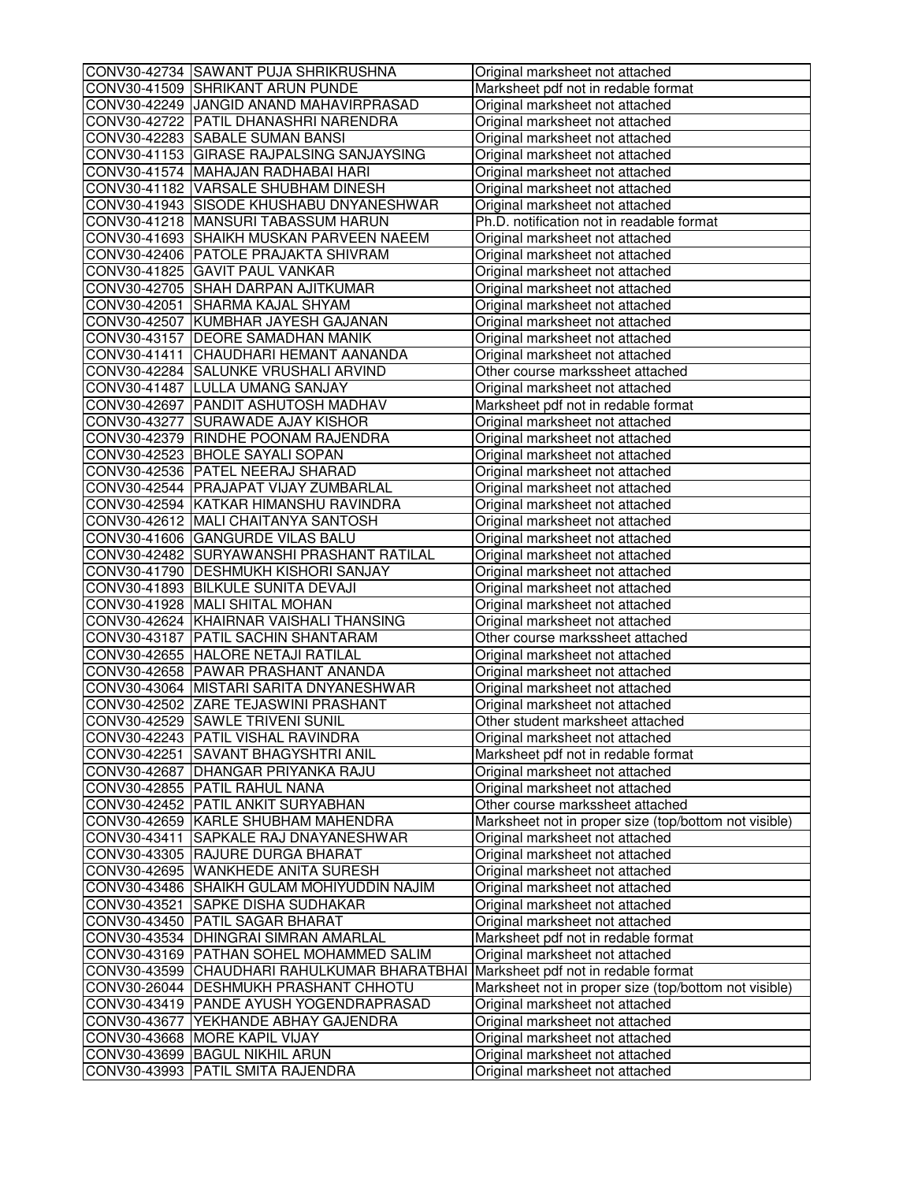| | | |
|---|---|---|
| CONV30-42734 | SAWANT PUJA SHRIKRUSHNA | Original marksheet not attached |
| CONV30-41509 | SHRIKANT ARUN PUNDE | Marksheet pdf not in redable format |
| CONV30-42249 | JANGID ANAND MAHAVIRPRASAD | Original marksheet not attached |
| CONV30-42722 | PATIL DHANASHRI NARENDRA | Original marksheet not attached |
| CONV30-42283 | SABALE SUMAN BANSI | Original marksheet not attached |
| CONV30-41153 | GIRASE RAJPALSING SANJAYSING | Original marksheet not attached |
| CONV30-41574 | MAHAJAN RADHABAI HARI | Original marksheet not attached |
| CONV30-41182 | VARSALE SHUBHAM DINESH | Original marksheet not attached |
| CONV30-41943 | SISODE KHUSHABU DNYANESHWAR | Original marksheet not attached |
| CONV30-41218 | MANSURI TABASSUM HARUN | Ph.D. notification not in readable format |
| CONV30-41693 | SHAIKH MUSKAN PARVEEN NAEEM | Original marksheet not attached |
| CONV30-42406 | PATOLE PRAJAKTA SHIVRAM | Original marksheet not attached |
| CONV30-41825 | GAVIT PAUL VANKAR | Original marksheet not attached |
| CONV30-42705 | SHAH DARPAN AJITKUMAR | Original marksheet not attached |
| CONV30-42051 | SHARMA KAJAL SHYAM | Original marksheet not attached |
| CONV30-42507 | KUMBHAR JAYESH GAJANAN | Original marksheet not attached |
| CONV30-43157 | DEORE SAMADHAN MANIK | Original marksheet not attached |
| CONV30-41411 | CHAUDHARI HEMANT AANANDA | Original marksheet not attached |
| CONV30-42284 | SALUNKE VRUSHALI ARVIND | Other course markssheet attached |
| CONV30-41487 | LULLA UMANG SANJAY | Original marksheet not attached |
| CONV30-42697 | PANDIT ASHUTOSH MADHAV | Marksheet pdf not in redable format |
| CONV30-43277 | SURAWADE AJAY KISHOR | Original marksheet not attached |
| CONV30-42379 | RINDHE POONAM RAJENDRA | Original marksheet not attached |
| CONV30-42523 | BHOLE SAYALI SOPAN | Original marksheet not attached |
| CONV30-42536 | PATEL NEERAJ SHARAD | Original marksheet not attached |
| CONV30-42544 | PRAJAPAT VIJAY ZUMBARLAL | Original marksheet not attached |
| CONV30-42594 | KATKAR HIMANSHU RAVINDRA | Original marksheet not attached |
| CONV30-42612 | MALI CHAITANYA SANTOSH | Original marksheet not attached |
| CONV30-41606 | GANGURDE VILAS BALU | Original marksheet not attached |
| CONV30-42482 | SURYAWANSHI PRASHANT RATILAL | Original marksheet not attached |
| CONV30-41790 | DESHMUKH KISHORI SANJAY | Original marksheet not attached |
| CONV30-41893 | BILKULE SUNITA DEVAJI | Original marksheet not attached |
| CONV30-41928 | MALI SHITAL MOHAN | Original marksheet not attached |
| CONV30-42624 | KHAIRNAR VAISHALI THANSING | Original marksheet not attached |
| CONV30-43187 | PATIL SACHIN SHANTARAM | Other course markssheet attached |
| CONV30-42655 | HALORE NETAJI RATILAL | Original marksheet not attached |
| CONV30-42658 | PAWAR PRASHANT ANANDA | Original marksheet not attached |
| CONV30-43064 | MISTARI SARITA DNYANESHWAR | Original marksheet not attached |
| CONV30-42502 | ZARE TEJASWINI PRASHANT | Original marksheet not attached |
| CONV30-42529 | SAWLE TRIVENI SUNIL | Other student marksheet attached |
| CONV30-42243 | PATIL VISHAL RAVINDRA | Original marksheet not attached |
| CONV30-42251 | SAVANT BHAGYSHTRI ANIL | Marksheet pdf not in redable format |
| CONV30-42687 | DHANGAR PRIYANKA RAJU | Original marksheet not attached |
| CONV30-42855 | PATIL RAHUL NANA | Original marksheet not attached |
| CONV30-42452 | PATIL ANKIT SURYABHAN | Other course markssheet attached |
| CONV30-42659 | KARLE SHUBHAM MAHENDRA | Marksheet not in proper size (top/bottom not visible) |
| CONV30-43411 | SAPKALE RAJ DNAYANESHWAR | Original marksheet not attached |
| CONV30-43305 | RAJURE DURGA BHARAT | Original marksheet not attached |
| CONV30-42695 | WANKHEDE ANITA SURESH | Original marksheet not attached |
| CONV30-43486 | SHAIKH GULAM MOHIYUDDIN NAJIM | Original marksheet not attached |
| CONV30-43521 | SAPKE DISHA SUDHAKAR | Original marksheet not attached |
| CONV30-43450 | PATIL SAGAR BHARAT | Original marksheet not attached |
| CONV30-43534 | DHINGRAI SIMRAN AMARLAL | Marksheet pdf not in redable format |
| CONV30-43169 | PATHAN SOHEL MOHAMMED SALIM | Original marksheet not attached |
| CONV30-43599 | CHAUDHARI RAHULKUMAR BHARATBHAI | Marksheet pdf not in redable format |
| CONV30-26044 | DESHMUKH PRASHANT CHHOTU | Marksheet not in proper size (top/bottom not visible) |
| CONV30-43419 | PANDE AYUSH YOGENDRAPRASAD | Original marksheet not attached |
| CONV30-43677 | YEKHANDE ABHAY GAJENDRA | Original marksheet not attached |
| CONV30-43668 | MORE KAPIL VIJAY | Original marksheet not attached |
| CONV30-43699 | BAGUL NIKHIL ARUN | Original marksheet not attached |
| CONV30-43993 | PATIL SMITA RAJENDRA | Original marksheet not attached |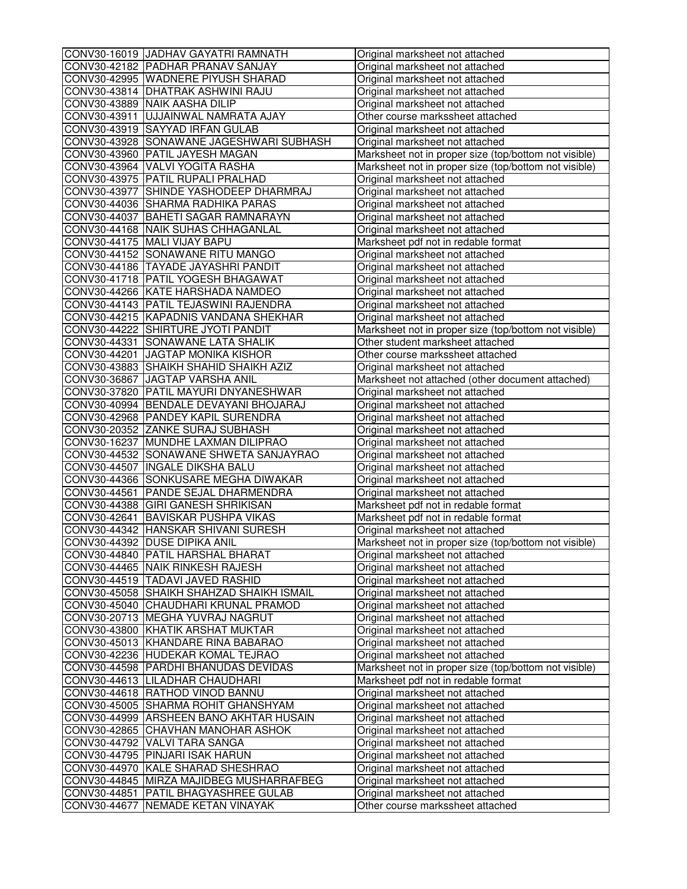| | | |
|---|---|---|
| CONV30-16019 | JADHAV GAYATRI RAMNATH | Original marksheet not attached |
| CONV30-42182 | PADHAR PRANAV SANJAY | Original marksheet not attached |
| CONV30-42995 | WADNERE PIYUSH SHARAD | Original marksheet not attached |
| CONV30-43814 | DHATRAK ASHWINI RAJU | Original marksheet not attached |
| CONV30-43889 | NAIK AASHA DILIP | Original marksheet not attached |
| CONV30-43911 | UJJAINWAL NAMRATA AJAY | Other course marksheet attached |
| CONV30-43919 | SAYYAD IRFAN GULAB | Original marksheet not attached |
| CONV30-43928 | SONAWANE JAGESHWARI SUBHASH | Original marksheet not attached |
| CONV30-43960 | PATIL JAYESH MAGAN | Marksheet not in proper size (top/bottom not visible) |
| CONV30-43964 | VALVI YOGITA RASHA | Marksheet not in proper size (top/bottom not visible) |
| CONV30-43975 | PATIL RUPALI PRALHAD | Original marksheet not attached |
| CONV30-43977 | SHINDE YASHODEEP DHARMRAJ | Original marksheet not attached |
| CONV30-44036 | SHARMA RADHIKA PARAS | Original marksheet not attached |
| CONV30-44037 | BAHETI SAGAR RAMNARAYN | Original marksheet not attached |
| CONV30-44168 | NAIK SUHAS CHHAGANLAL | Original marksheet not attached |
| CONV30-44175 | MALI VIJAY BAPU | Marksheet pdf not in redable format |
| CONV30-44152 | SONAWANE RITU MANGO | Original marksheet not attached |
| CONV30-44186 | TAYADE JAYASHRI PANDIT | Original marksheet not attached |
| CONV30-41718 | PATIL YOGESH BHAGAWAT | Original marksheet not attached |
| CONV30-44266 | KATE HARSHADA NAMDEO | Original marksheet not attached |
| CONV30-44143 | PATIL TEJASWINI RAJENDRA | Original marksheet not attached |
| CONV30-44215 | KAPADNIS VANDANA SHEKHAR | Original marksheet not attached |
| CONV30-44222 | SHIRTURE JYOTI PANDIT | Marksheet not in proper size (top/bottom not visible) |
| CONV30-44331 | SONAWANE LATA SHALIK | Other student marksheet attached |
| CONV30-44201 | JAGTAP MONIKA KISHOR | Other course marksheet attached |
| CONV30-43883 | SHAIKH SHAHID SHAIKH AZIZ | Original marksheet not attached |
| CONV30-36867 | JAGTAP VARSHA ANIL | Marksheet not attached (other document attached) |
| CONV30-37820 | PATIL MAYURI DNYANESHWAR | Original marksheet not attached |
| CONV30-40994 | BENDALE DEVAYANI BHOJARAJ | Original marksheet not attached |
| CONV30-42968 | PANDEY KAPIL SURENDRA | Original marksheet not attached |
| CONV30-20352 | ZANKE SURAJ SUBHASH | Original marksheet not attached |
| CONV30-16237 | MUNDHE LAXMAN DILIPRAO | Original marksheet not attached |
| CONV30-44532 | SONAWANE SHWETA SANJAYRAO | Original marksheet not attached |
| CONV30-44507 | INGALE DIKSHA BALU | Original marksheet not attached |
| CONV30-44366 | SONKUSARE MEGHA DIWAKAR | Original marksheet not attached |
| CONV30-44561 | PANDE SEJAL DHARMENDRA | Original marksheet not attached |
| CONV30-44388 | GIRI GANESH SHRIKISAN | Marksheet pdf not in redable format |
| CONV30-42641 | BAVISKAR PUSHPA VIKAS | Marksheet pdf not in redable format |
| CONV30-44342 | HANSKAR SHIVANI SURESH | Original marksheet not attached |
| CONV30-44392 | DUSE DIPIKA ANIL | Marksheet not in proper size (top/bottom not visible) |
| CONV30-44840 | PATIL HARSHAL BHARAT | Original marksheet not attached |
| CONV30-44465 | NAIK RINKESH RAJESH | Original marksheet not attached |
| CONV30-44519 | TADAVI JAVED RASHID | Original marksheet not attached |
| CONV30-45058 | SHAIKH SHAHZAD SHAIKH ISMAIL | Original marksheet not attached |
| CONV30-45040 | CHAUDHARI KRUNAL PRAMOD | Original marksheet not attached |
| CONV30-20713 | MEGHA YUVRAJ NAGRUT | Original marksheet not attached |
| CONV30-43800 | KHATIK ARSHAT MUKTAR | Original marksheet not attached |
| CONV30-45013 | KHANDARE RINA BABARAO | Original marksheet not attached |
| CONV30-42236 | HUDEKAR KOMAL TEJRAO | Original marksheet not attached |
| CONV30-44598 | PARDHI BHANUDAS DEVIDAS | Marksheet not in proper size (top/bottom not visible) |
| CONV30-44613 | LILADHAR CHAUDHARI | Marksheet pdf not in redable format |
| CONV30-44618 | RATHOD VINOD BANNU | Original marksheet not attached |
| CONV30-45005 | SHARMA ROHIT GHANSHYAM | Original marksheet not attached |
| CONV30-44999 | ARSHEEN BANO AKHTAR HUSAIN | Original marksheet not attached |
| CONV30-42865 | CHAVHAN MANOHAR ASHOK | Original marksheet not attached |
| CONV30-44792 | VALVI TARA SANGA | Original marksheet not attached |
| CONV30-44795 | PINJARI ISAK HARUN | Original marksheet not attached |
| CONV30-44970 | KALE SHARAD SHESHRAO | Original marksheet not attached |
| CONV30-44845 | MIRZA MAJIDBEG MUSHARRAFBEG | Original marksheet not attached |
| CONV30-44851 | PATIL BHAGYASHREE GULAB | Original marksheet not attached |
| CONV30-44677 | NEMADE KETAN VINAYAK | Other course marksheet attached |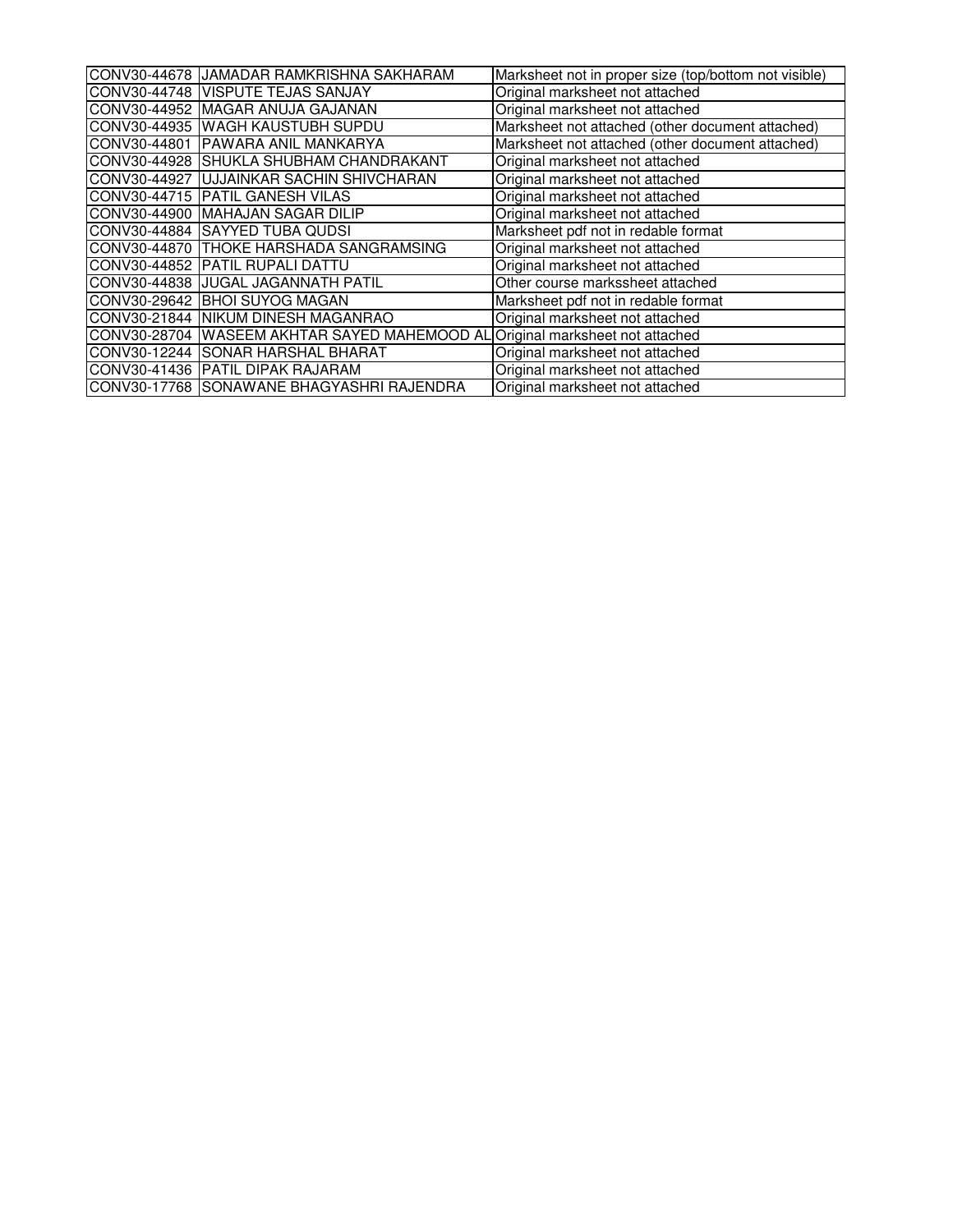| | | |
|---|---|---|
| CONV30-44678 | JAMADAR RAMKRISHNA SAKHARAM | Marksheet not in proper size (top/bottom not visible) |
| CONV30-44748 | VISPUTE TEJAS SANJAY | Original marksheet not attached |
| CONV30-44952 | MAGAR ANUJA GAJANAN | Original marksheet not attached |
| CONV30-44935 | WAGH KAUSTUBH SUPDU | Marksheet not attached (other document attached) |
| CONV30-44801 | PAWARA ANIL MANKARYA | Marksheet not attached (other document attached) |
| CONV30-44928 | SHUKLA SHUBHAM CHANDRAKANT | Original marksheet not attached |
| CONV30-44927 | UJJAINKAR SACHIN SHIVCHARAN | Original marksheet not attached |
| CONV30-44715 | PATIL GANESH VILAS | Original marksheet not attached |
| CONV30-44900 | MAHAJAN SAGAR DILIP | Original marksheet not attached |
| CONV30-44884 | SAYYED TUBA QUDSI | Marksheet pdf not in redable format |
| CONV30-44870 | THOKE HARSHADA SANGRAMSING | Original marksheet not attached |
| CONV30-44852 | PATIL RUPALI DATTU | Original marksheet not attached |
| CONV30-44838 | JUGAL JAGANNATH PATIL | Other course markssheet attached |
| CONV30-29642 | BHOI SUYOG MAGAN | Marksheet pdf not in redable format |
| CONV30-21844 | NIKUM DINESH MAGANRAO | Original marksheet not attached |
| CONV30-28704 | WASEEM AKHTAR SAYED MAHEMOOD AL | Original marksheet not attached |
| CONV30-12244 | SONAR HARSHAL BHARAT | Original marksheet not attached |
| CONV30-41436 | PATIL DIPAK RAJARAM | Original marksheet not attached |
| CONV30-17768 | SONAWANE BHAGYASHRI RAJENDRA | Original marksheet not attached |